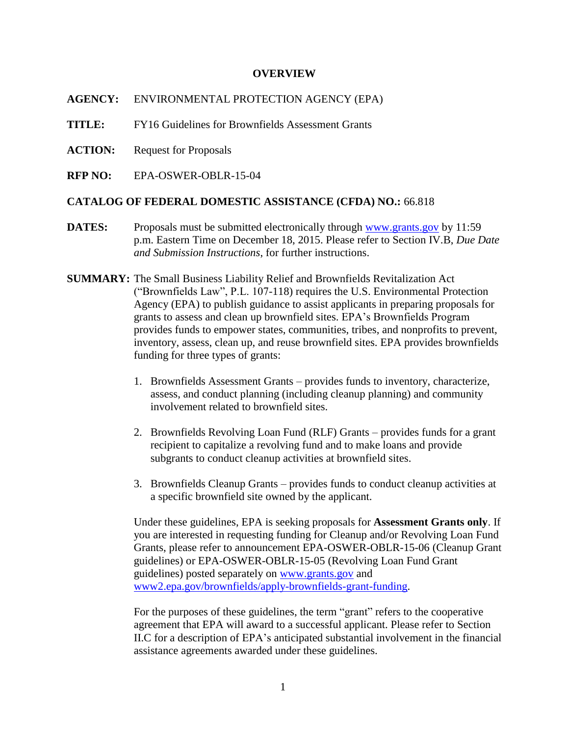# OVERVIEW

**AGENCY:** ENVIRONMENTAL PROTECTION AGENCY (EPA)

**TITLE:** FY16 Guidelines for Brownfields Assessment Grants

**ACTION:** Request for Proposals

**RFP NO:** EPA-OSWER-OBLR-15-04

**CATALOG OF FEDERAL DOMESTIC ASSISTANCE (CFDA) NO.:** 66.818

**DATES:** Proposals must be submitted electronically through www.grants.gov by 11:59 p.m. Eastern Time on December 18, 2015. Please refer to Section IV.B, *Due Date and Submission Instructions*, for further instructions.

**SUMMARY:** The Small Business Liability Relief and Brownfields Revitalization Act ("Brownfields Law", P.L. 107-118) requires the U.S. Environmental Protection Agency (EPA) to publish guidance to assist applicants in preparing proposals for grants to assess and clean up brownfield sites. EPA's Brownfields Program provides funds to empower states, communities, tribes, and nonprofits to prevent, inventory, assess, clean up, and reuse brownfield sites. EPA provides brownfields funding for three types of grants:

1. Brownfields Assessment Grants – provides funds to inventory, characterize, assess, and conduct planning (including cleanup planning) and community involvement related to brownfield sites.

2. Brownfields Revolving Loan Fund (RLF) Grants – provides funds for a grant recipient to capitalize a revolving fund and to make loans and provide subgrants to conduct cleanup activities at brownfield sites.

3. Brownfields Cleanup Grants – provides funds to conduct cleanup activities at a specific brownfield site owned by the applicant.

Under these guidelines, EPA is seeking proposals for **Assessment Grants only**. If you are interested in requesting funding for Cleanup and/or Revolving Loan Fund Grants, please refer to announcement EPA-OSWER-OBLR-15-06 (Cleanup Grant guidelines) or EPA-OSWER-OBLR-15-05 (Revolving Loan Fund Grant guidelines) posted separately on www.grants.gov and www2.epa.gov/brownfields/apply-brownfields-grant-funding.

For the purposes of these guidelines, the term "grant" refers to the cooperative agreement that EPA will award to a successful applicant. Please refer to Section II.C for a description of EPA's anticipated substantial involvement in the financial assistance agreements awarded under these guidelines.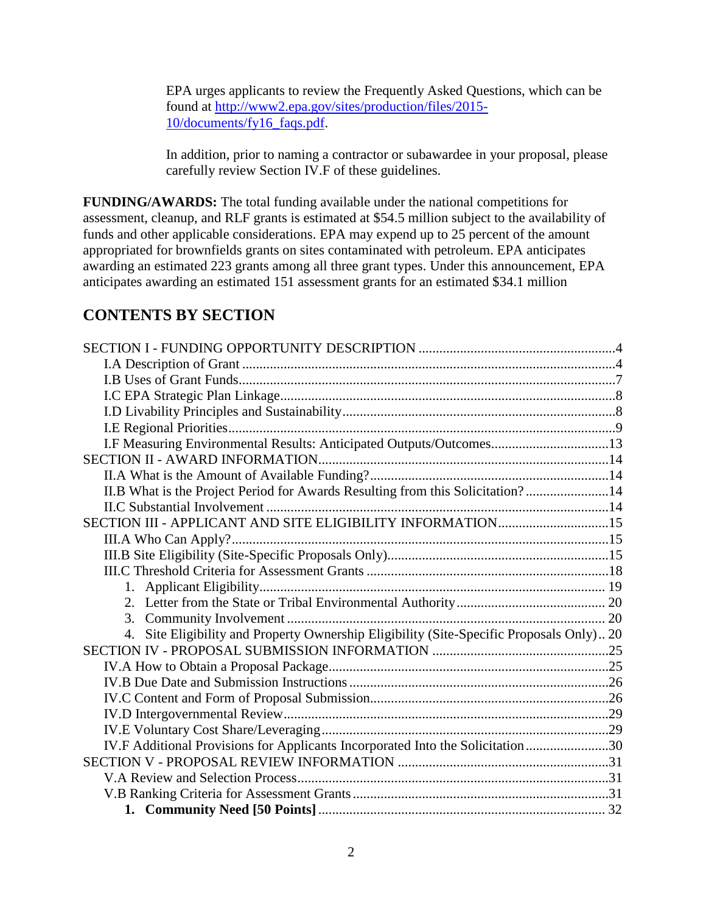EPA urges applicants to review the Frequently Asked Questions, which can be found at [http://www2.epa.gov/sites/production/files/2015-10/documents/fy16_faqs.pdf](http://www2.epa.gov/sites/production/files/2015-10/documents/fy16_faqs.pdf).

In addition, prior to naming a contractor or subawardee in your proposal, please carefully review Section IV.F of these guidelines.

**FUNDING/AWARDS:** The total funding available under the national competitions for assessment, cleanup, and RLF grants is estimated at $54.5 million subject to the availability of funds and other applicable considerations. EPA may expend up to 25 percent of the amount appropriated for brownfields grants on sites contaminated with petroleum. EPA anticipates awarding an estimated 223 grants among all three grant types. Under this announcement, EPA anticipates awarding an estimated 151 assessment grants for an estimated $34.1 million

## CONTENTS BY SECTION

SECTION I - FUNDING OPPORTUNITY DESCRIPTION ....................................................4
- I.A Description of Grant ....................................................4
- I.B Uses of Grant Funds....................................................7
- I.C EPA Strategic Plan Linkage....................................................8
- I.D Livability Principles and Sustainability....................................................8
- I.E Regional Priorities....................................................9
- I.F Measuring Environmental Results: Anticipated Outputs/Outcomes....................................................13

SECTION II - AWARD INFORMATION....................................................14
- II.A What is the Amount of Available Funding?....................................................14
- II.B What is the Project Period for Awards Resulting from this Solicitation?....................................................14
- II.C Substantial Involvement ....................................................14

SECTION III - APPLICANT AND SITE ELIGIBILITY INFORMATION....................................................15
- III.A Who Can Apply?....................................................15
- III.B Site Eligibility (Site-Specific Proposals Only)....................................................15
- III.C Threshold Criteria for Assessment Grants ....................................................18
  1. Applicant Eligibility.................................................... 19
  2. Letter from the State or Tribal Environmental Authority.................................................... 20
  3. Community Involvement .................................................... 20
  4. Site Eligibility and Property Ownership Eligibility (Site-Specific Proposals Only).. 20

SECTION IV - PROPOSAL SUBMISSION INFORMATION ....................................................25
- IV.A How to Obtain a Proposal Package....................................................25
- IV.B Due Date and Submission Instructions ....................................................26
- IV.C Content and Form of Proposal Submission....................................................26
- IV.D Intergovernmental Review....................................................29
- IV.E Voluntary Cost Share/Leveraging....................................................29
- IV.F Additional Provisions for Applicants Incorporated Into the Solicitation....................................................30

SECTION V - PROPOSAL REVIEW INFORMATION ....................................................31
- V.A Review and Selection Process....................................................31
- V.B Ranking Criteria for Assessment Grants....................................................31
  1. **Community Need [50 Points]**.................................................... 32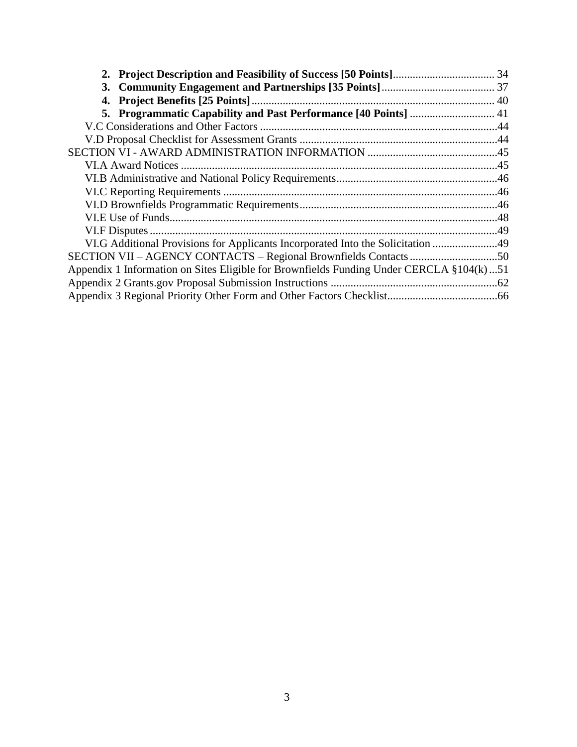2. **Project Description and Feasibility of Success [50 Points]** .................................... 34
3. **Community Engagement and Partnerships [35 Points]** ........................................ 37
4. **Project Benefits [25 Points]** ...................................................................................... 40
5. **Programmatic Capability and Past Performance [40 Points]** .............................. 41

V.C Considerations and Other Factors ....................................................................................44
V.D Proposal Checklist for Assessment Grants .......................................................................44

SECTION VI - AWARD ADMINISTRATION INFORMATION ..............................................45

VI.A Award Notices ...................................................................................................................45
VI.B Administrative and National Policy Requirements.........................................................46
VI.C Reporting Requirements ..................................................................................................46
VI.D Brownfields Programmatic Requirements......................................................................46
VI.E Use of Funds.......................................................................................................................48
VI.F Disputes ..............................................................................................................................49
VI.G Additional Provisions for Applicants Incorporated Into the Solicitation .......................49

SECTION VII – AGENCY CONTACTS – Regional Brownfields Contacts ...............................50

Appendix 1 Information on Sites Eligible for Brownfields Funding Under CERCLA §104(k) ...51
Appendix 2 Grants.gov Proposal Submission Instructions ...........................................................62
Appendix 3 Regional Priority Other Form and Other Factors Checklist.......................................66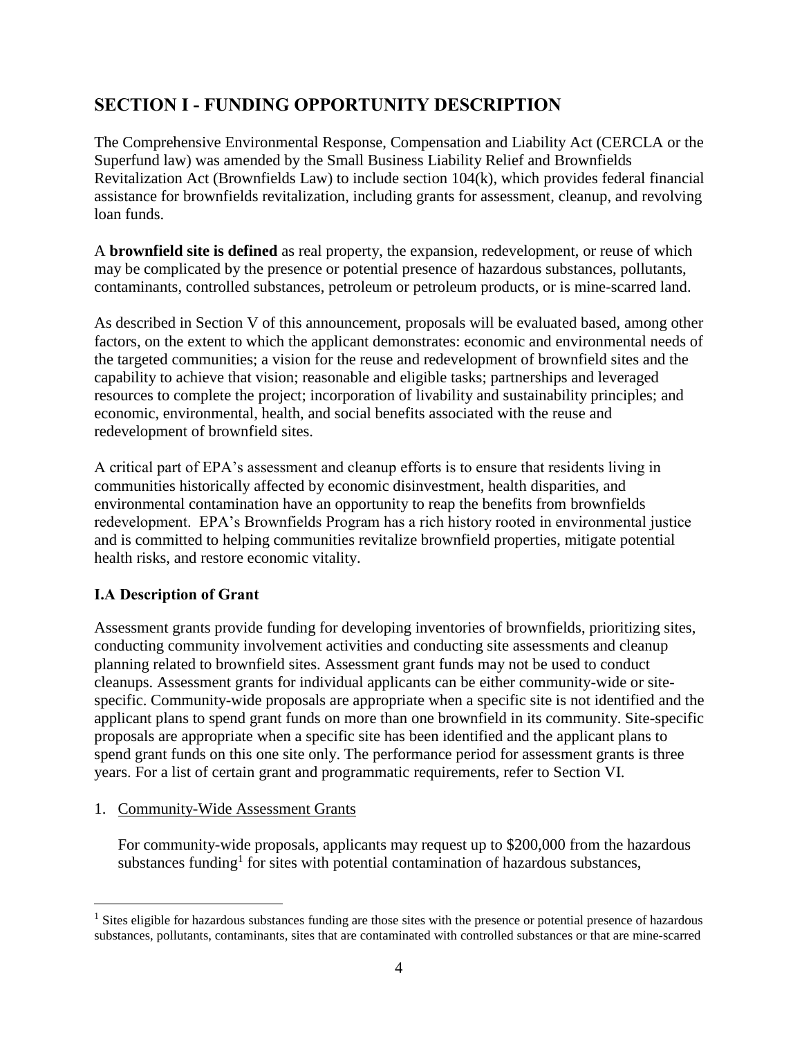## SECTION I - FUNDING OPPORTUNITY DESCRIPTION

The Comprehensive Environmental Response, Compensation and Liability Act (CERCLA or the Superfund law) was amended by the Small Business Liability Relief and Brownfields Revitalization Act (Brownfields Law) to include section 104(k), which provides federal financial assistance for brownfields revitalization, including grants for assessment, cleanup, and revolving loan funds.

A **brownfield site is defined** as real property, the expansion, redevelopment, or reuse of which may be complicated by the presence or potential presence of hazardous substances, pollutants, contaminants, controlled substances, petroleum or petroleum products, or is mine-scarred land.

As described in Section V of this announcement, proposals will be evaluated based, among other factors, on the extent to which the applicant demonstrates: economic and environmental needs of the targeted communities; a vision for the reuse and redevelopment of brownfield sites and the capability to achieve that vision; reasonable and eligible tasks; partnerships and leveraged resources to complete the project; incorporation of livability and sustainability principles; and economic, environmental, health, and social benefits associated with the reuse and redevelopment of brownfield sites.

A critical part of EPA's assessment and cleanup efforts is to ensure that residents living in communities historically affected by economic disinvestment, health disparities, and environmental contamination have an opportunity to reap the benefits from brownfields redevelopment. EPA's Brownfields Program has a rich history rooted in environmental justice and is committed to helping communities revitalize brownfield properties, mitigate potential health risks, and restore economic vitality.

### I.A Description of Grant

Assessment grants provide funding for developing inventories of brownfields, prioritizing sites, conducting community involvement activities and conducting site assessments and cleanup planning related to brownfield sites. Assessment grant funds may not be used to conduct cleanups. Assessment grants for individual applicants can be either community-wide or site-specific. Community-wide proposals are appropriate when a specific site is not identified and the applicant plans to spend grant funds on more than one brownfield in its community. Site-specific proposals are appropriate when a specific site has been identified and the applicant plans to spend grant funds on this one site only. The performance period for assessment grants is three years. For a list of certain grant and programmatic requirements, refer to Section VI.

1. Community-Wide Assessment Grants

   For community-wide proposals, applicants may request up to $200,000 from the hazardous substances funding[1] for sites with potential contamination of hazardous substances,

---

[1] Sites eligible for hazardous substances funding are those sites with the presence or potential presence of hazardous substances, pollutants, contaminants, sites that are contaminated with controlled substances or that are mine-scarred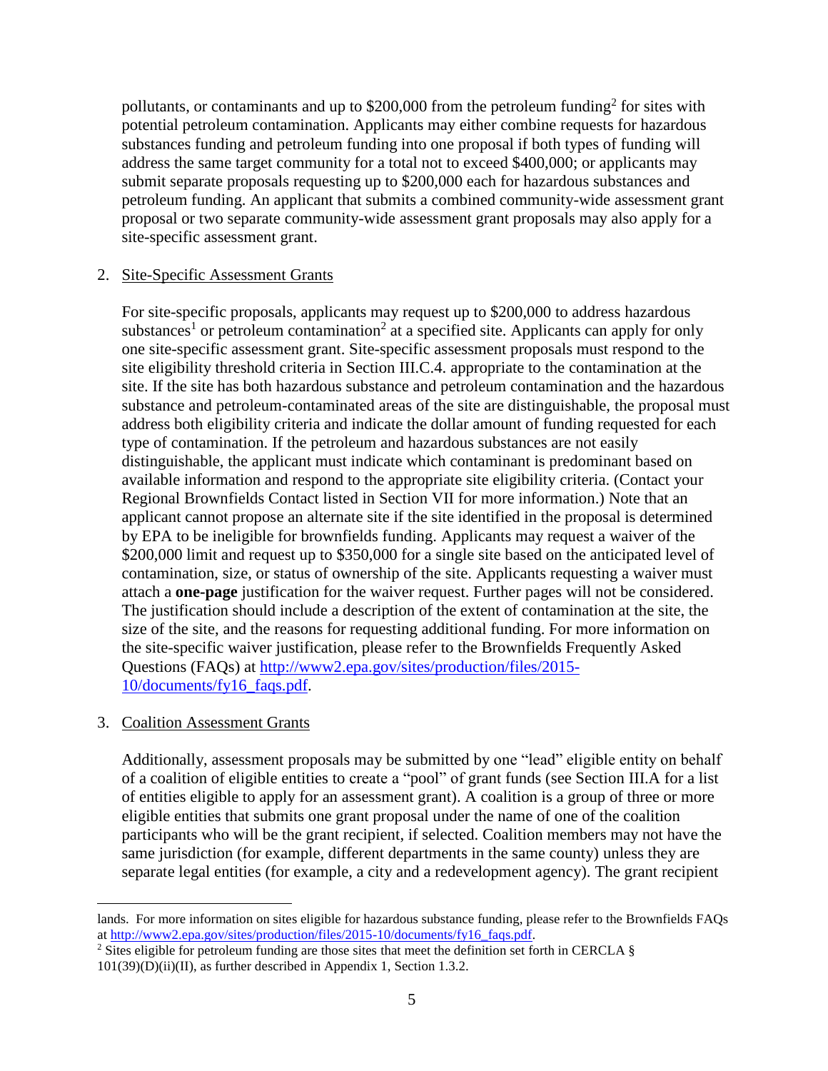pollutants, or contaminants and up to $200,000 from the petroleum funding[2] for sites with potential petroleum contamination. Applicants may either combine requests for hazardous substances funding and petroleum funding into one proposal if both types of funding will address the same target community for a total not to exceed $400,000; or applicants may submit separate proposals requesting up to $200,000 each for hazardous substances and petroleum funding. An applicant that submits a combined community-wide assessment grant proposal or two separate community-wide assessment grant proposals may also apply for a site-specific assessment grant.

2. Site-Specific Assessment Grants

   For site-specific proposals, applicants may request up to $200,000 to address hazardous substances[1] or petroleum contamination[2] at a specified site. Applicants can apply for only one site-specific assessment grant. Site-specific assessment proposals must respond to the site eligibility threshold criteria in Section III.C.4. appropriate to the contamination at the site. If the site has both hazardous substance and petroleum contamination and the hazardous substance and petroleum-contaminated areas of the site are distinguishable, the proposal must address both eligibility criteria and indicate the dollar amount of funding requested for each type of contamination. If the petroleum and hazardous substances are not easily distinguishable, the applicant must indicate which contaminant is predominant based on available information and respond to the appropriate site eligibility criteria. (Contact your Regional Brownfields Contact listed in Section VII for more information.) Note that an applicant cannot propose an alternate site if the site identified in the proposal is determined by EPA to be ineligible for brownfields funding. Applicants may request a waiver of the $200,000 limit and request up to $350,000 for a single site based on the anticipated level of contamination, size, or status of ownership of the site. Applicants requesting a waiver must attach a **one-page** justification for the waiver request. Further pages will not be considered. The justification should include a description of the extent of contamination at the site, the size of the site, and the reasons for requesting additional funding. For more information on the site-specific waiver justification, please refer to the Brownfields Frequently Asked Questions (FAQs) at [http://www2.epa.gov/sites/production/files/2015-10/documents/fy16_faqs.pdf](http://www2.epa.gov/sites/production/files/2015-10/documents/fy16_faqs.pdf).

3. Coalition Assessment Grants

   Additionally, assessment proposals may be submitted by one "lead" eligible entity on behalf of a coalition of eligible entities to create a "pool" of grant funds (see Section III.A for a list of entities eligible to apply for an assessment grant). A coalition is a group of three or more eligible entities that submits one grant proposal under the name of one of the coalition participants who will be the grant recipient, if selected. Coalition members may not have the same jurisdiction (for example, different departments in the same county) unless they are separate legal entities (for example, a city and a redevelopment agency). The grant recipient

---

lands. For more information on sites eligible for hazardous substance funding, please refer to the Brownfields FAQs at [http://www2.epa.gov/sites/production/files/2015-10/documents/fy16_faqs.pdf](http://www2.epa.gov/sites/production/files/2015-10/documents/fy16_faqs.pdf).

[2] Sites eligible for petroleum funding are those sites that meet the definition set forth in CERCLA § 101(39)(D)(ii)(II), as further described in Appendix 1, Section 1.3.2.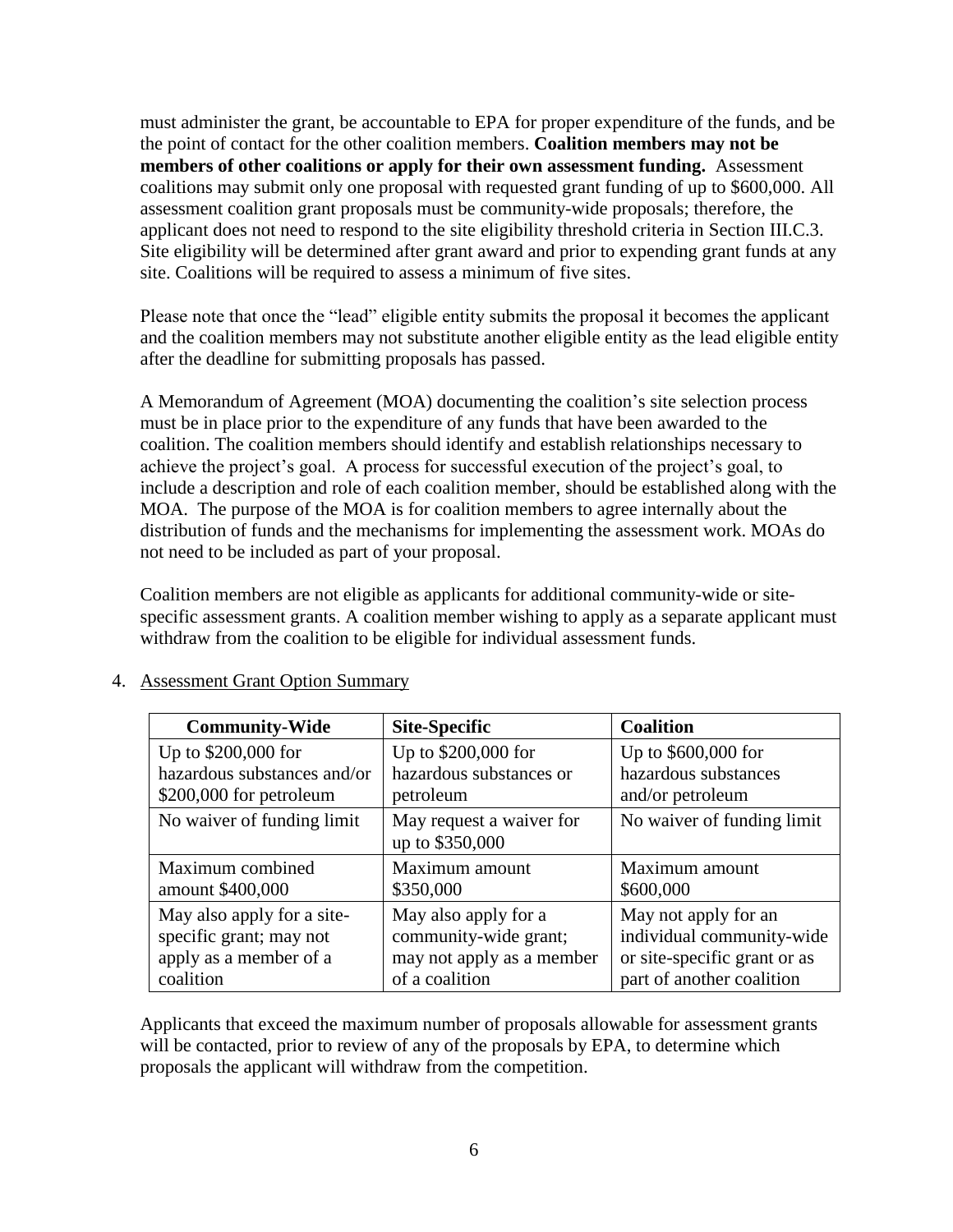must administer the grant, be accountable to EPA for proper expenditure of the funds, and be the point of contact for the other coalition members. **Coalition members may not be members of other coalitions or apply for their own assessment funding.** Assessment coalitions may submit only one proposal with requested grant funding of up to $600,000. All assessment coalition grant proposals must be community-wide proposals; therefore, the applicant does not need to respond to the site eligibility threshold criteria in Section III.C.3. Site eligibility will be determined after grant award and prior to expending grant funds at any site. Coalitions will be required to assess a minimum of five sites.

Please note that once the "lead" eligible entity submits the proposal it becomes the applicant and the coalition members may not substitute another eligible entity as the lead eligible entity after the deadline for submitting proposals has passed.

A Memorandum of Agreement (MOA) documenting the coalition's site selection process must be in place prior to the expenditure of any funds that have been awarded to the coalition. The coalition members should identify and establish relationships necessary to achieve the project's goal. A process for successful execution of the project's goal, to include a description and role of each coalition member, should be established along with the MOA. The purpose of the MOA is for coalition members to agree internally about the distribution of funds and the mechanisms for implementing the assessment work. MOAs do not need to be included as part of your proposal.

Coalition members are not eligible as applicants for additional community-wide or site-specific assessment grants. A coalition member wishing to apply as a separate applicant must withdraw from the coalition to be eligible for individual assessment funds.

4. Assessment Grant Option Summary

| **Community-Wide** | **Site-Specific** | **Coalition** |
|---|---|---|
| Up to $200,000 for hazardous substances and/or $200,000 for petroleum | Up to $200,000 for hazardous substances or petroleum | Up to $600,000 for hazardous substances and/or petroleum |
| No waiver of funding limit | May request a waiver for up to $350,000 | No waiver of funding limit |
| Maximum combined amount $400,000 | Maximum amount $350,000 | Maximum amount $600,000 |
| May also apply for a site-specific grant; may not apply as a member of a coalition | May also apply for a community-wide grant; may not apply as a member of a coalition | May not apply for an individual community-wide or site-specific grant or as part of another coalition |

Applicants that exceed the maximum number of proposals allowable for assessment grants will be contacted, prior to review of any of the proposals by EPA, to determine which proposals the applicant will withdraw from the competition.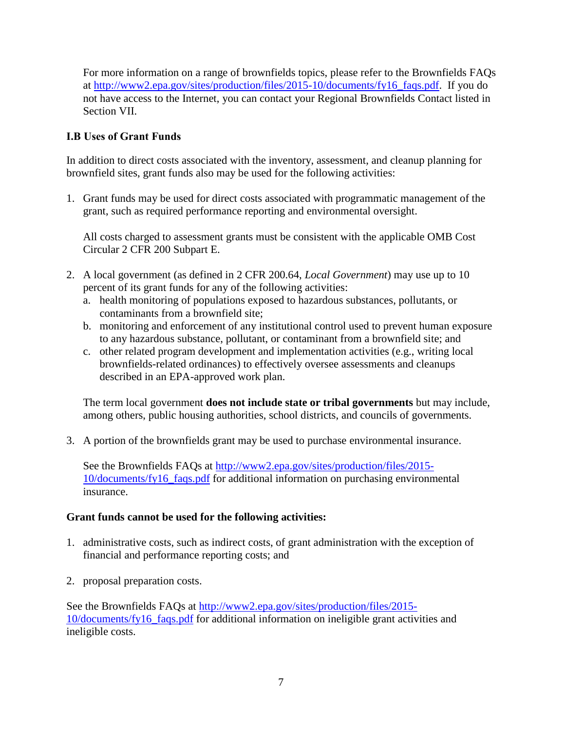For more information on a range of brownfields topics, please refer to the Brownfields FAQs at http://www2.epa.gov/sites/production/files/2015-10/documents/fy16_faqs.pdf. If you do not have access to the Internet, you can contact your Regional Brownfields Contact listed in Section VII.

### I.B Uses of Grant Funds

In addition to direct costs associated with the inventory, assessment, and cleanup planning for brownfield sites, grant funds also may be used for the following activities:

1. Grant funds may be used for direct costs associated with programmatic management of the grant, such as required performance reporting and environmental oversight.

   All costs charged to assessment grants must be consistent with the applicable OMB Cost Circular 2 CFR 200 Subpart E.

2. A local government (as defined in 2 CFR 200.64, *Local Government*) may use up to 10 percent of its grant funds for any of the following activities:
   a. health monitoring of populations exposed to hazardous substances, pollutants, or contaminants from a brownfield site;
   b. monitoring and enforcement of any institutional control used to prevent human exposure to any hazardous substance, pollutant, or contaminant from a brownfield site; and
   c. other related program development and implementation activities (e.g., writing local brownfields-related ordinances) to effectively oversee assessments and cleanups described in an EPA-approved work plan.

   The term local government **does not include state or tribal governments** but may include, among others, public housing authorities, school districts, and councils of governments.

3. A portion of the brownfields grant may be used to purchase environmental insurance.

   See the Brownfields FAQs at http://www2.epa.gov/sites/production/files/2015-10/documents/fy16_faqs.pdf for additional information on purchasing environmental insurance.

**Grant funds cannot be used for the following activities:**

1. administrative costs, such as indirect costs, of grant administration with the exception of financial and performance reporting costs; and

2. proposal preparation costs.

See the Brownfields FAQs at http://www2.epa.gov/sites/production/files/2015-10/documents/fy16_faqs.pdf for additional information on ineligible grant activities and ineligible costs.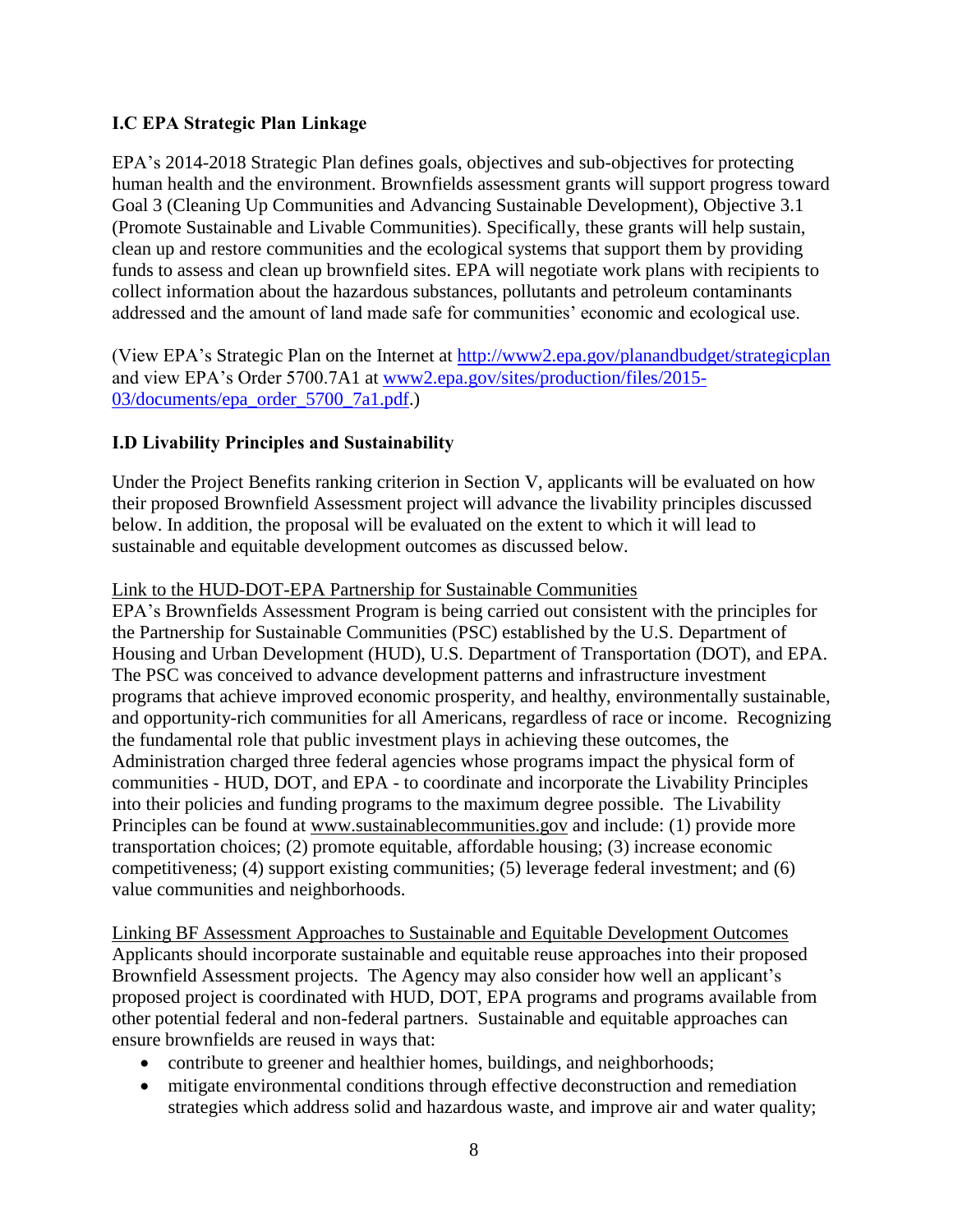### I.C EPA Strategic Plan Linkage

EPA's 2014-2018 Strategic Plan defines goals, objectives and sub-objectives for protecting human health and the environment. Brownfields assessment grants will support progress toward Goal 3 (Cleaning Up Communities and Advancing Sustainable Development), Objective 3.1 (Promote Sustainable and Livable Communities). Specifically, these grants will help sustain, clean up and restore communities and the ecological systems that support them by providing funds to assess and clean up brownfield sites. EPA will negotiate work plans with recipients to collect information about the hazardous substances, pollutants and petroleum contaminants addressed and the amount of land made safe for communities' economic and ecological use.

(View EPA's Strategic Plan on the Internet at [http://www2.epa.gov/planandbudget/strategicplan](http://www2.epa.gov/planandbudget/strategicplan) and view EPA's Order 5700.7A1 at [www2.epa.gov/sites/production/files/2015-03/documents/epa_order_5700_7a1.pdf](www2.epa.gov/sites/production/files/2015-03/documents/epa_order_5700_7a1.pdf).)

### I.D Livability Principles and Sustainability

Under the Project Benefits ranking criterion in Section V, applicants will be evaluated on how their proposed Brownfield Assessment project will advance the livability principles discussed below. In addition, the proposal will be evaluated on the extent to which it will lead to sustainable and equitable development outcomes as discussed below.

<u>Link to the HUD-DOT-EPA Partnership for Sustainable Communities</u>

EPA's Brownfields Assessment Program is being carried out consistent with the principles for the Partnership for Sustainable Communities (PSC) established by the U.S. Department of Housing and Urban Development (HUD), U.S. Department of Transportation (DOT), and EPA. The PSC was conceived to advance development patterns and infrastructure investment programs that achieve improved economic prosperity, and healthy, environmentally sustainable, and opportunity-rich communities for all Americans, regardless of race or income. Recognizing the fundamental role that public investment plays in achieving these outcomes, the Administration charged three federal agencies whose programs impact the physical form of communities - HUD, DOT, and EPA - to coordinate and incorporate the Livability Principles into their policies and funding programs to the maximum degree possible. The Livability Principles can be found at <u>www.sustainablecommunities.gov</u> and include: (1) provide more transportation choices; (2) promote equitable, affordable housing; (3) increase economic competitiveness; (4) support existing communities; (5) leverage federal investment; and (6) value communities and neighborhoods.

<u>Linking BF Assessment Approaches to Sustainable and Equitable Development Outcomes</u>

Applicants should incorporate sustainable and equitable reuse approaches into their proposed Brownfield Assessment projects. The Agency may also consider how well an applicant's proposed project is coordinated with HUD, DOT, EPA programs and programs available from other potential federal and non-federal partners. Sustainable and equitable approaches can ensure brownfields are reused in ways that:

- contribute to greener and healthier homes, buildings, and neighborhoods;
- mitigate environmental conditions through effective deconstruction and remediation strategies which address solid and hazardous waste, and improve air and water quality;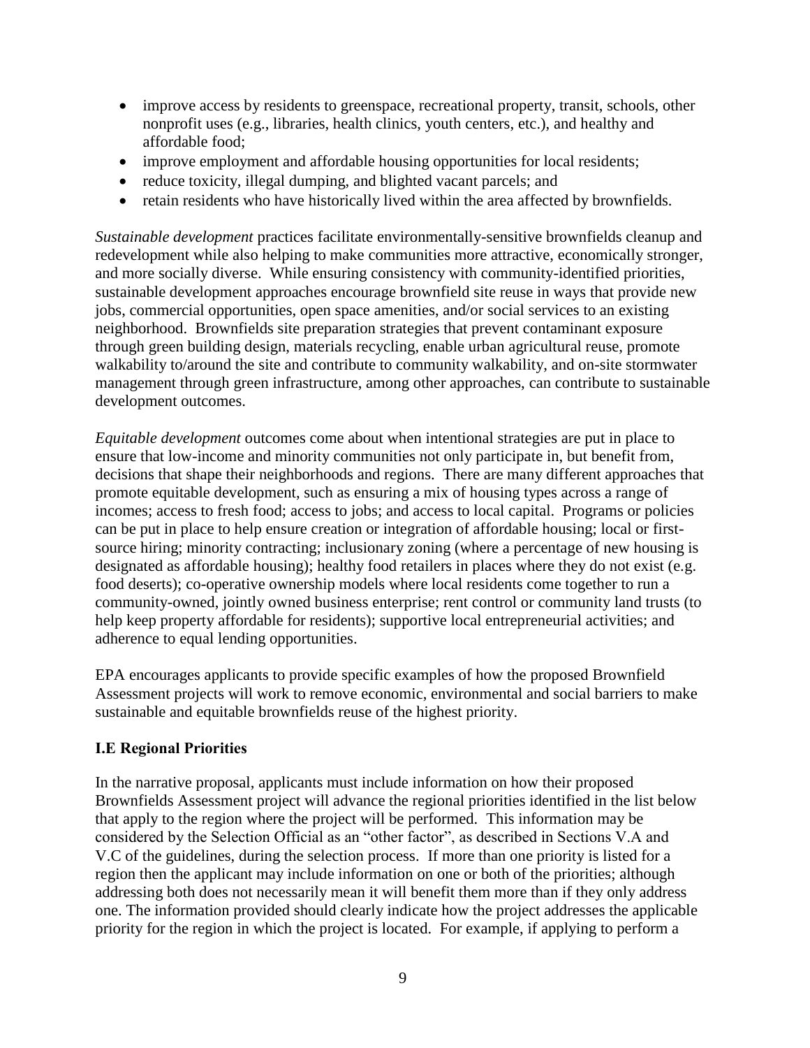- improve access by residents to greenspace, recreational property, transit, schools, other nonprofit uses (e.g., libraries, health clinics, youth centers, etc.), and healthy and affordable food;
- improve employment and affordable housing opportunities for local residents;
- reduce toxicity, illegal dumping, and blighted vacant parcels; and
- retain residents who have historically lived within the area affected by brownfields.

*Sustainable development* practices facilitate environmentally-sensitive brownfields cleanup and redevelopment while also helping to make communities more attractive, economically stronger, and more socially diverse. While ensuring consistency with community-identified priorities, sustainable development approaches encourage brownfield site reuse in ways that provide new jobs, commercial opportunities, open space amenities, and/or social services to an existing neighborhood. Brownfields site preparation strategies that prevent contaminant exposure through green building design, materials recycling, enable urban agricultural reuse, promote walkability to/around the site and contribute to community walkability, and on-site stormwater management through green infrastructure, among other approaches, can contribute to sustainable development outcomes.

*Equitable development* outcomes come about when intentional strategies are put in place to ensure that low-income and minority communities not only participate in, but benefit from, decisions that shape their neighborhoods and regions. There are many different approaches that promote equitable development, such as ensuring a mix of housing types across a range of incomes; access to fresh food; access to jobs; and access to local capital. Programs or policies can be put in place to help ensure creation or integration of affordable housing; local or first-source hiring; minority contracting; inclusionary zoning (where a percentage of new housing is designated as affordable housing); healthy food retailers in places where they do not exist (e.g. food deserts); co-operative ownership models where local residents come together to run a community-owned, jointly owned business enterprise; rent control or community land trusts (to help keep property affordable for residents); supportive local entrepreneurial activities; and adherence to equal lending opportunities.

EPA encourages applicants to provide specific examples of how the proposed Brownfield Assessment projects will work to remove economic, environmental and social barriers to make sustainable and equitable brownfields reuse of the highest priority.

### I.E Regional Priorities

In the narrative proposal, applicants must include information on how their proposed Brownfields Assessment project will advance the regional priorities identified in the list below that apply to the region where the project will be performed. This information may be considered by the Selection Official as an "other factor", as described in Sections V.A and V.C of the guidelines, during the selection process. If more than one priority is listed for a region then the applicant may include information on one or both of the priorities; although addressing both does not necessarily mean it will benefit them more than if they only address one. The information provided should clearly indicate how the project addresses the applicable priority for the region in which the project is located. For example, if applying to perform a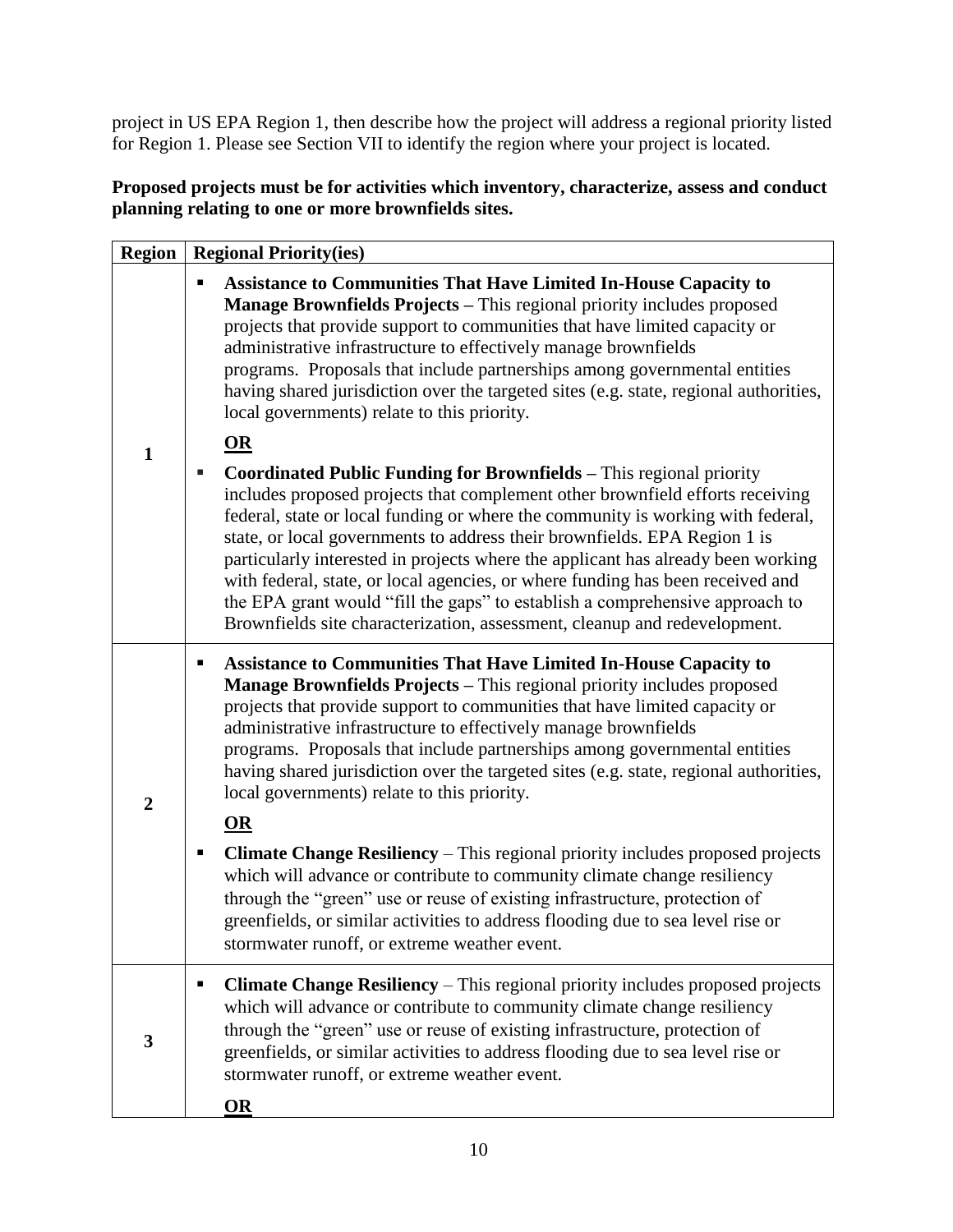project in US EPA Region 1, then describe how the project will address a regional priority listed for Region 1. Please see Section VII to identify the region where your project is located.

**Proposed projects must be for activities which inventory, characterize, assess and conduct planning relating to one or more brownfields sites.**

| Region | Regional Priority(ies) |
|---|---|
| **1** | ▪ **Assistance to Communities That Have Limited In-House Capacity to Manage Brownfields Projects –** This regional priority includes proposed projects that provide support to communities that have limited capacity or administrative infrastructure to effectively manage brownfields programs. Proposals that include partnerships among governmental entities having shared jurisdiction over the targeted sites (e.g. state, regional authorities, local governments) relate to this priority. <br><br> **OR** <br><br> ▪ **Coordinated Public Funding for Brownfields –** This regional priority includes proposed projects that complement other brownfield efforts receiving federal, state or local funding or where the community is working with federal, state, or local governments to address their brownfields. EPA Region 1 is particularly interested in projects where the applicant has already been working with federal, state, or local agencies, or where funding has been received and the EPA grant would "fill the gaps" to establish a comprehensive approach to Brownfields site characterization, assessment, cleanup and redevelopment. |
| **2** | ▪ **Assistance to Communities That Have Limited In-House Capacity to Manage Brownfields Projects –** This regional priority includes proposed projects that provide support to communities that have limited capacity or administrative infrastructure to effectively manage brownfields programs. Proposals that include partnerships among governmental entities having shared jurisdiction over the targeted sites (e.g. state, regional authorities, local governments) relate to this priority. <br><br> **OR** <br><br> ▪ **Climate Change Resiliency** – This regional priority includes proposed projects which will advance or contribute to community climate change resiliency through the "green" use or reuse of existing infrastructure, protection of greenfields, or similar activities to address flooding due to sea level rise or stormwater runoff, or extreme weather event. |
| **3** | ▪ **Climate Change Resiliency** – This regional priority includes proposed projects which will advance or contribute to community climate change resiliency through the "green" use or reuse of existing infrastructure, protection of greenfields, or similar activities to address flooding due to sea level rise or stormwater runoff, or extreme weather event. <br><br> **OR** |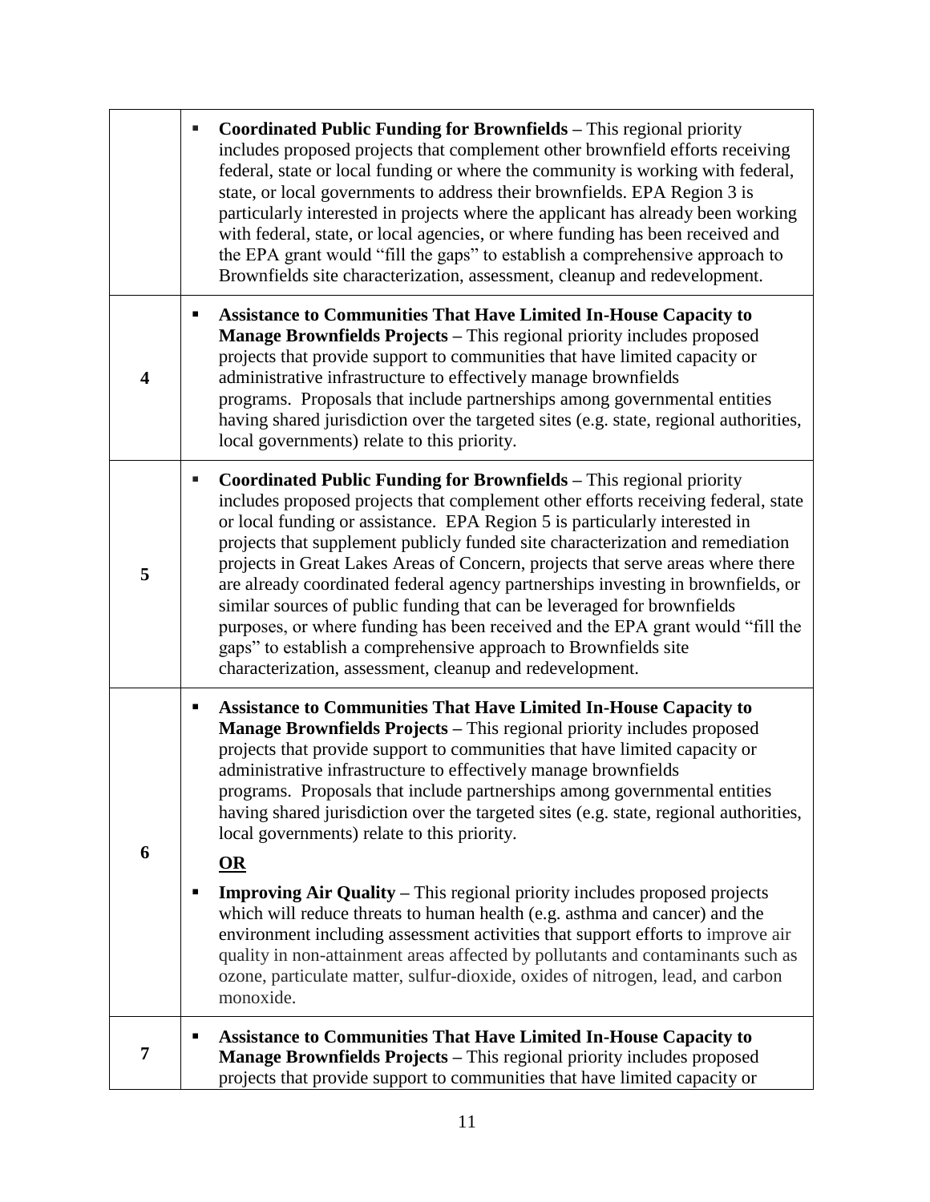| | |
|---|---|
| | ▪ **Coordinated Public Funding for Brownfields –** This regional priority includes proposed projects that complement other brownfield efforts receiving federal, state or local funding or where the community is working with federal, state, or local governments to address their brownfields. EPA Region 3 is particularly interested in projects where the applicant has already been working with federal, state, or local agencies, or where funding has been received and the EPA grant would "fill the gaps" to establish a comprehensive approach to Brownfields site characterization, assessment, cleanup and redevelopment. |
| **4** | ▪ **Assistance to Communities That Have Limited In-House Capacity to Manage Brownfields Projects –** This regional priority includes proposed projects that provide support to communities that have limited capacity or administrative infrastructure to effectively manage brownfields programs. Proposals that include partnerships among governmental entities having shared jurisdiction over the targeted sites (e.g. state, regional authorities, local governments) relate to this priority. |
| **5** | ▪ **Coordinated Public Funding for Brownfields –** This regional priority includes proposed projects that complement other efforts receiving federal, state or local funding or assistance. EPA Region 5 is particularly interested in projects that supplement publicly funded site characterization and remediation projects in Great Lakes Areas of Concern, projects that serve areas where there are already coordinated federal agency partnerships investing in brownfields, or similar sources of public funding that can be leveraged for brownfields purposes, or where funding has been received and the EPA grant would "fill the gaps" to establish a comprehensive approach to Brownfields site characterization, assessment, cleanup and redevelopment. |
| **6** | ▪ **Assistance to Communities That Have Limited In-House Capacity to Manage Brownfields Projects –** This regional priority includes proposed projects that provide support to communities that have limited capacity or administrative infrastructure to effectively manage brownfields programs. Proposals that include partnerships among governmental entities having shared jurisdiction over the targeted sites (e.g. state, regional authorities, local governments) relate to this priority.<br><br>**OR**<br><br>▪ **Improving Air Quality –** This regional priority includes proposed projects which will reduce threats to human health (e.g. asthma and cancer) and the environment including assessment activities that support efforts to improve air quality in non-attainment areas affected by pollutants and contaminants such as ozone, particulate matter, sulfur-dioxide, oxides of nitrogen, lead, and carbon monoxide. |
| **7** | ▪ **Assistance to Communities That Have Limited In-House Capacity to Manage Brownfields Projects –** This regional priority includes proposed projects that provide support to communities that have limited capacity or |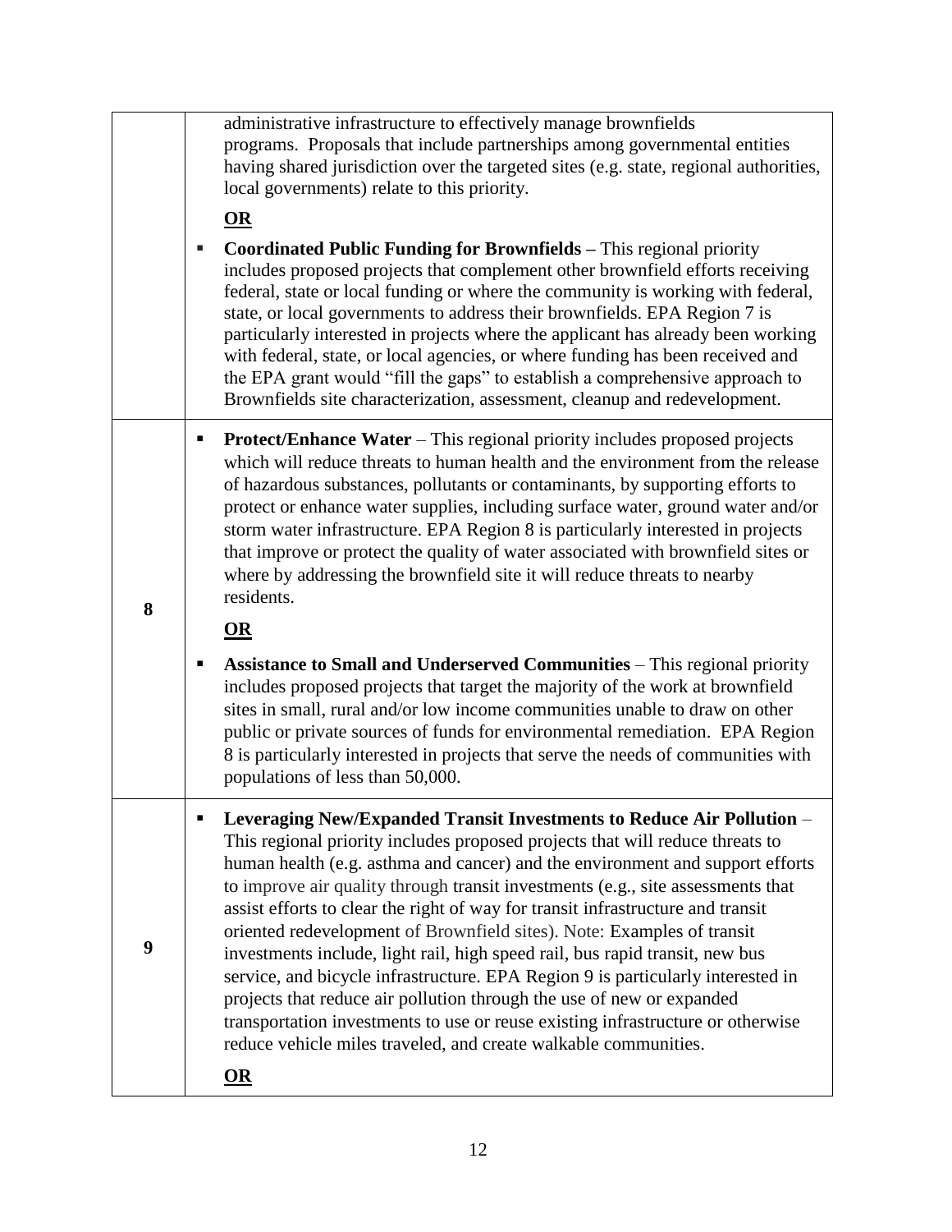| | |
|---|---|
| | administrative infrastructure to effectively manage brownfields programs. Proposals that include partnerships among governmental entities having shared jurisdiction over the targeted sites (e.g. state, regional authorities, local governments) relate to this priority.<br><br>**OR**<br><br>▪ **Coordinated Public Funding for Brownfields –** This regional priority includes proposed projects that complement other brownfield efforts receiving federal, state or local funding or where the community is working with federal, state, or local governments to address their brownfields. EPA Region 7 is particularly interested in projects where the applicant has already been working with federal, state, or local agencies, or where funding has been received and the EPA grant would "fill the gaps" to establish a comprehensive approach to Brownfields site characterization, assessment, cleanup and redevelopment. |
| **8** | ▪ **Protect/Enhance Water** – This regional priority includes proposed projects which will reduce threats to human health and the environment from the release of hazardous substances, pollutants or contaminants, by supporting efforts to protect or enhance water supplies, including surface water, ground water and/or storm water infrastructure. EPA Region 8 is particularly interested in projects that improve or protect the quality of water associated with brownfield sites or where by addressing the brownfield site it will reduce threats to nearby residents.<br><br>**OR**<br><br>▪ **Assistance to Small and Underserved Communities** – This regional priority includes proposed projects that target the majority of the work at brownfield sites in small, rural and/or low income communities unable to draw on other public or private sources of funds for environmental remediation. EPA Region 8 is particularly interested in projects that serve the needs of communities with populations of less than 50,000. |
| **9** | ▪ **Leveraging New/Expanded Transit Investments to Reduce Air Pollution** – This regional priority includes proposed projects that will reduce threats to human health (e.g. asthma and cancer) and the environment and support efforts to improve air quality through transit investments (e.g., site assessments that assist efforts to clear the right of way for transit infrastructure and transit oriented redevelopment of Brownfield sites). Note: Examples of transit investments include, light rail, high speed rail, bus rapid transit, new bus service, and bicycle infrastructure. EPA Region 9 is particularly interested in projects that reduce air pollution through the use of new or expanded transportation investments to use or reuse existing infrastructure or otherwise reduce vehicle miles traveled, and create walkable communities.<br><br>**OR** |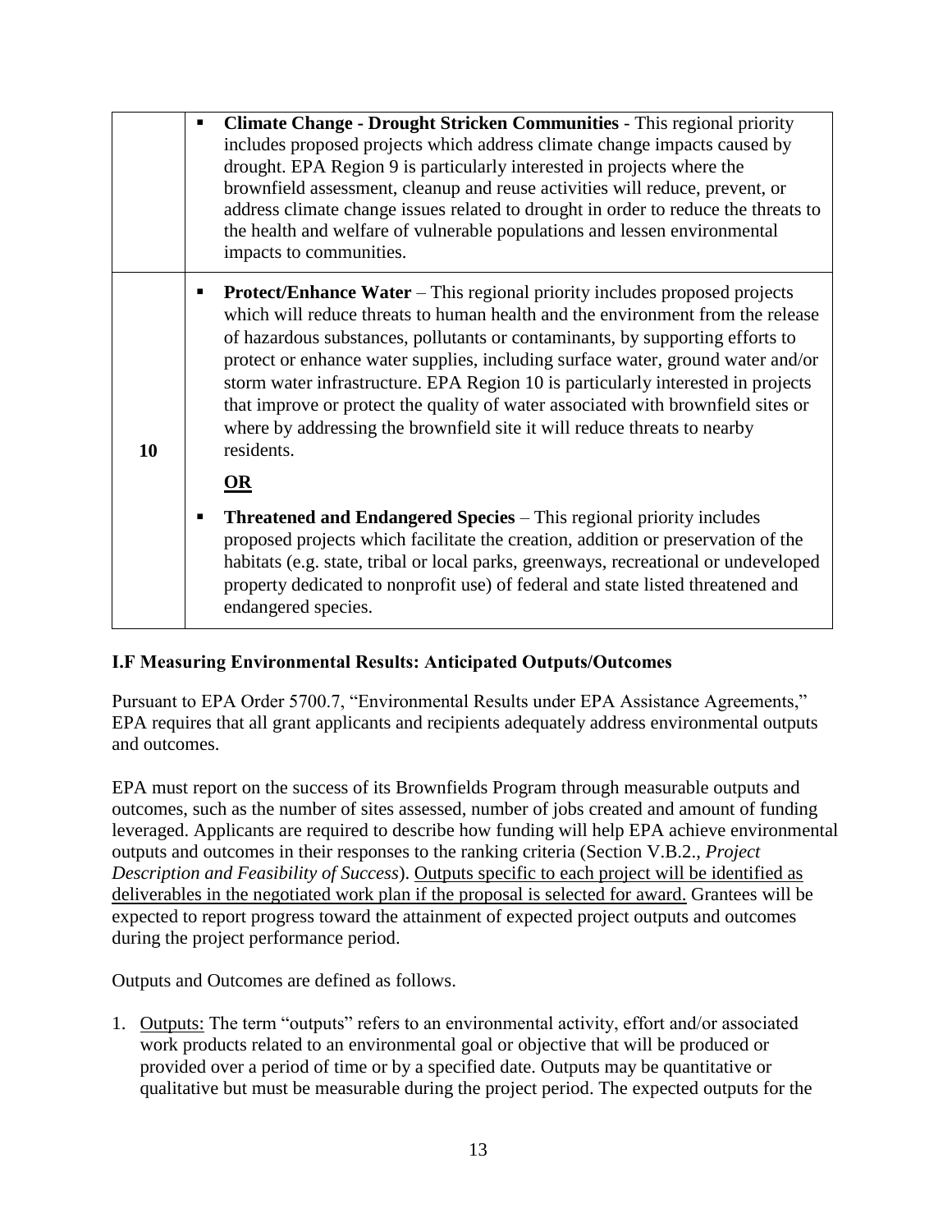| | |
|---|---|
| | ▪ **Climate Change - Drought Stricken Communities** - This regional priority includes proposed projects which address climate change impacts caused by drought. EPA Region 9 is particularly interested in projects where the brownfield assessment, cleanup and reuse activities will reduce, prevent, or address climate change issues related to drought in order to reduce the threats to the health and welfare of vulnerable populations and lessen environmental impacts to communities. |
| **10** | ▪ **Protect/Enhance Water** – This regional priority includes proposed projects which will reduce threats to human health and the environment from the release of hazardous substances, pollutants or contaminants, by supporting efforts to protect or enhance water supplies, including surface water, ground water and/or storm water infrastructure. EPA Region 10 is particularly interested in projects that improve or protect the quality of water associated with brownfield sites or where by addressing the brownfield site it will reduce threats to nearby residents. <br><br> <u>**OR**</u> <br><br> ▪ **Threatened and Endangered Species** – This regional priority includes proposed projects which facilitate the creation, addition or preservation of the habitats (e.g. state, tribal or local parks, greenways, recreational or undeveloped property dedicated to nonprofit use) of federal and state listed threatened and endangered species. |

### I.F Measuring Environmental Results: Anticipated Outputs/Outcomes

Pursuant to EPA Order 5700.7, "Environmental Results under EPA Assistance Agreements," EPA requires that all grant applicants and recipients adequately address environmental outputs and outcomes.

EPA must report on the success of its Brownfields Program through measurable outputs and outcomes, such as the number of sites assessed, number of jobs created and amount of funding leveraged. Applicants are required to describe how funding will help EPA achieve environmental outputs and outcomes in their responses to the ranking criteria (Section V.B.2., *Project Description and Feasibility of Success*). <u>Outputs specific to each project will be identified as deliverables in the negotiated work plan if the proposal is selected for award.</u> Grantees will be expected to report progress toward the attainment of expected project outputs and outcomes during the project performance period.

Outputs and Outcomes are defined as follows.

1. <u>Outputs:</u> The term "outputs" refers to an environmental activity, effort and/or associated work products related to an environmental goal or objective that will be produced or provided over a period of time or by a specified date. Outputs may be quantitative or qualitative but must be measurable during the project period. The expected outputs for the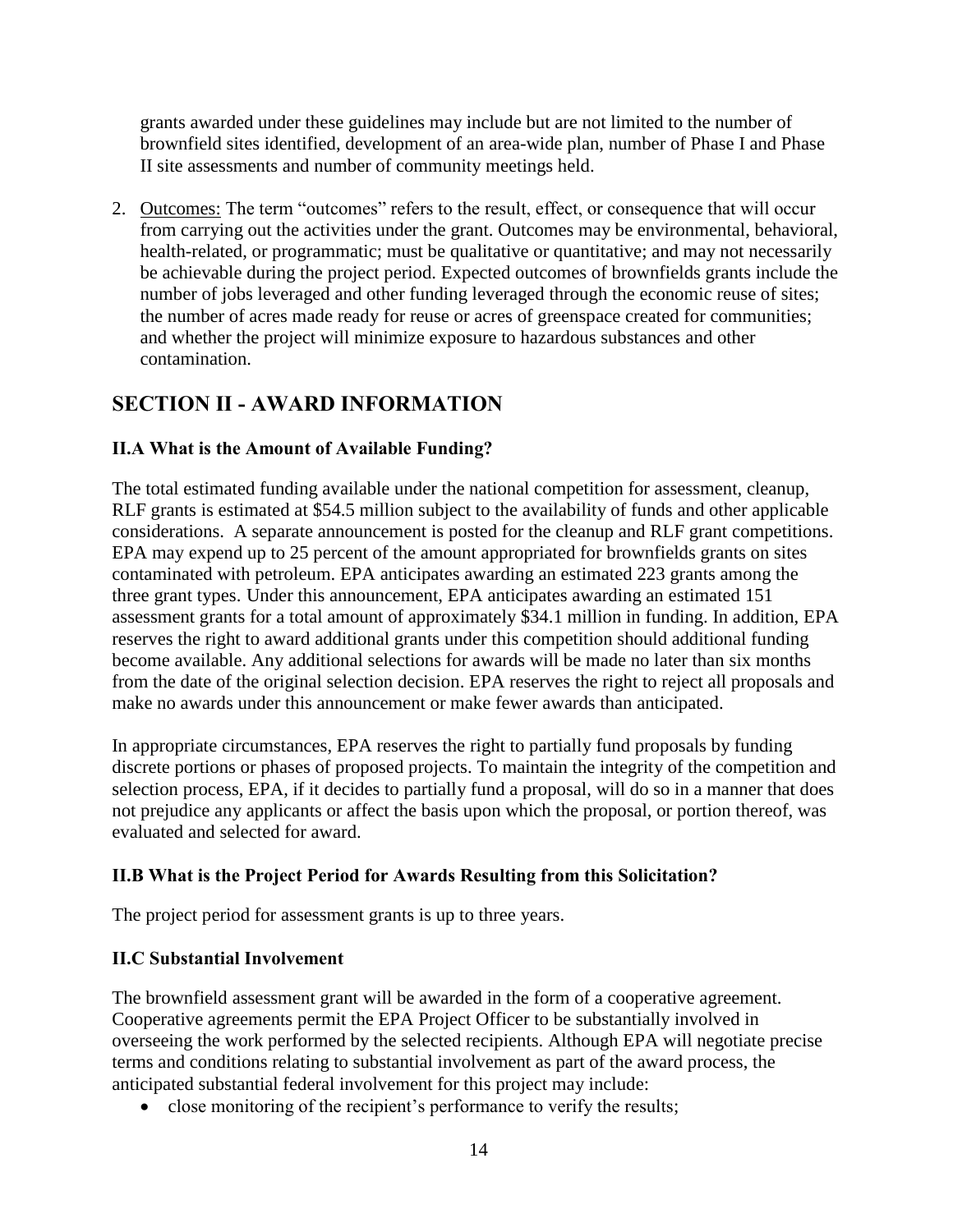grants awarded under these guidelines may include but are not limited to the number of brownfield sites identified, development of an area-wide plan, number of Phase I and Phase II site assessments and number of community meetings held.

2. Outcomes: The term "outcomes" refers to the result, effect, or consequence that will occur from carrying out the activities under the grant. Outcomes may be environmental, behavioral, health-related, or programmatic; must be qualitative or quantitative; and may not necessarily be achievable during the project period. Expected outcomes of brownfields grants include the number of jobs leveraged and other funding leveraged through the economic reuse of sites; the number of acres made ready for reuse or acres of greenspace created for communities; and whether the project will minimize exposure to hazardous substances and other contamination.

## SECTION II - AWARD INFORMATION

### II.A What is the Amount of Available Funding?

The total estimated funding available under the national competition for assessment, cleanup, RLF grants is estimated at $54.5 million subject to the availability of funds and other applicable considerations. A separate announcement is posted for the cleanup and RLF grant competitions. EPA may expend up to 25 percent of the amount appropriated for brownfields grants on sites contaminated with petroleum. EPA anticipates awarding an estimated 223 grants among the three grant types. Under this announcement, EPA anticipates awarding an estimated 151 assessment grants for a total amount of approximately $34.1 million in funding. In addition, EPA reserves the right to award additional grants under this competition should additional funding become available. Any additional selections for awards will be made no later than six months from the date of the original selection decision. EPA reserves the right to reject all proposals and make no awards under this announcement or make fewer awards than anticipated.

In appropriate circumstances, EPA reserves the right to partially fund proposals by funding discrete portions or phases of proposed projects. To maintain the integrity of the competition and selection process, EPA, if it decides to partially fund a proposal, will do so in a manner that does not prejudice any applicants or affect the basis upon which the proposal, or portion thereof, was evaluated and selected for award.

### II.B What is the Project Period for Awards Resulting from this Solicitation?

The project period for assessment grants is up to three years.

### II.C Substantial Involvement

The brownfield assessment grant will be awarded in the form of a cooperative agreement. Cooperative agreements permit the EPA Project Officer to be substantially involved in overseeing the work performed by the selected recipients. Although EPA will negotiate precise terms and conditions relating to substantial involvement as part of the award process, the anticipated substantial federal involvement for this project may include:

- close monitoring of the recipient's performance to verify the results;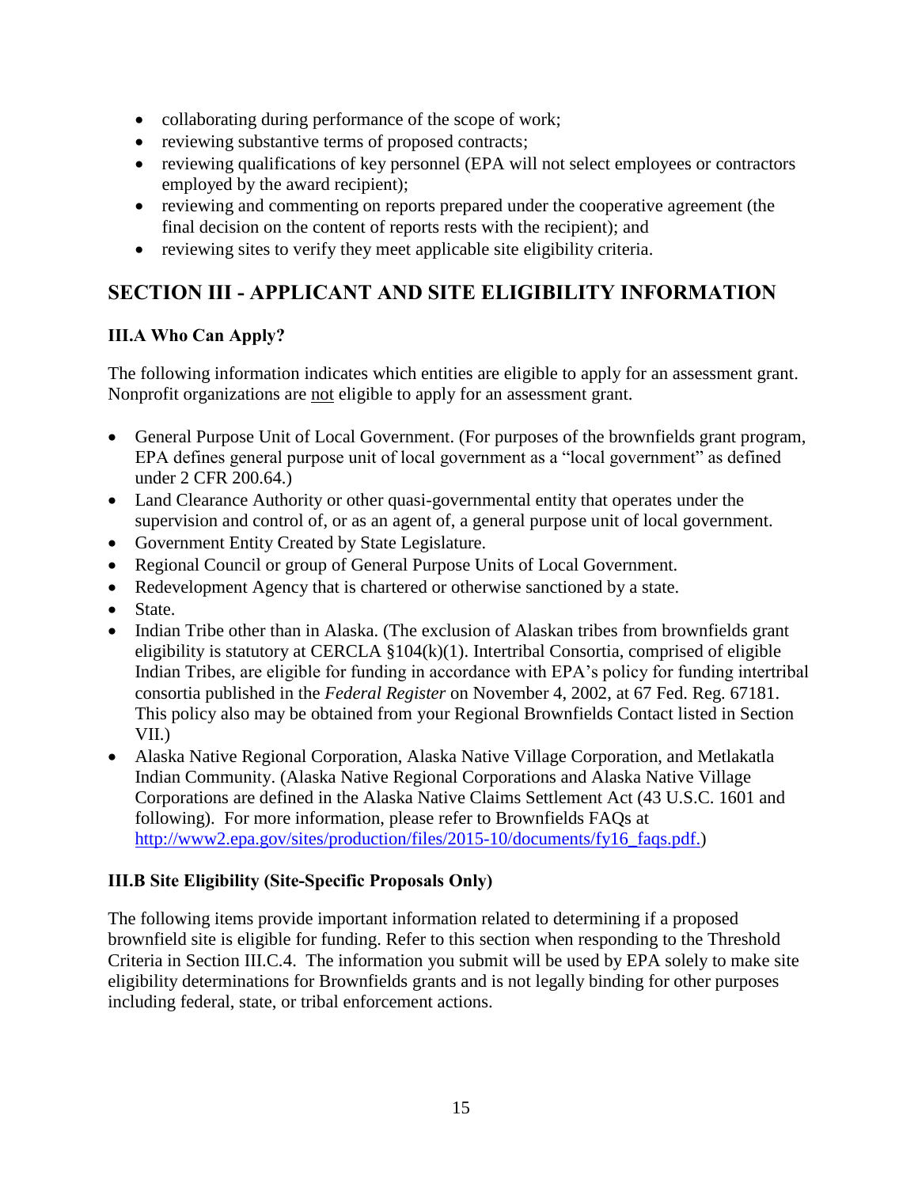- collaborating during performance of the scope of work;
- reviewing substantive terms of proposed contracts;
- reviewing qualifications of key personnel (EPA will not select employees or contractors employed by the award recipient);
- reviewing and commenting on reports prepared under the cooperative agreement (the final decision on the content of reports rests with the recipient); and
- reviewing sites to verify they meet applicable site eligibility criteria.

## SECTION III - APPLICANT AND SITE ELIGIBILITY INFORMATION

### III.A Who Can Apply?

The following information indicates which entities are eligible to apply for an assessment grant. Nonprofit organizations are not eligible to apply for an assessment grant.

- General Purpose Unit of Local Government. (For purposes of the brownfields grant program, EPA defines general purpose unit of local government as a "local government" as defined under 2 CFR 200.64.)
- Land Clearance Authority or other quasi-governmental entity that operates under the supervision and control of, or as an agent of, a general purpose unit of local government.
- Government Entity Created by State Legislature.
- Regional Council or group of General Purpose Units of Local Government.
- Redevelopment Agency that is chartered or otherwise sanctioned by a state.
- State.
- Indian Tribe other than in Alaska. (The exclusion of Alaskan tribes from brownfields grant eligibility is statutory at CERCLA §104(k)(1). Intertribal Consortia, comprised of eligible Indian Tribes, are eligible for funding in accordance with EPA's policy for funding intertribal consortia published in the *Federal Register* on November 4, 2002, at 67 Fed. Reg. 67181. This policy also may be obtained from your Regional Brownfields Contact listed in Section VII.)
- Alaska Native Regional Corporation, Alaska Native Village Corporation, and Metlakatla Indian Community. (Alaska Native Regional Corporations and Alaska Native Village Corporations are defined in the Alaska Native Claims Settlement Act (43 U.S.C. 1601 and following). For more information, please refer to Brownfields FAQs at http://www2.epa.gov/sites/production/files/2015-10/documents/fy16_faqs.pdf.)

### III.B Site Eligibility (Site-Specific Proposals Only)

The following items provide important information related to determining if a proposed brownfield site is eligible for funding. Refer to this section when responding to the Threshold Criteria in Section III.C.4. The information you submit will be used by EPA solely to make site eligibility determinations for Brownfields grants and is not legally binding for other purposes including federal, state, or tribal enforcement actions.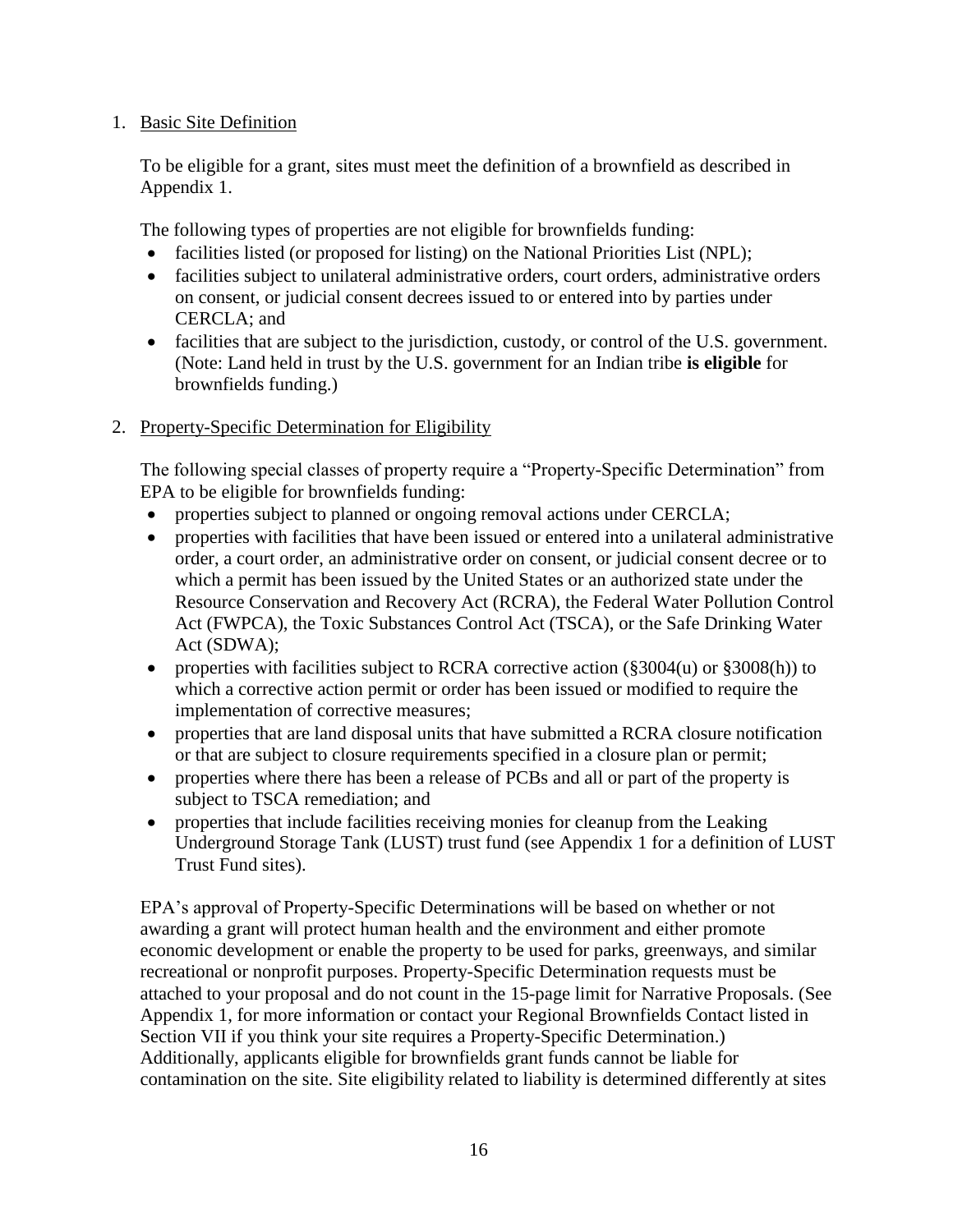1. Basic Site Definition

   To be eligible for a grant, sites must meet the definition of a brownfield as described in Appendix 1.

   The following types of properties are not eligible for brownfields funding:
   - facilities listed (or proposed for listing) on the National Priorities List (NPL);
   - facilities subject to unilateral administrative orders, court orders, administrative orders on consent, or judicial consent decrees issued to or entered into by parties under CERCLA; and
   - facilities that are subject to the jurisdiction, custody, or control of the U.S. government. (Note: Land held in trust by the U.S. government for an Indian tribe **is eligible** for brownfields funding.)

2. Property-Specific Determination for Eligibility

   The following special classes of property require a "Property-Specific Determination" from EPA to be eligible for brownfields funding:
   - properties subject to planned or ongoing removal actions under CERCLA;
   - properties with facilities that have been issued or entered into a unilateral administrative order, a court order, an administrative order on consent, or judicial consent decree or to which a permit has been issued by the United States or an authorized state under the Resource Conservation and Recovery Act (RCRA), the Federal Water Pollution Control Act (FWPCA), the Toxic Substances Control Act (TSCA), or the Safe Drinking Water Act (SDWA);
   - properties with facilities subject to RCRA corrective action (§3004(u) or §3008(h)) to which a corrective action permit or order has been issued or modified to require the implementation of corrective measures;
   - properties that are land disposal units that have submitted a RCRA closure notification or that are subject to closure requirements specified in a closure plan or permit;
   - properties where there has been a release of PCBs and all or part of the property is subject to TSCA remediation; and
   - properties that include facilities receiving monies for cleanup from the Leaking Underground Storage Tank (LUST) trust fund (see Appendix 1 for a definition of LUST Trust Fund sites).

   EPA's approval of Property-Specific Determinations will be based on whether or not awarding a grant will protect human health and the environment and either promote economic development or enable the property to be used for parks, greenways, and similar recreational or nonprofit purposes. Property-Specific Determination requests must be attached to your proposal and do not count in the 15-page limit for Narrative Proposals. (See Appendix 1, for more information or contact your Regional Brownfields Contact listed in Section VII if you think your site requires a Property-Specific Determination.) Additionally, applicants eligible for brownfields grant funds cannot be liable for contamination on the site. Site eligibility related to liability is determined differently at sites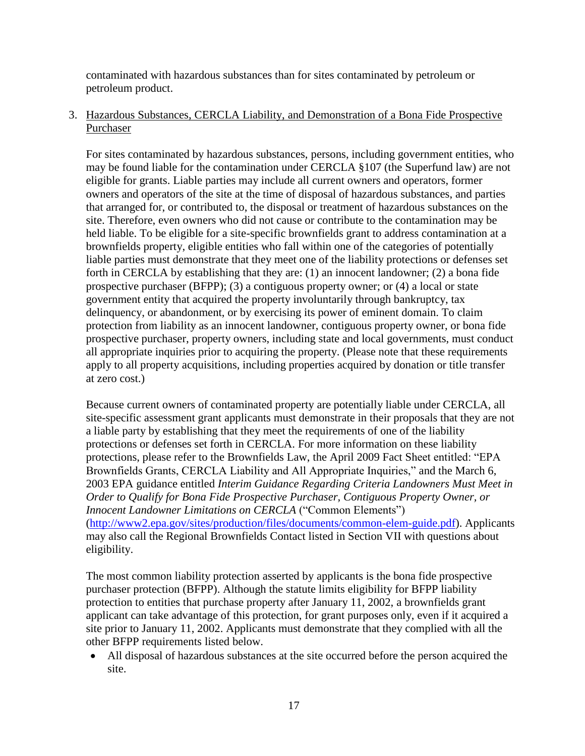contaminated with hazardous substances than for sites contaminated by petroleum or petroleum product.

3. Hazardous Substances, CERCLA Liability, and Demonstration of a Bona Fide Prospective Purchaser

   For sites contaminated by hazardous substances, persons, including government entities, who may be found liable for the contamination under CERCLA §107 (the Superfund law) are not eligible for grants. Liable parties may include all current owners and operators, former owners and operators of the site at the time of disposal of hazardous substances, and parties that arranged for, or contributed to, the disposal or treatment of hazardous substances on the site. Therefore, even owners who did not cause or contribute to the contamination may be held liable. To be eligible for a site-specific brownfields grant to address contamination at a brownfields property, eligible entities who fall within one of the categories of potentially liable parties must demonstrate that they meet one of the liability protections or defenses set forth in CERCLA by establishing that they are: (1) an innocent landowner; (2) a bona fide prospective purchaser (BFPP); (3) a contiguous property owner; or (4) a local or state government entity that acquired the property involuntarily through bankruptcy, tax delinquency, or abandonment, or by exercising its power of eminent domain. To claim protection from liability as an innocent landowner, contiguous property owner, or bona fide prospective purchaser, property owners, including state and local governments, must conduct all appropriate inquiries prior to acquiring the property. (Please note that these requirements apply to all property acquisitions, including properties acquired by donation or title transfer at zero cost.)

   Because current owners of contaminated property are potentially liable under CERCLA, all site-specific assessment grant applicants must demonstrate in their proposals that they are not a liable party by establishing that they meet the requirements of one of the liability protections or defenses set forth in CERCLA. For more information on these liability protections, please refer to the Brownfields Law, the April 2009 Fact Sheet entitled: "EPA Brownfields Grants, CERCLA Liability and All Appropriate Inquiries," and the March 6, 2003 EPA guidance entitled *Interim Guidance Regarding Criteria Landowners Must Meet in Order to Qualify for Bona Fide Prospective Purchaser, Contiguous Property Owner, or Innocent Landowner Limitations on CERCLA* ("Common Elements") (http://www2.epa.gov/sites/production/files/documents/common-elem-guide.pdf). Applicants may also call the Regional Brownfields Contact listed in Section VII with questions about eligibility.

   The most common liability protection asserted by applicants is the bona fide prospective purchaser protection (BFPP). Although the statute limits eligibility for BFPP liability protection to entities that purchase property after January 11, 2002, a brownfields grant applicant can take advantage of this protection, for grant purposes only, even if it acquired a site prior to January 11, 2002. Applicants must demonstrate that they complied with all the other BFPP requirements listed below.

   - All disposal of hazardous substances at the site occurred before the person acquired the site.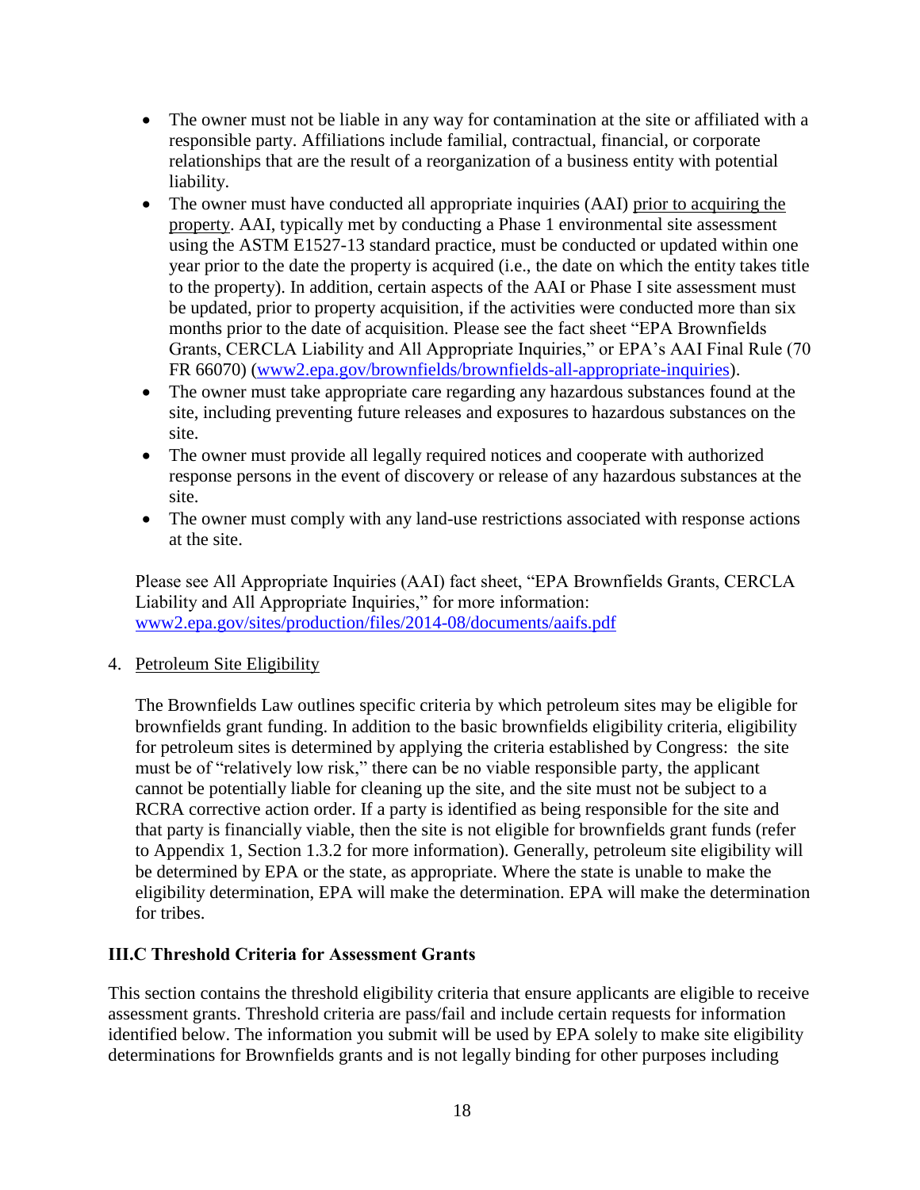- The owner must not be liable in any way for contamination at the site or affiliated with a responsible party. Affiliations include familial, contractual, financial, or corporate relationships that are the result of a reorganization of a business entity with potential liability.
- The owner must have conducted all appropriate inquiries (AAI) prior to acquiring the property. AAI, typically met by conducting a Phase 1 environmental site assessment using the ASTM E1527-13 standard practice, must be conducted or updated within one year prior to the date the property is acquired (i.e., the date on which the entity takes title to the property). In addition, certain aspects of the AAI or Phase I site assessment must be updated, prior to property acquisition, if the activities were conducted more than six months prior to the date of acquisition. Please see the fact sheet "EPA Brownfields Grants, CERCLA Liability and All Appropriate Inquiries," or EPA's AAI Final Rule (70 FR 66070) (www2.epa.gov/brownfields/brownfields-all-appropriate-inquiries).
- The owner must take appropriate care regarding any hazardous substances found at the site, including preventing future releases and exposures to hazardous substances on the site.
- The owner must provide all legally required notices and cooperate with authorized response persons in the event of discovery or release of any hazardous substances at the site.
- The owner must comply with any land-use restrictions associated with response actions at the site.

Please see All Appropriate Inquiries (AAI) fact sheet, "EPA Brownfields Grants, CERCLA Liability and All Appropriate Inquiries," for more information: www2.epa.gov/sites/production/files/2014-08/documents/aaifs.pdf

4. Petroleum Site Eligibility

The Brownfields Law outlines specific criteria by which petroleum sites may be eligible for brownfields grant funding. In addition to the basic brownfields eligibility criteria, eligibility for petroleum sites is determined by applying the criteria established by Congress: the site must be of "relatively low risk," there can be no viable responsible party, the applicant cannot be potentially liable for cleaning up the site, and the site must not be subject to a RCRA corrective action order. If a party is identified as being responsible for the site and that party is financially viable, then the site is not eligible for brownfields grant funds (refer to Appendix 1, Section 1.3.2 for more information). Generally, petroleum site eligibility will be determined by EPA or the state, as appropriate. Where the state is unable to make the eligibility determination, EPA will make the determination. EPA will make the determination for tribes.

### III.C Threshold Criteria for Assessment Grants

This section contains the threshold eligibility criteria that ensure applicants are eligible to receive assessment grants. Threshold criteria are pass/fail and include certain requests for information identified below. The information you submit will be used by EPA solely to make site eligibility determinations for Brownfields grants and is not legally binding for other purposes including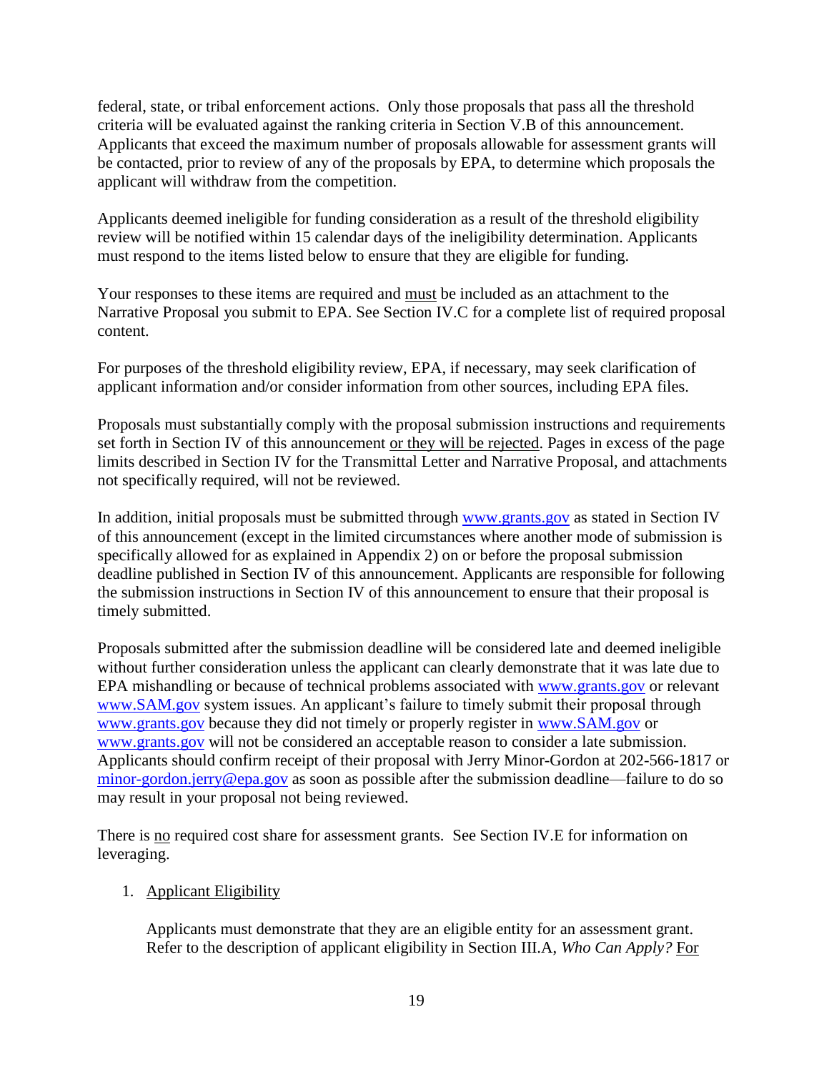federal, state, or tribal enforcement actions. Only those proposals that pass all the threshold criteria will be evaluated against the ranking criteria in Section V.B of this announcement. Applicants that exceed the maximum number of proposals allowable for assessment grants will be contacted, prior to review of any of the proposals by EPA, to determine which proposals the applicant will withdraw from the competition.

Applicants deemed ineligible for funding consideration as a result of the threshold eligibility review will be notified within 15 calendar days of the ineligibility determination. Applicants must respond to the items listed below to ensure that they are eligible for funding.

Your responses to these items are required and must be included as an attachment to the Narrative Proposal you submit to EPA. See Section IV.C for a complete list of required proposal content.

For purposes of the threshold eligibility review, EPA, if necessary, may seek clarification of applicant information and/or consider information from other sources, including EPA files.

Proposals must substantially comply with the proposal submission instructions and requirements set forth in Section IV of this announcement or they will be rejected. Pages in excess of the page limits described in Section IV for the Transmittal Letter and Narrative Proposal, and attachments not specifically required, will not be reviewed.

In addition, initial proposals must be submitted through [www.grants.gov](http://www.grants.gov) as stated in Section IV of this announcement (except in the limited circumstances where another mode of submission is specifically allowed for as explained in Appendix 2) on or before the proposal submission deadline published in Section IV of this announcement. Applicants are responsible for following the submission instructions in Section IV of this announcement to ensure that their proposal is timely submitted.

Proposals submitted after the submission deadline will be considered late and deemed ineligible without further consideration unless the applicant can clearly demonstrate that it was late due to EPA mishandling or because of technical problems associated with [www.grants.gov](http://www.grants.gov) or relevant [www.SAM.gov](http://www.SAM.gov) system issues. An applicant's failure to timely submit their proposal through [www.grants.gov](http://www.grants.gov) because they did not timely or properly register in [www.SAM.gov](http://www.SAM.gov) or [www.grants.gov](http://www.grants.gov) will not be considered an acceptable reason to consider a late submission. Applicants should confirm receipt of their proposal with Jerry Minor-Gordon at 202-566-1817 or [minor-gordon.jerry@epa.gov](mailto:minor-gordon.jerry@epa.gov) as soon as possible after the submission deadline—failure to do so may result in your proposal not being reviewed.

There is no required cost share for assessment grants. See Section IV.E for information on leveraging.

1. Applicant Eligibility

   Applicants must demonstrate that they are an eligible entity for an assessment grant. Refer to the description of applicant eligibility in Section III.A, *Who Can Apply?* For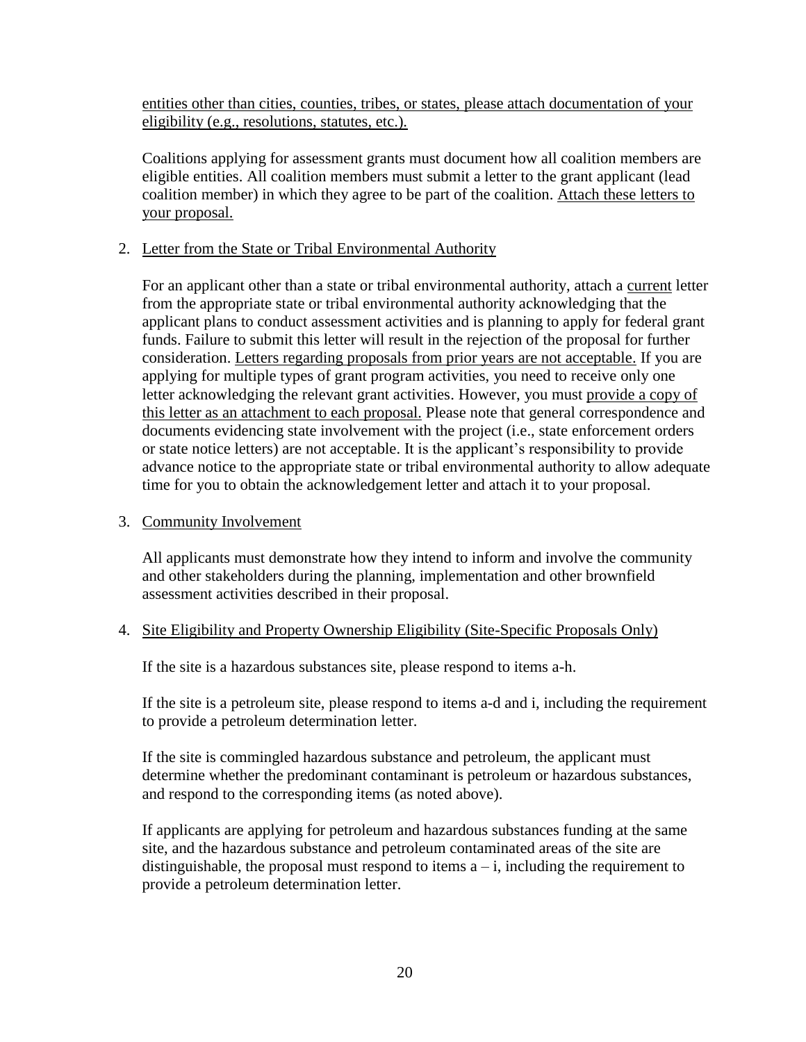entities other than cities, counties, tribes, or states, please attach documentation of your eligibility (e.g., resolutions, statutes, etc.).

Coalitions applying for assessment grants must document how all coalition members are eligible entities. All coalition members must submit a letter to the grant applicant (lead coalition member) in which they agree to be part of the coalition. Attach these letters to your proposal.

2. Letter from the State or Tribal Environmental Authority

   For an applicant other than a state or tribal environmental authority, attach a current letter from the appropriate state or tribal environmental authority acknowledging that the applicant plans to conduct assessment activities and is planning to apply for federal grant funds. Failure to submit this letter will result in the rejection of the proposal for further consideration. Letters regarding proposals from prior years are not acceptable. If you are applying for multiple types of grant program activities, you need to receive only one letter acknowledging the relevant grant activities. However, you must provide a copy of this letter as an attachment to each proposal. Please note that general correspondence and documents evidencing state involvement with the project (i.e., state enforcement orders or state notice letters) are not acceptable. It is the applicant's responsibility to provide advance notice to the appropriate state or tribal environmental authority to allow adequate time for you to obtain the acknowledgement letter and attach it to your proposal.

3. Community Involvement

   All applicants must demonstrate how they intend to inform and involve the community and other stakeholders during the planning, implementation and other brownfield assessment activities described in their proposal.

4. Site Eligibility and Property Ownership Eligibility (Site-Specific Proposals Only)

   If the site is a hazardous substances site, please respond to items a-h.

   If the site is a petroleum site, please respond to items a-d and i, including the requirement to provide a petroleum determination letter.

   If the site is commingled hazardous substance and petroleum, the applicant must determine whether the predominant contaminant is petroleum or hazardous substances, and respond to the corresponding items (as noted above).

   If applicants are applying for petroleum and hazardous substances funding at the same site, and the hazardous substance and petroleum contaminated areas of the site are distinguishable, the proposal must respond to items a – i, including the requirement to provide a petroleum determination letter.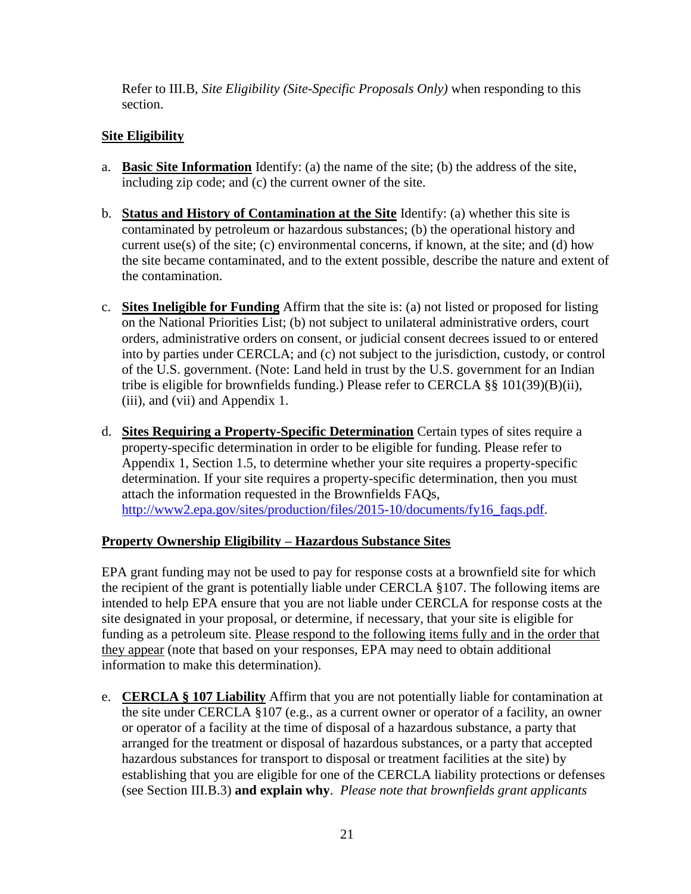Refer to III.B, *Site Eligibility (Site-Specific Proposals Only)* when responding to this section.

**Site Eligibility**

a. **Basic Site Information** Identify: (a) the name of the site; (b) the address of the site, including zip code; and (c) the current owner of the site.

b. **Status and History of Contamination at the Site** Identify: (a) whether this site is contaminated by petroleum or hazardous substances; (b) the operational history and current use(s) of the site; (c) environmental concerns, if known, at the site; and (d) how the site became contaminated, and to the extent possible, describe the nature and extent of the contamination.

c. **Sites Ineligible for Funding** Affirm that the site is: (a) not listed or proposed for listing on the National Priorities List; (b) not subject to unilateral administrative orders, court orders, administrative orders on consent, or judicial consent decrees issued to or entered into by parties under CERCLA; and (c) not subject to the jurisdiction, custody, or control of the U.S. government. (Note: Land held in trust by the U.S. government for an Indian tribe is eligible for brownfields funding.) Please refer to CERCLA §§ 101(39)(B)(ii), (iii), and (vii) and Appendix 1.

d. **Sites Requiring a Property-Specific Determination** Certain types of sites require a property-specific determination in order to be eligible for funding. Please refer to Appendix 1, Section 1.5, to determine whether your site requires a property-specific determination. If your site requires a property-specific determination, then you must attach the information requested in the Brownfields FAQs, [http://www2.epa.gov/sites/production/files/2015-10/documents/fy16_faqs.pdf](http://www2.epa.gov/sites/production/files/2015-10/documents/fy16_faqs.pdf).

**Property Ownership Eligibility – Hazardous Substance Sites**

EPA grant funding may not be used to pay for response costs at a brownfield site for which the recipient of the grant is potentially liable under CERCLA §107. The following items are intended to help EPA ensure that you are not liable under CERCLA for response costs at the site designated in your proposal, or determine, if necessary, that your site is eligible for funding as a petroleum site. Please respond to the following items fully and in the order that they appear (note that based on your responses, EPA may need to obtain additional information to make this determination).

e. **CERCLA § 107 Liability** Affirm that you are not potentially liable for contamination at the site under CERCLA §107 (e.g., as a current owner or operator of a facility, an owner or operator of a facility at the time of disposal of a hazardous substance, a party that arranged for the treatment or disposal of hazardous substances, or a party that accepted hazardous substances for transport to disposal or treatment facilities at the site) by establishing that you are eligible for one of the CERCLA liability protections or defenses (see Section III.B.3) **and explain why**. *Please note that brownfields grant applicants*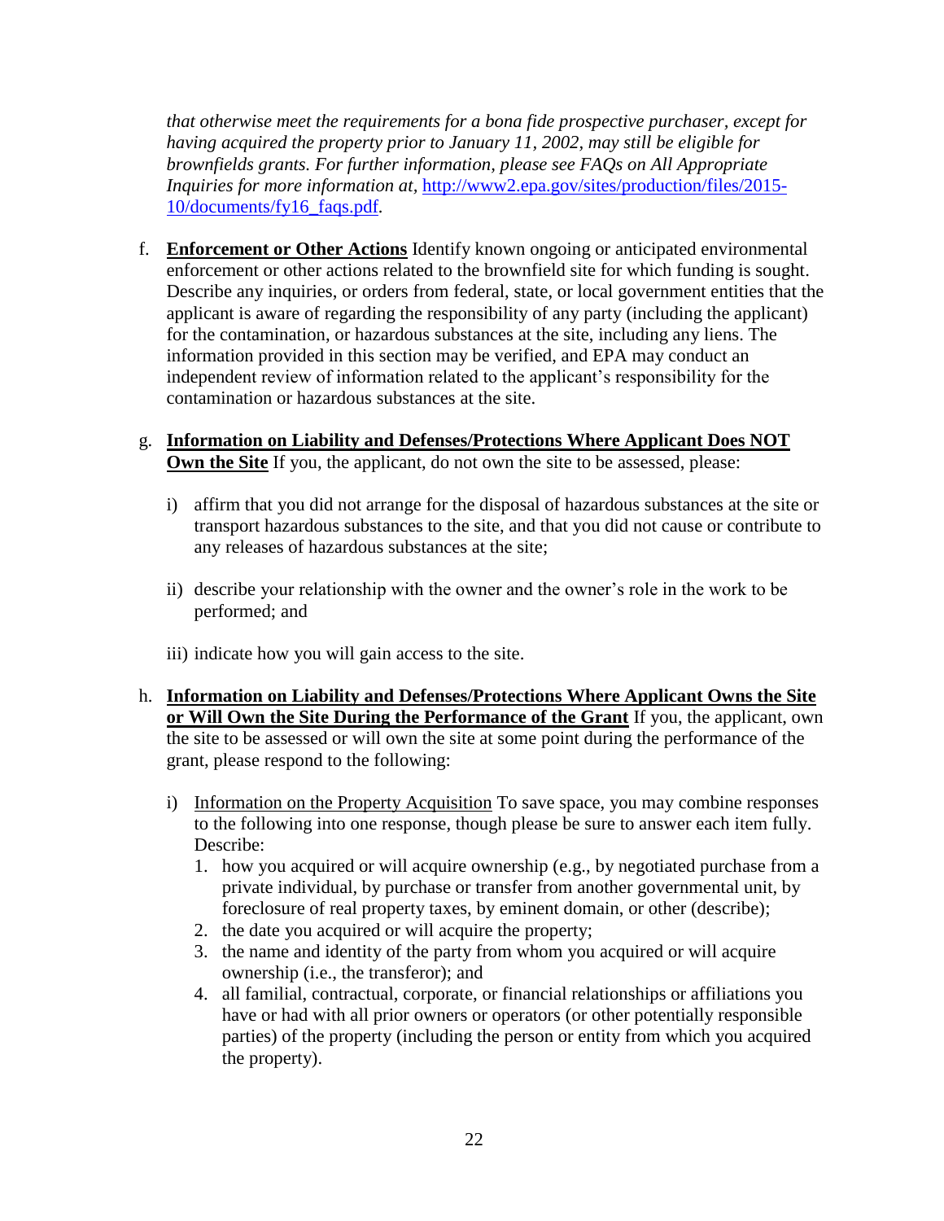*that otherwise meet the requirements for a bona fide prospective purchaser, except for having acquired the property prior to January 11, 2002, may still be eligible for brownfields grants. For further information, please see FAQs on All Appropriate Inquiries for more information at,* [http://www2.epa.gov/sites/production/files/2015-10/documents/fy16_faqs.pdf](http://www2.epa.gov/sites/production/files/2015-10/documents/fy16_faqs.pdf)*.*

f. **Enforcement or Other Actions** Identify known ongoing or anticipated environmental enforcement or other actions related to the brownfield site for which funding is sought. Describe any inquiries, or orders from federal, state, or local government entities that the applicant is aware of regarding the responsibility of any party (including the applicant) for the contamination, or hazardous substances at the site, including any liens. The information provided in this section may be verified, and EPA may conduct an independent review of information related to the applicant's responsibility for the contamination or hazardous substances at the site.

g. **Information on Liability and Defenses/Protections Where Applicant Does NOT Own the Site** If you, the applicant, do not own the site to be assessed, please:

   i) affirm that you did not arrange for the disposal of hazardous substances at the site or transport hazardous substances to the site, and that you did not cause or contribute to any releases of hazardous substances at the site;

   ii) describe your relationship with the owner and the owner's role in the work to be performed; and

   iii) indicate how you will gain access to the site.

h. **Information on Liability and Defenses/Protections Where Applicant Owns the Site or Will Own the Site During the Performance of the Grant** If you, the applicant, own the site to be assessed or will own the site at some point during the performance of the grant, please respond to the following:

   i) Information on the Property Acquisition To save space, you may combine responses to the following into one response, though please be sure to answer each item fully. Describe:
      1. how you acquired or will acquire ownership (e.g., by negotiated purchase from a private individual, by purchase or transfer from another governmental unit, by foreclosure of real property taxes, by eminent domain, or other (describe);
      2. the date you acquired or will acquire the property;
      3. the name and identity of the party from whom you acquired or will acquire ownership (i.e., the transferor); and
      4. all familial, contractual, corporate, or financial relationships or affiliations you have or had with all prior owners or operators (or other potentially responsible parties) of the property (including the person or entity from which you acquired the property).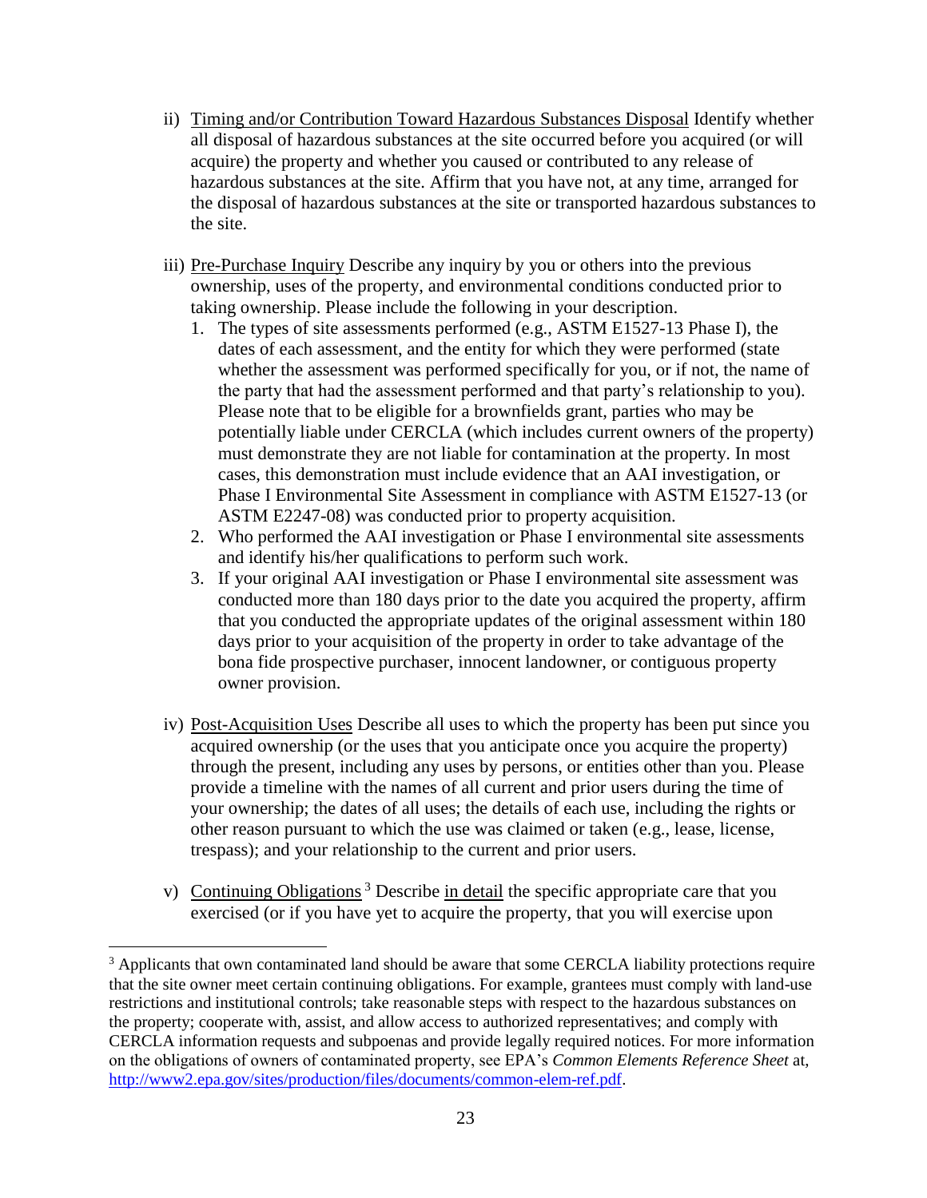- ii) Timing and/or Contribution Toward Hazardous Substances Disposal Identify whether all disposal of hazardous substances at the site occurred before you acquired (or will acquire) the property and whether you caused or contributed to any release of hazardous substances at the site. Affirm that you have not, at any time, arranged for the disposal of hazardous substances at the site or transported hazardous substances to the site.

- iii) Pre-Purchase Inquiry Describe any inquiry by you or others into the previous ownership, uses of the property, and environmental conditions conducted prior to taking ownership. Please include the following in your description.
  1. The types of site assessments performed (e.g., ASTM E1527-13 Phase I), the dates of each assessment, and the entity for which they were performed (state whether the assessment was performed specifically for you, or if not, the name of the party that had the assessment performed and that party's relationship to you). Please note that to be eligible for a brownfields grant, parties who may be potentially liable under CERCLA (which includes current owners of the property) must demonstrate they are not liable for contamination at the property. In most cases, this demonstration must include evidence that an AAI investigation, or Phase I Environmental Site Assessment in compliance with ASTM E1527-13 (or ASTM E2247-08) was conducted prior to property acquisition.
  2. Who performed the AAI investigation or Phase I environmental site assessments and identify his/her qualifications to perform such work.
  3. If your original AAI investigation or Phase I environmental site assessment was conducted more than 180 days prior to the date you acquired the property, affirm that you conducted the appropriate updates of the original assessment within 180 days prior to your acquisition of the property in order to take advantage of the bona fide prospective purchaser, innocent landowner, or contiguous property owner provision.

- iv) Post-Acquisition Uses Describe all uses to which the property has been put since you acquired ownership (or the uses that you anticipate once you acquire the property) through the present, including any uses by persons, or entities other than you. Please provide a timeline with the names of all current and prior users during the time of your ownership; the dates of all uses; the details of each use, including the rights or other reason pursuant to which the use was claimed or taken (e.g., lease, license, trespass); and your relationship to the current and prior users.

- v) Continuing Obligations [3] Describe in detail the specific appropriate care that you exercised (or if you have yet to acquire the property, that you will exercise upon

---

[3] Applicants that own contaminated land should be aware that some CERCLA liability protections require that the site owner meet certain continuing obligations. For example, grantees must comply with land-use restrictions and institutional controls; take reasonable steps with respect to the hazardous substances on the property; cooperate with, assist, and allow access to authorized representatives; and comply with CERCLA information requests and subpoenas and provide legally required notices. For more information on the obligations of owners of contaminated property, see EPA's *Common Elements Reference Sheet* at, http://www2.epa.gov/sites/production/files/documents/common-elem-ref.pdf.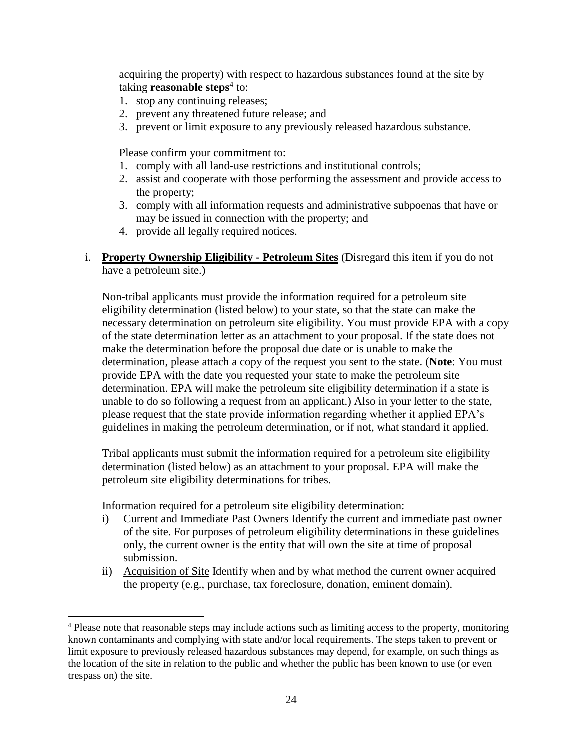acquiring the property) with respect to hazardous substances found at the site by taking **reasonable steps**[4] to:

1. stop any continuing releases;
2. prevent any threatened future release; and
3. prevent or limit exposure to any previously released hazardous substance.

Please confirm your commitment to:

1. comply with all land-use restrictions and institutional controls;
2. assist and cooperate with those performing the assessment and provide access to the property;
3. comply with all information requests and administrative subpoenas that have or may be issued in connection with the property; and
4. provide all legally required notices.

i. **<u>Property Ownership Eligibility - Petroleum Sites</u>** (Disregard this item if you do not have a petroleum site.)

Non-tribal applicants must provide the information required for a petroleum site eligibility determination (listed below) to your state, so that the state can make the necessary determination on petroleum site eligibility. You must provide EPA with a copy of the state determination letter as an attachment to your proposal. If the state does not make the determination before the proposal due date or is unable to make the determination, please attach a copy of the request you sent to the state. (**Note**: You must provide EPA with the date you requested your state to make the petroleum site determination. EPA will make the petroleum site eligibility determination if a state is unable to do so following a request from an applicant.) Also in your letter to the state, please request that the state provide information regarding whether it applied EPA's guidelines in making the petroleum determination, or if not, what standard it applied.

Tribal applicants must submit the information required for a petroleum site eligibility determination (listed below) as an attachment to your proposal. EPA will make the petroleum site eligibility determinations for tribes.

Information required for a petroleum site eligibility determination:

i) <u>Current and Immediate Past Owners</u> Identify the current and immediate past owner of the site. For purposes of petroleum eligibility determinations in these guidelines only, the current owner is the entity that will own the site at time of proposal submission.

ii) <u>Acquisition of Site</u> Identify when and by what method the current owner acquired the property (e.g., purchase, tax foreclosure, donation, eminent domain).

[4] Please note that reasonable steps may include actions such as limiting access to the property, monitoring known contaminants and complying with state and/or local requirements. The steps taken to prevent or limit exposure to previously released hazardous substances may depend, for example, on such things as the location of the site in relation to the public and whether the public has been known to use (or even trespass on) the site.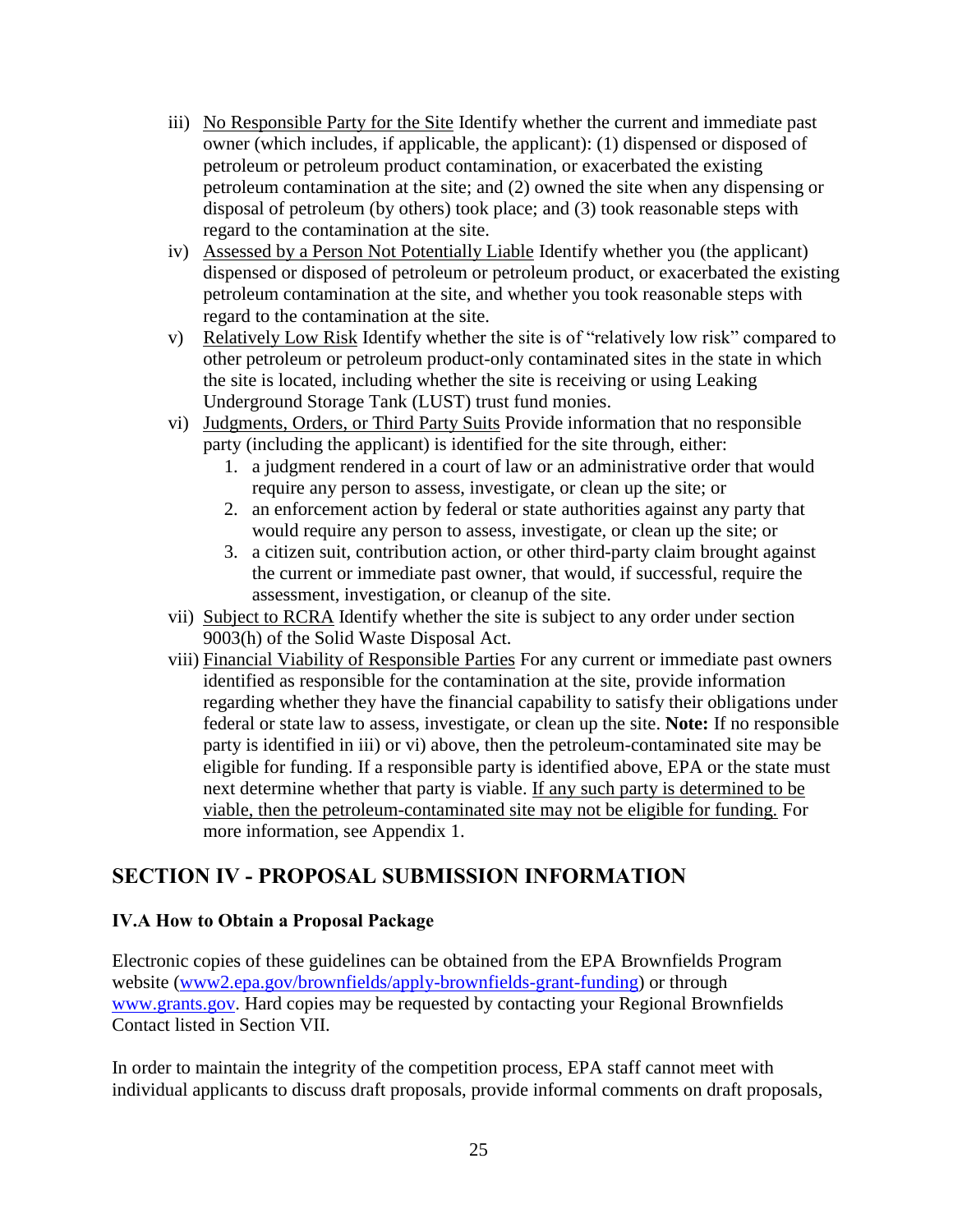iii) No Responsible Party for the Site Identify whether the current and immediate past owner (which includes, if applicable, the applicant): (1) dispensed or disposed of petroleum or petroleum product contamination, or exacerbated the existing petroleum contamination at the site; and (2) owned the site when any dispensing or disposal of petroleum (by others) took place; and (3) took reasonable steps with regard to the contamination at the site.

iv) Assessed by a Person Not Potentially Liable Identify whether you (the applicant) dispensed or disposed of petroleum or petroleum product, or exacerbated the existing petroleum contamination at the site, and whether you took reasonable steps with regard to the contamination at the site.

v) Relatively Low Risk Identify whether the site is of "relatively low risk" compared to other petroleum or petroleum product-only contaminated sites in the state in which the site is located, including whether the site is receiving or using Leaking Underground Storage Tank (LUST) trust fund monies.

vi) Judgments, Orders, or Third Party Suits Provide information that no responsible party (including the applicant) is identified for the site through, either:
   1. a judgment rendered in a court of law or an administrative order that would require any person to assess, investigate, or clean up the site; or
   2. an enforcement action by federal or state authorities against any party that would require any person to assess, investigate, or clean up the site; or
   3. a citizen suit, contribution action, or other third-party claim brought against the current or immediate past owner, that would, if successful, require the assessment, investigation, or cleanup of the site.

vii) Subject to RCRA Identify whether the site is subject to any order under section 9003(h) of the Solid Waste Disposal Act.

viii) Financial Viability of Responsible Parties For any current or immediate past owners identified as responsible for the contamination at the site, provide information regarding whether they have the financial capability to satisfy their obligations under federal or state law to assess, investigate, or clean up the site. **Note:** If no responsible party is identified in iii) or vi) above, then the petroleum-contaminated site may be eligible for funding. If a responsible party is identified above, EPA or the state must next determine whether that party is viable. If any such party is determined to be viable, then the petroleum-contaminated site may not be eligible for funding. For more information, see Appendix 1.

## SECTION IV - PROPOSAL SUBMISSION INFORMATION

### IV.A How to Obtain a Proposal Package

Electronic copies of these guidelines can be obtained from the EPA Brownfields Program website (www2.epa.gov/brownfields/apply-brownfields-grant-funding) or through www.grants.gov. Hard copies may be requested by contacting your Regional Brownfields Contact listed in Section VII.

In order to maintain the integrity of the competition process, EPA staff cannot meet with individual applicants to discuss draft proposals, provide informal comments on draft proposals,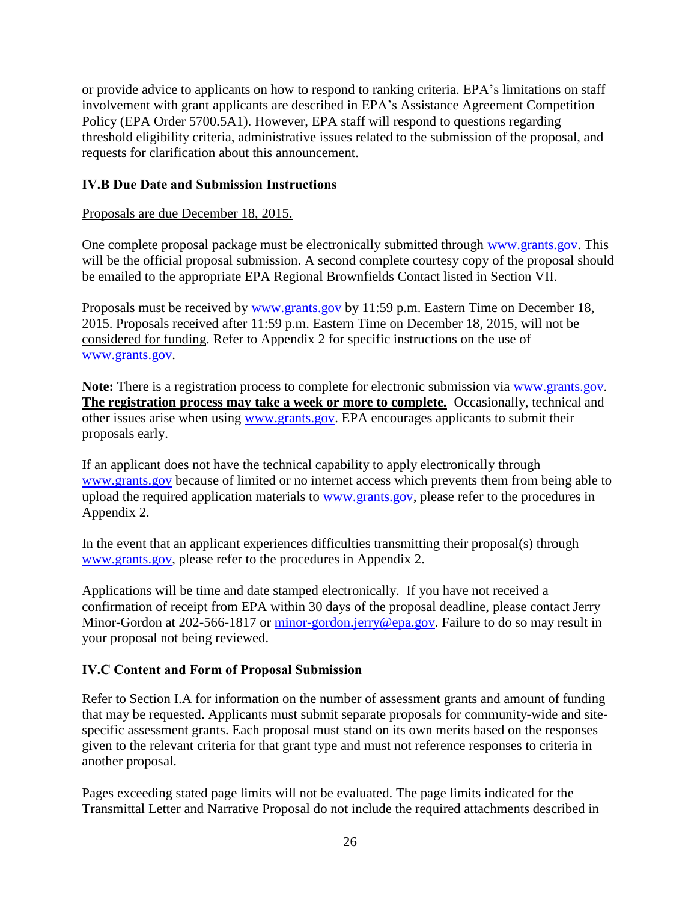or provide advice to applicants on how to respond to ranking criteria. EPA's limitations on staff involvement with grant applicants are described in EPA's Assistance Agreement Competition Policy (EPA Order 5700.5A1). However, EPA staff will respond to questions regarding threshold eligibility criteria, administrative issues related to the submission of the proposal, and requests for clarification about this announcement.

### IV.B Due Date and Submission Instructions

Proposals are due December 18, 2015.

One complete proposal package must be electronically submitted through www.grants.gov. This will be the official proposal submission. A second complete courtesy copy of the proposal should be emailed to the appropriate EPA Regional Brownfields Contact listed in Section VII.

Proposals must be received by www.grants.gov by 11:59 p.m. Eastern Time on December 18, 2015. Proposals received after 11:59 p.m. Eastern Time on December 18, 2015, will not be considered for funding. Refer to Appendix 2 for specific instructions on the use of www.grants.gov.

**Note:** There is a registration process to complete for electronic submission via www.grants.gov. **The registration process may take a week or more to complete.** Occasionally, technical and other issues arise when using www.grants.gov. EPA encourages applicants to submit their proposals early.

If an applicant does not have the technical capability to apply electronically through www.grants.gov because of limited or no internet access which prevents them from being able to upload the required application materials to www.grants.gov, please refer to the procedures in Appendix 2.

In the event that an applicant experiences difficulties transmitting their proposal(s) through www.grants.gov, please refer to the procedures in Appendix 2.

Applications will be time and date stamped electronically. If you have not received a confirmation of receipt from EPA within 30 days of the proposal deadline, please contact Jerry Minor-Gordon at 202-566-1817 or minor-gordon.jerry@epa.gov. Failure to do so may result in your proposal not being reviewed.

### IV.C Content and Form of Proposal Submission

Refer to Section I.A for information on the number of assessment grants and amount of funding that may be requested. Applicants must submit separate proposals for community-wide and site-specific assessment grants. Each proposal must stand on its own merits based on the responses given to the relevant criteria for that grant type and must not reference responses to criteria in another proposal.

Pages exceeding stated page limits will not be evaluated. The page limits indicated for the Transmittal Letter and Narrative Proposal do not include the required attachments described in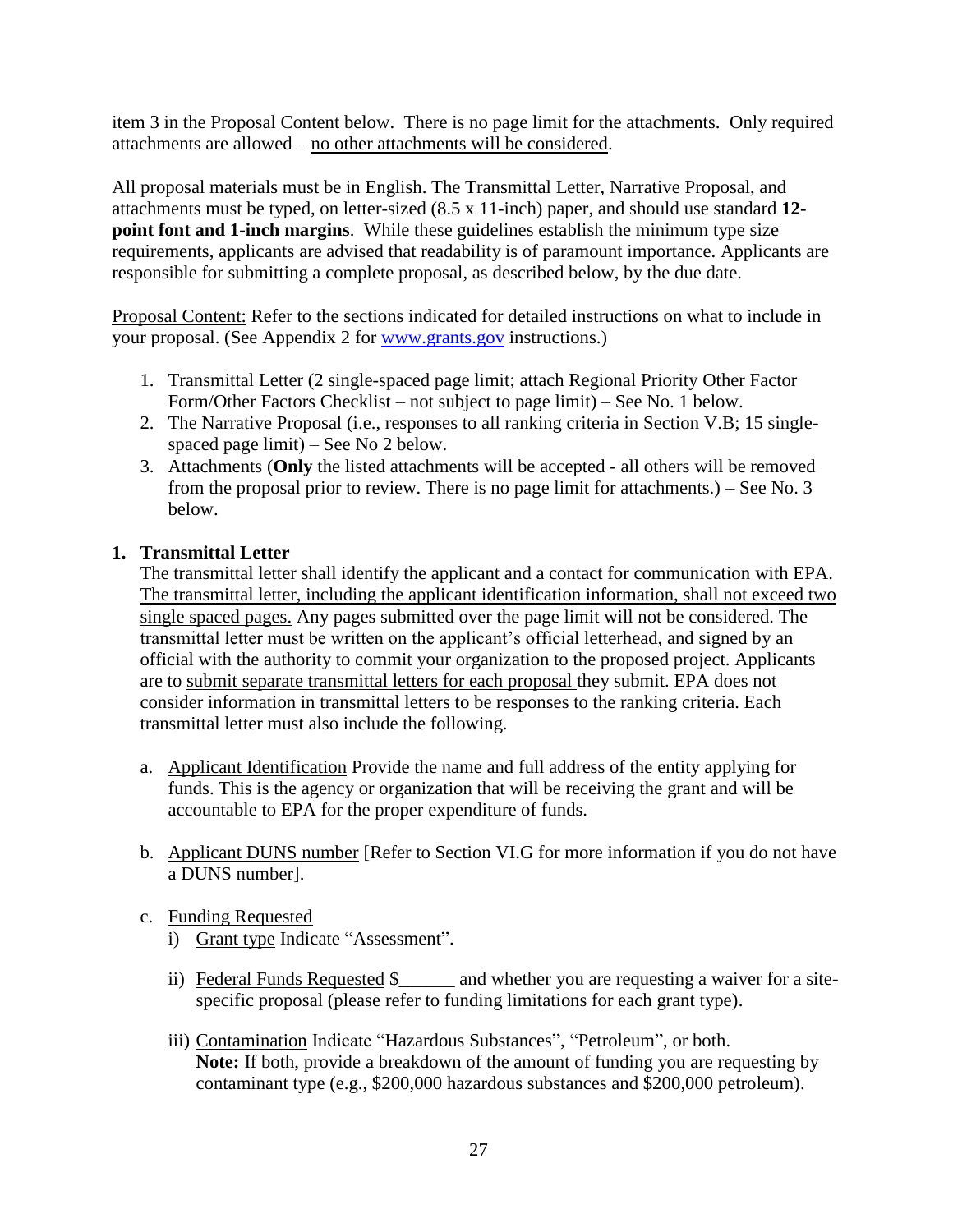item 3 in the Proposal Content below. There is no page limit for the attachments. Only required attachments are allowed – no other attachments will be considered.

All proposal materials must be in English. The Transmittal Letter, Narrative Proposal, and attachments must be typed, on letter-sized (8.5 x 11-inch) paper, and should use standard **12-point font and 1-inch margins**. While these guidelines establish the minimum type size requirements, applicants are advised that readability is of paramount importance. Applicants are responsible for submitting a complete proposal, as described below, by the due date.

Proposal Content: Refer to the sections indicated for detailed instructions on what to include in your proposal. (See Appendix 2 for www.grants.gov instructions.)

1. Transmittal Letter (2 single-spaced page limit; attach Regional Priority Other Factor Form/Other Factors Checklist – not subject to page limit) – See No. 1 below.
2. The Narrative Proposal (i.e., responses to all ranking criteria in Section V.B; 15 single-spaced page limit) – See No 2 below.
3. Attachments (**Only** the listed attachments will be accepted - all others will be removed from the proposal prior to review. There is no page limit for attachments.) – See No. 3 below.

**1. Transmittal Letter**

The transmittal letter shall identify the applicant and a contact for communication with EPA. The transmittal letter, including the applicant identification information, shall not exceed two single spaced pages. Any pages submitted over the page limit will not be considered. The transmittal letter must be written on the applicant's official letterhead, and signed by an official with the authority to commit your organization to the proposed project. Applicants are to submit separate transmittal letters for each proposal they submit. EPA does not consider information in transmittal letters to be responses to the ranking criteria. Each transmittal letter must also include the following.

a. Applicant Identification Provide the name and full address of the entity applying for funds. This is the agency or organization that will be receiving the grant and will be accountable to EPA for the proper expenditure of funds.

b. Applicant DUNS number [Refer to Section VI.G for more information if you do not have a DUNS number].

c. Funding Requested
   i) Grant type Indicate "Assessment".
   
   ii) Federal Funds Requested $______ and whether you are requesting a waiver for a site-specific proposal (please refer to funding limitations for each grant type).
   
   iii) Contamination Indicate "Hazardous Substances", "Petroleum", or both.
   **Note:** If both, provide a breakdown of the amount of funding you are requesting by contaminant type (e.g., $200,000 hazardous substances and $200,000 petroleum).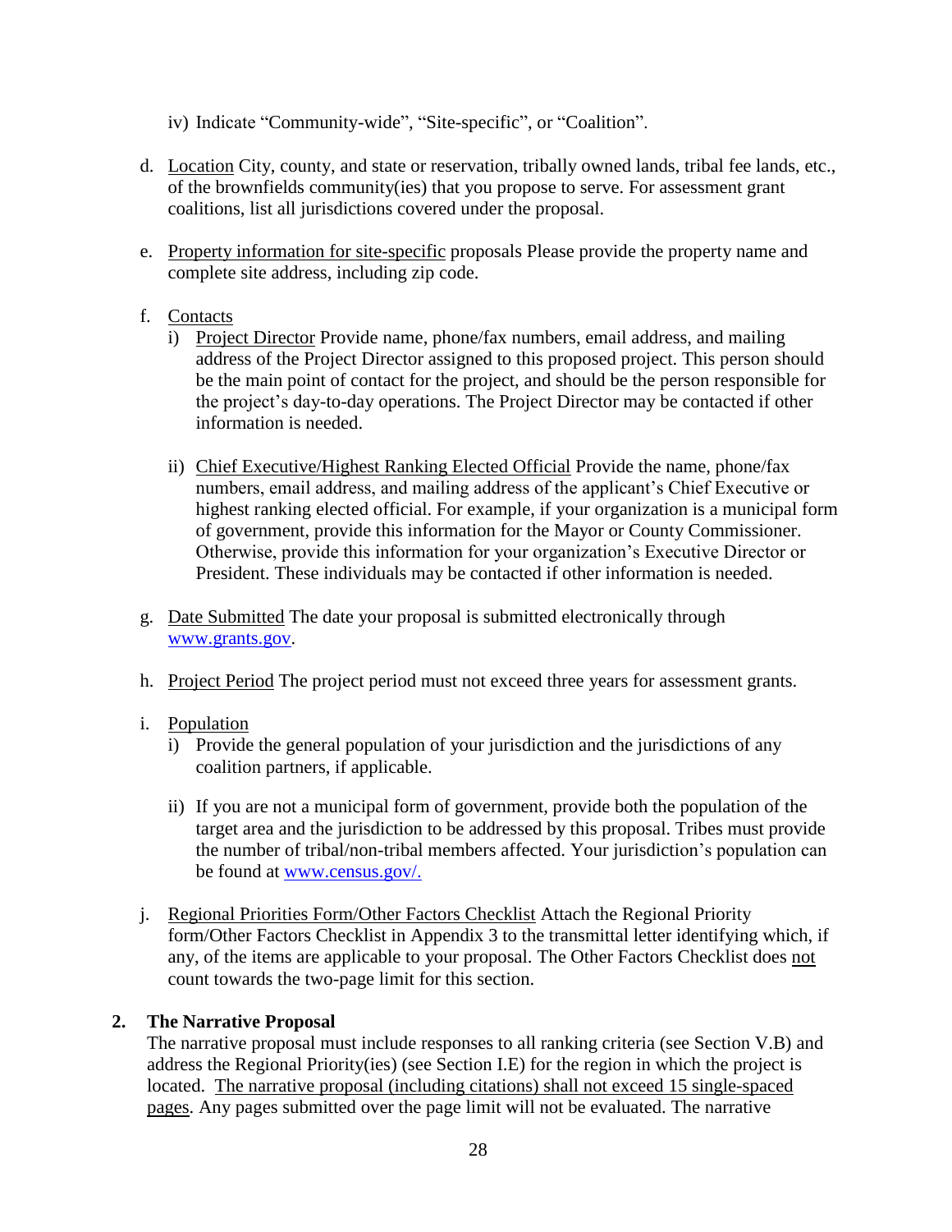iv) Indicate "Community-wide", "Site-specific", or "Coalition".

d. Location City, county, and state or reservation, tribally owned lands, tribal fee lands, etc., of the brownfields community(ies) that you propose to serve. For assessment grant coalitions, list all jurisdictions covered under the proposal.

e. Property information for site-specific proposals Please provide the property name and complete site address, including zip code.

f. Contacts
   i) Project Director Provide name, phone/fax numbers, email address, and mailing address of the Project Director assigned to this proposed project. This person should be the main point of contact for the project, and should be the person responsible for the project's day-to-day operations. The Project Director may be contacted if other information is needed.

   ii) Chief Executive/Highest Ranking Elected Official Provide the name, phone/fax numbers, email address, and mailing address of the applicant's Chief Executive or highest ranking elected official. For example, if your organization is a municipal form of government, provide this information for the Mayor or County Commissioner. Otherwise, provide this information for your organization's Executive Director or President. These individuals may be contacted if other information is needed.

g. Date Submitted The date your proposal is submitted electronically through www.grants.gov.

h. Project Period The project period must not exceed three years for assessment grants.

i. Population
   i) Provide the general population of your jurisdiction and the jurisdictions of any coalition partners, if applicable.

   ii) If you are not a municipal form of government, provide both the population of the target area and the jurisdiction to be addressed by this proposal. Tribes must provide the number of tribal/non-tribal members affected. Your jurisdiction's population can be found at www.census.gov/.

j. Regional Priorities Form/Other Factors Checklist Attach the Regional Priority form/Other Factors Checklist in Appendix 3 to the transmittal letter identifying which, if any, of the items are applicable to your proposal. The Other Factors Checklist does not count towards the two-page limit for this section.

**2. The Narrative Proposal**

The narrative proposal must include responses to all ranking criteria (see Section V.B) and address the Regional Priority(ies) (see Section I.E) for the region in which the project is located. The narrative proposal (including citations) shall not exceed 15 single-spaced pages. Any pages submitted over the page limit will not be evaluated. The narrative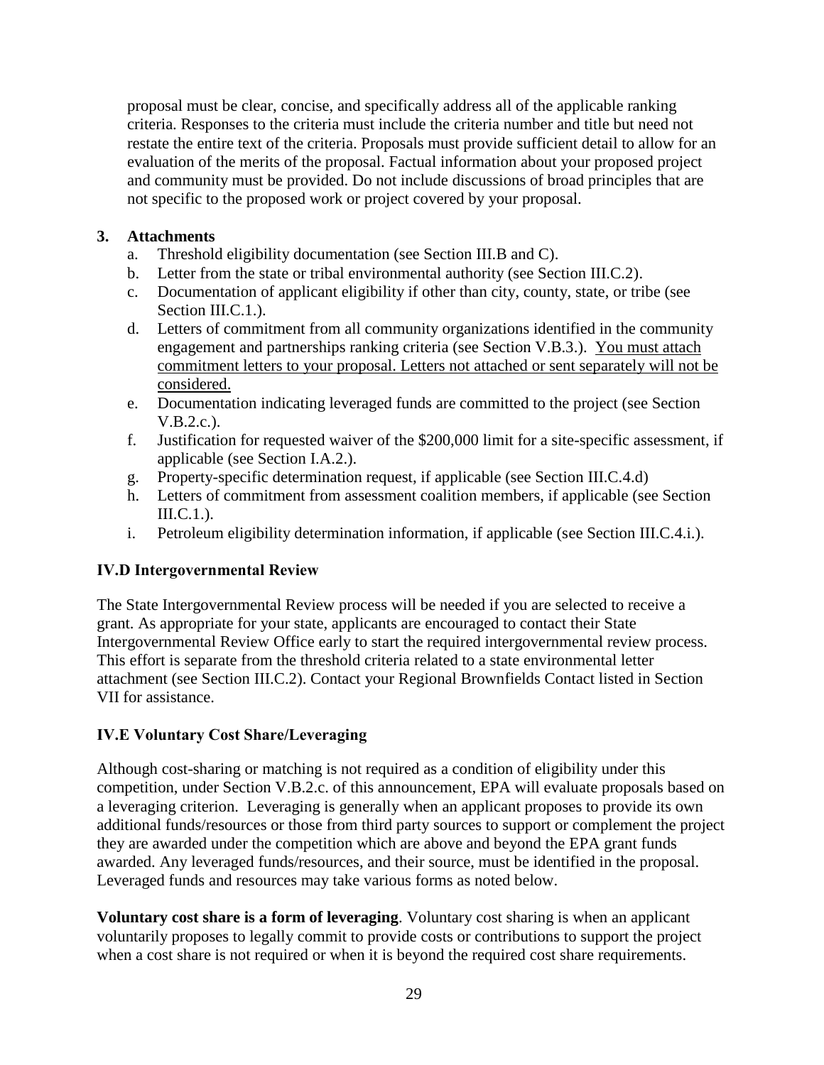proposal must be clear, concise, and specifically address all of the applicable ranking criteria. Responses to the criteria must include the criteria number and title but need not restate the entire text of the criteria. Proposals must provide sufficient detail to allow for an evaluation of the merits of the proposal. Factual information about your proposed project and community must be provided. Do not include discussions of broad principles that are not specific to the proposed work or project covered by your proposal.

**3. Attachments**

a. Threshold eligibility documentation (see Section III.B and C).
b. Letter from the state or tribal environmental authority (see Section III.C.2).
c. Documentation of applicant eligibility if other than city, county, state, or tribe (see Section III.C.1.).
d. Letters of commitment from all community organizations identified in the community engagement and partnerships ranking criteria (see Section V.B.3.). <u>You must attach commitment letters to your proposal. Letters not attached or sent separately will not be considered.</u>
e. Documentation indicating leveraged funds are committed to the project (see Section V.B.2.c.).
f. Justification for requested waiver of the $200,000 limit for a site-specific assessment, if applicable (see Section I.A.2.).
g. Property-specific determination request, if applicable (see Section III.C.4.d)
h. Letters of commitment from assessment coalition members, if applicable (see Section III.C.1.).
i. Petroleum eligibility determination information, if applicable (see Section III.C.4.i.).

### IV.D Intergovernmental Review

The State Intergovernmental Review process will be needed if you are selected to receive a grant. As appropriate for your state, applicants are encouraged to contact their State Intergovernmental Review Office early to start the required intergovernmental review process. This effort is separate from the threshold criteria related to a state environmental letter attachment (see Section III.C.2). Contact your Regional Brownfields Contact listed in Section VII for assistance.

### IV.E Voluntary Cost Share/Leveraging

Although cost-sharing or matching is not required as a condition of eligibility under this competition, under Section V.B.2.c. of this announcement, EPA will evaluate proposals based on a leveraging criterion. Leveraging is generally when an applicant proposes to provide its own additional funds/resources or those from third party sources to support or complement the project they are awarded under the competition which are above and beyond the EPA grant funds awarded. Any leveraged funds/resources, and their source, must be identified in the proposal. Leveraged funds and resources may take various forms as noted below.

**Voluntary cost share is a form of leveraging**. Voluntary cost sharing is when an applicant voluntarily proposes to legally commit to provide costs or contributions to support the project when a cost share is not required or when it is beyond the required cost share requirements.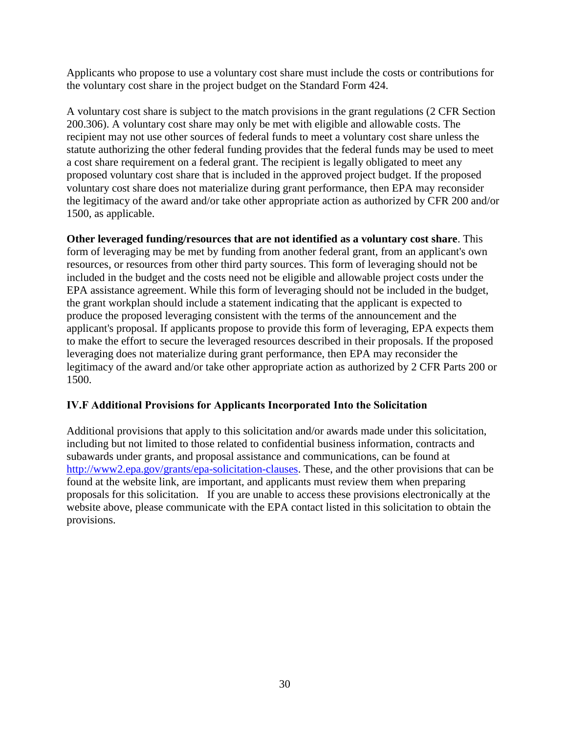Applicants who propose to use a voluntary cost share must include the costs or contributions for the voluntary cost share in the project budget on the Standard Form 424.

A voluntary cost share is subject to the match provisions in the grant regulations (2 CFR Section 200.306). A voluntary cost share may only be met with eligible and allowable costs. The recipient may not use other sources of federal funds to meet a voluntary cost share unless the statute authorizing the other federal funding provides that the federal funds may be used to meet a cost share requirement on a federal grant. The recipient is legally obligated to meet any proposed voluntary cost share that is included in the approved project budget. If the proposed voluntary cost share does not materialize during grant performance, then EPA may reconsider the legitimacy of the award and/or take other appropriate action as authorized by CFR 200 and/or 1500, as applicable.

**Other leveraged funding/resources that are not identified as a voluntary cost share**. This form of leveraging may be met by funding from another federal grant, from an applicant's own resources, or resources from other third party sources. This form of leveraging should not be included in the budget and the costs need not be eligible and allowable project costs under the EPA assistance agreement. While this form of leveraging should not be included in the budget, the grant workplan should include a statement indicating that the applicant is expected to produce the proposed leveraging consistent with the terms of the announcement and the applicant's proposal. If applicants propose to provide this form of leveraging, EPA expects them to make the effort to secure the leveraged resources described in their proposals. If the proposed leveraging does not materialize during grant performance, then EPA may reconsider the legitimacy of the award and/or take other appropriate action as authorized by 2 CFR Parts 200 or 1500.

### IV.F Additional Provisions for Applicants Incorporated Into the Solicitation

Additional provisions that apply to this solicitation and/or awards made under this solicitation, including but not limited to those related to confidential business information, contracts and subawards under grants, and proposal assistance and communications, can be found at [http://www2.epa.gov/grants/epa-solicitation-clauses](http://www2.epa.gov/grants/epa-solicitation-clauses). These, and the other provisions that can be found at the website link, are important, and applicants must review them when preparing proposals for this solicitation. If you are unable to access these provisions electronically at the website above, please communicate with the EPA contact listed in this solicitation to obtain the provisions.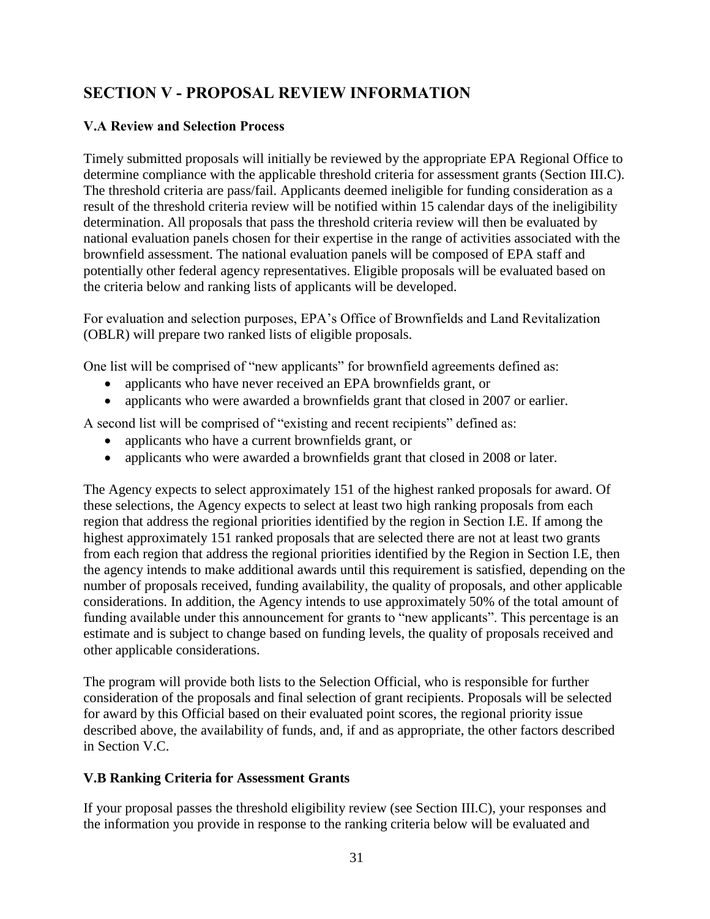## SECTION V - PROPOSAL REVIEW INFORMATION

### V.A Review and Selection Process

Timely submitted proposals will initially be reviewed by the appropriate EPA Regional Office to determine compliance with the applicable threshold criteria for assessment grants (Section III.C). The threshold criteria are pass/fail. Applicants deemed ineligible for funding consideration as a result of the threshold criteria review will be notified within 15 calendar days of the ineligibility determination. All proposals that pass the threshold criteria review will then be evaluated by national evaluation panels chosen for their expertise in the range of activities associated with the brownfield assessment. The national evaluation panels will be composed of EPA staff and potentially other federal agency representatives. Eligible proposals will be evaluated based on the criteria below and ranking lists of applicants will be developed.

For evaluation and selection purposes, EPA's Office of Brownfields and Land Revitalization (OBLR) will prepare two ranked lists of eligible proposals.

One list will be comprised of "new applicants" for brownfield agreements defined as:

- applicants who have never received an EPA brownfields grant, or
- applicants who were awarded a brownfields grant that closed in 2007 or earlier.

A second list will be comprised of "existing and recent recipients" defined as:

- applicants who have a current brownfields grant, or
- applicants who were awarded a brownfields grant that closed in 2008 or later.

The Agency expects to select approximately 151 of the highest ranked proposals for award. Of these selections, the Agency expects to select at least two high ranking proposals from each region that address the regional priorities identified by the region in Section I.E. If among the highest approximately 151 ranked proposals that are selected there are not at least two grants from each region that address the regional priorities identified by the Region in Section I.E, then the agency intends to make additional awards until this requirement is satisfied, depending on the number of proposals received, funding availability, the quality of proposals, and other applicable considerations. In addition, the Agency intends to use approximately 50% of the total amount of funding available under this announcement for grants to "new applicants". This percentage is an estimate and is subject to change based on funding levels, the quality of proposals received and other applicable considerations.

The program will provide both lists to the Selection Official, who is responsible for further consideration of the proposals and final selection of grant recipients. Proposals will be selected for award by this Official based on their evaluated point scores, the regional priority issue described above, the availability of funds, and, if and as appropriate, the other factors described in Section V.C.

### V.B Ranking Criteria for Assessment Grants

If your proposal passes the threshold eligibility review (see Section III.C), your responses and the information you provide in response to the ranking criteria below will be evaluated and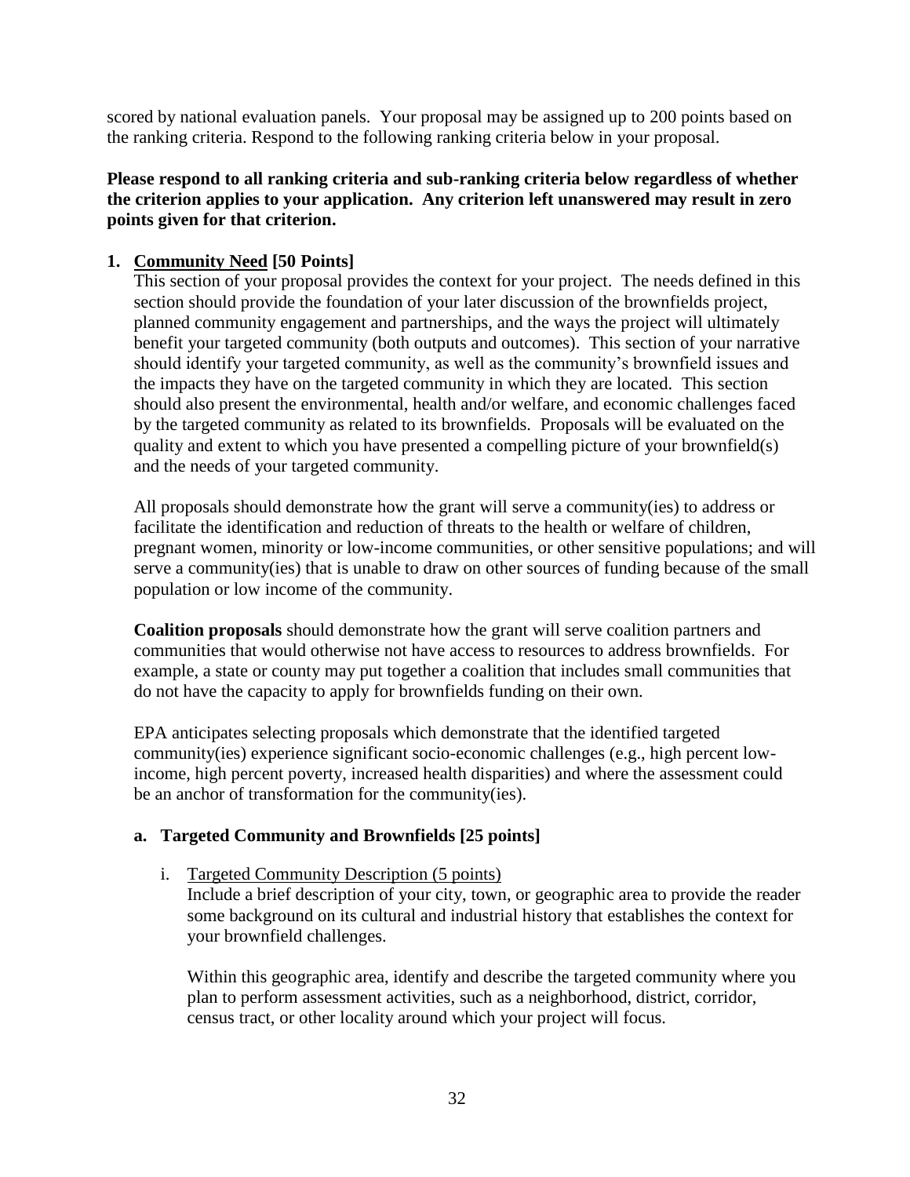scored by national evaluation panels. Your proposal may be assigned up to 200 points based on the ranking criteria. Respond to the following ranking criteria below in your proposal.

**Please respond to all ranking criteria and sub-ranking criteria below regardless of whether the criterion applies to your application. Any criterion left unanswered may result in zero points given for that criterion.**

## 1. <u>Community Need</u> [50 Points]

This section of your proposal provides the context for your project. The needs defined in this section should provide the foundation of your later discussion of the brownfields project, planned community engagement and partnerships, and the ways the project will ultimately benefit your targeted community (both outputs and outcomes). This section of your narrative should identify your targeted community, as well as the community's brownfield issues and the impacts they have on the targeted community in which they are located. This section should also present the environmental, health and/or welfare, and economic challenges faced by the targeted community as related to its brownfields. Proposals will be evaluated on the quality and extent to which you have presented a compelling picture of your brownfield(s) and the needs of your targeted community.

All proposals should demonstrate how the grant will serve a community(ies) to address or facilitate the identification and reduction of threats to the health or welfare of children, pregnant women, minority or low-income communities, or other sensitive populations; and will serve a community(ies) that is unable to draw on other sources of funding because of the small population or low income of the community.

**Coalition proposals** should demonstrate how the grant will serve coalition partners and communities that would otherwise not have access to resources to address brownfields. For example, a state or county may put together a coalition that includes small communities that do not have the capacity to apply for brownfields funding on their own.

EPA anticipates selecting proposals which demonstrate that the identified targeted community(ies) experience significant socio-economic challenges (e.g., high percent low-income, high percent poverty, increased health disparities) and where the assessment could be an anchor of transformation for the community(ies).

### a. Targeted Community and Brownfields [25 points]

i. <u>Targeted Community Description (5 points)</u>

Include a brief description of your city, town, or geographic area to provide the reader some background on its cultural and industrial history that establishes the context for your brownfield challenges.

Within this geographic area, identify and describe the targeted community where you plan to perform assessment activities, such as a neighborhood, district, corridor, census tract, or other locality around which your project will focus.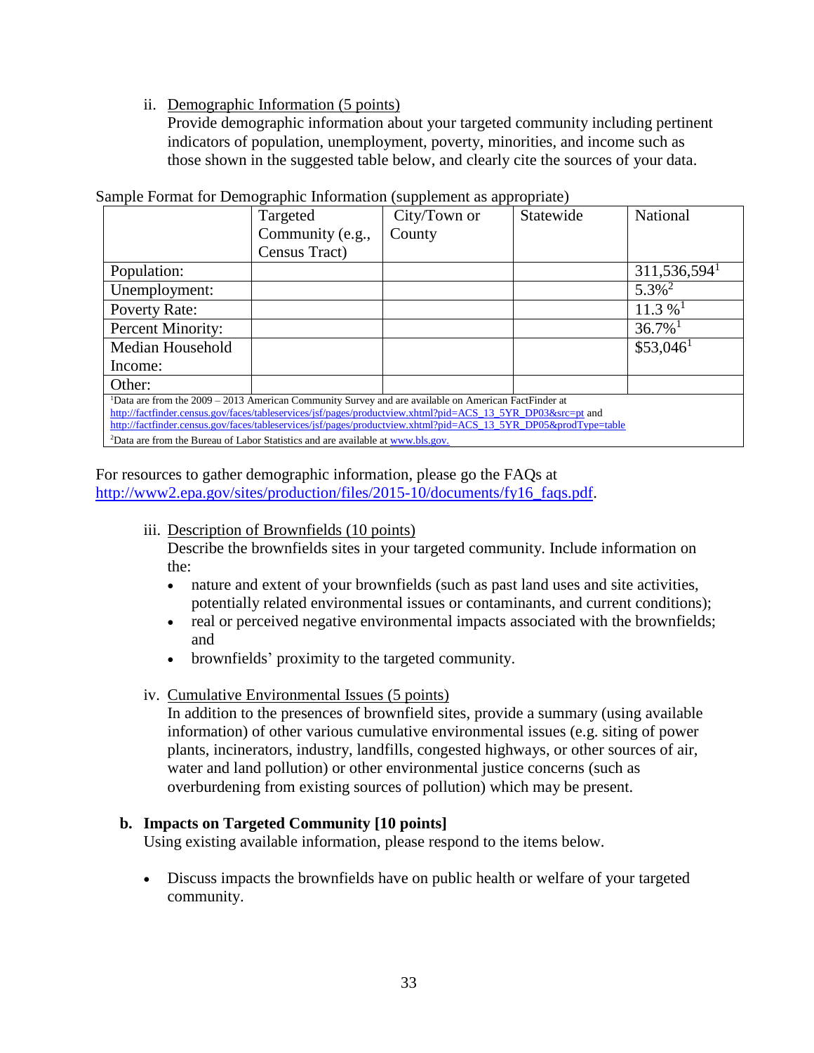ii. Demographic Information (5 points)

Provide demographic information about your targeted community including pertinent indicators of population, unemployment, poverty, minorities, and income such as those shown in the suggested table below, and clearly cite the sources of your data.

Sample Format for Demographic Information (supplement as appropriate)

| | Targeted Community (e.g., Census Tract) | City/Town or County | Statewide | National |
|---|---|---|---|---|
| Population: | | | | 311,536,594[1] |
| Unemployment: | | | | 5.3%[2] |
| Poverty Rate: | | | | 11.3 %[1] |
| Percent Minority: | | | | 36.7%[1] |
| Median Household Income: | | | | $53,046[1] |
| Other: | | | | |

[1]Data are from the 2009 – 2013 American Community Survey and are available on American FactFinder at http://factfinder.census.gov/faces/tableservices/jsf/pages/productview.xhtml?pid=ACS_13_5YR_DP03&src=pt and http://factfinder.census.gov/faces/tableservices/jsf/pages/productview.xhtml?pid=ACS_13_5YR_DP05&prodType=table

[2]Data are from the Bureau of Labor Statistics and are available at www.bls.gov.

For resources to gather demographic information, please go the FAQs at http://www2.epa.gov/sites/production/files/2015-10/documents/fy16_faqs.pdf.

iii. Description of Brownfields (10 points)

Describe the brownfields sites in your targeted community. Include information on the:

- nature and extent of your brownfields (such as past land uses and site activities, potentially related environmental issues or contaminants, and current conditions);
- real or perceived negative environmental impacts associated with the brownfields; and
- brownfields' proximity to the targeted community.

iv. Cumulative Environmental Issues (5 points)

In addition to the presences of brownfield sites, provide a summary (using available information) of other various cumulative environmental issues (e.g. siting of power plants, incinerators, industry, landfills, congested highways, or other sources of air, water and land pollution) or other environmental justice concerns (such as overburdening from existing sources of pollution) which may be present.

**b. Impacts on Targeted Community [10 points]**

Using existing available information, please respond to the items below.

- Discuss impacts the brownfields have on public health or welfare of your targeted community.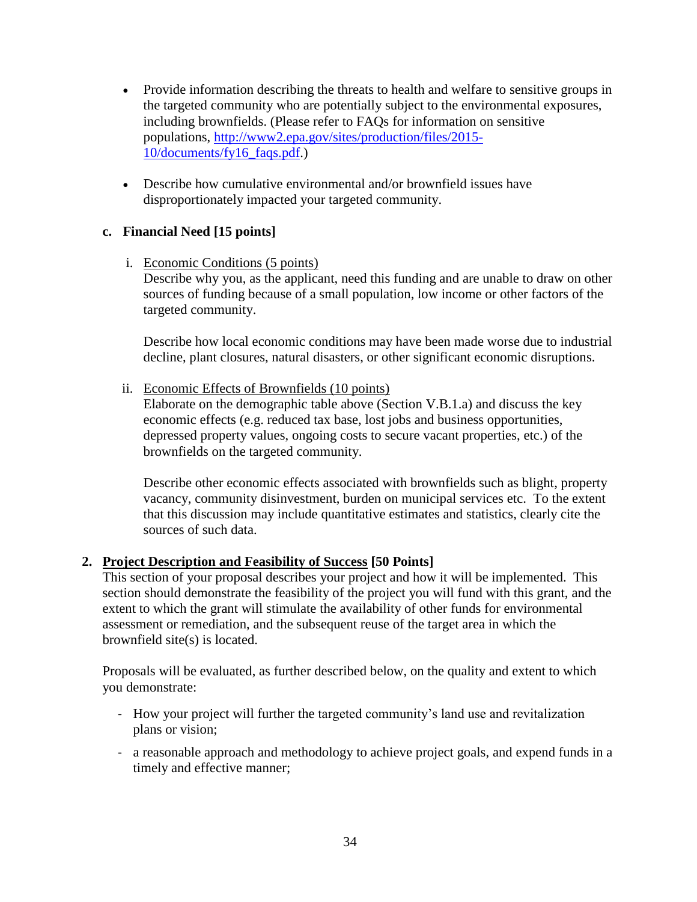- Provide information describing the threats to health and welfare to sensitive groups in the targeted community who are potentially subject to the environmental exposures, including brownfields. (Please refer to FAQs for information on sensitive populations, [http://www2.epa.gov/sites/production/files/2015-10/documents/fy16_faqs.pdf](http://www2.epa.gov/sites/production/files/2015-10/documents/fy16_faqs.pdf).)

- Describe how cumulative environmental and/or brownfield issues have disproportionately impacted your targeted community.

**c. Financial Need [15 points]**

i. Economic Conditions (5 points)

Describe why you, as the applicant, need this funding and are unable to draw on other sources of funding because of a small population, low income or other factors of the targeted community.

Describe how local economic conditions may have been made worse due to industrial decline, plant closures, natural disasters, or other significant economic disruptions.

ii. Economic Effects of Brownfields (10 points)

Elaborate on the demographic table above (Section V.B.1.a) and discuss the key economic effects (e.g. reduced tax base, lost jobs and business opportunities, depressed property values, ongoing costs to secure vacant properties, etc.) of the brownfields on the targeted community.

Describe other economic effects associated with brownfields such as blight, property vacancy, community disinvestment, burden on municipal services etc. To the extent that this discussion may include quantitative estimates and statistics, clearly cite the sources of such data.

**2. Project Description and Feasibility of Success [50 Points]**

This section of your proposal describes your project and how it will be implemented. This section should demonstrate the feasibility of the project you will fund with this grant, and the extent to which the grant will stimulate the availability of other funds for environmental assessment or remediation, and the subsequent reuse of the target area in which the brownfield site(s) is located.

Proposals will be evaluated, as further described below, on the quality and extent to which you demonstrate:

- How your project will further the targeted community's land use and revitalization plans or vision;
- a reasonable approach and methodology to achieve project goals, and expend funds in a timely and effective manner;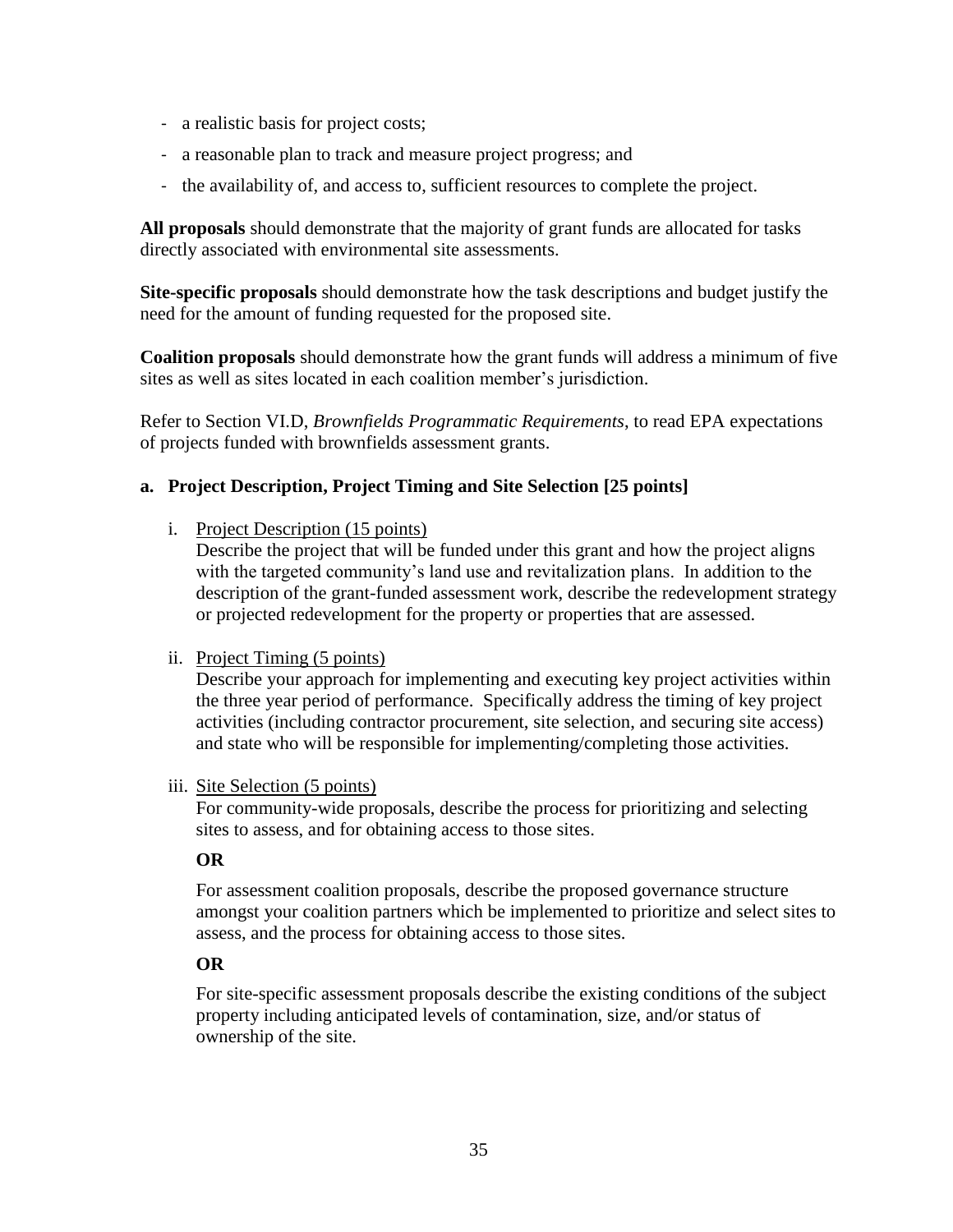- a realistic basis for project costs;
- a reasonable plan to track and measure project progress; and
- the availability of, and access to, sufficient resources to complete the project.

**All proposals** should demonstrate that the majority of grant funds are allocated for tasks directly associated with environmental site assessments.

**Site-specific proposals** should demonstrate how the task descriptions and budget justify the need for the amount of funding requested for the proposed site.

**Coalition proposals** should demonstrate how the grant funds will address a minimum of five sites as well as sites located in each coalition member's jurisdiction.

Refer to Section VI.D, *Brownfields Programmatic Requirements*, to read EPA expectations of projects funded with brownfields assessment grants.

### a. Project Description, Project Timing and Site Selection [25 points]

i. Project Description (15 points)
   Describe the project that will be funded under this grant and how the project aligns with the targeted community's land use and revitalization plans. In addition to the description of the grant-funded assessment work, describe the redevelopment strategy or projected redevelopment for the property or properties that are assessed.

ii. Project Timing (5 points)
   Describe your approach for implementing and executing key project activities within the three year period of performance. Specifically address the timing of key project activities (including contractor procurement, site selection, and securing site access) and state who will be responsible for implementing/completing those activities.

iii. Site Selection (5 points)
   For community-wide proposals, describe the process for prioritizing and selecting sites to assess, and for obtaining access to those sites.

   **OR**

   For assessment coalition proposals, describe the proposed governance structure amongst your coalition partners which be implemented to prioritize and select sites to assess, and the process for obtaining access to those sites.

   **OR**

   For site-specific assessment proposals describe the existing conditions of the subject property including anticipated levels of contamination, size, and/or status of ownership of the site.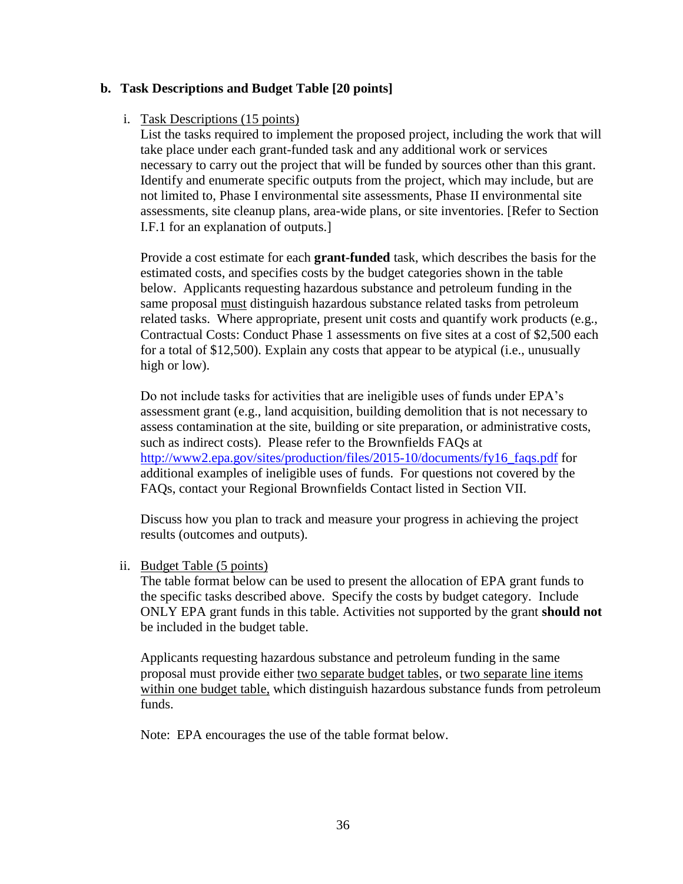### b. Task Descriptions and Budget Table [20 points]

i. Task Descriptions (15 points)

List the tasks required to implement the proposed project, including the work that will take place under each grant-funded task and any additional work or services necessary to carry out the project that will be funded by sources other than this grant. Identify and enumerate specific outputs from the project, which may include, but are not limited to, Phase I environmental site assessments, Phase II environmental site assessments, site cleanup plans, area-wide plans, or site inventories. [Refer to Section I.F.1 for an explanation of outputs.]

Provide a cost estimate for each **grant-funded** task, which describes the basis for the estimated costs, and specifies costs by the budget categories shown in the table below. Applicants requesting hazardous substance and petroleum funding in the same proposal must distinguish hazardous substance related tasks from petroleum related tasks. Where appropriate, present unit costs and quantify work products (e.g., Contractual Costs: Conduct Phase 1 assessments on five sites at a cost of $2,500 each for a total of $12,500). Explain any costs that appear to be atypical (i.e., unusually high or low).

Do not include tasks for activities that are ineligible uses of funds under EPA's assessment grant (e.g., land acquisition, building demolition that is not necessary to assess contamination at the site, building or site preparation, or administrative costs, such as indirect costs). Please refer to the Brownfields FAQs at http://www2.epa.gov/sites/production/files/2015-10/documents/fy16_faqs.pdf for additional examples of ineligible uses of funds. For questions not covered by the FAQs, contact your Regional Brownfields Contact listed in Section VII.

Discuss how you plan to track and measure your progress in achieving the project results (outcomes and outputs).

ii. Budget Table (5 points)

The table format below can be used to present the allocation of EPA grant funds to the specific tasks described above. Specify the costs by budget category. Include ONLY EPA grant funds in this table. Activities not supported by the grant **should not** be included in the budget table.

Applicants requesting hazardous substance and petroleum funding in the same proposal must provide either two separate budget tables, or two separate line items within one budget table, which distinguish hazardous substance funds from petroleum funds.

Note: EPA encourages the use of the table format below.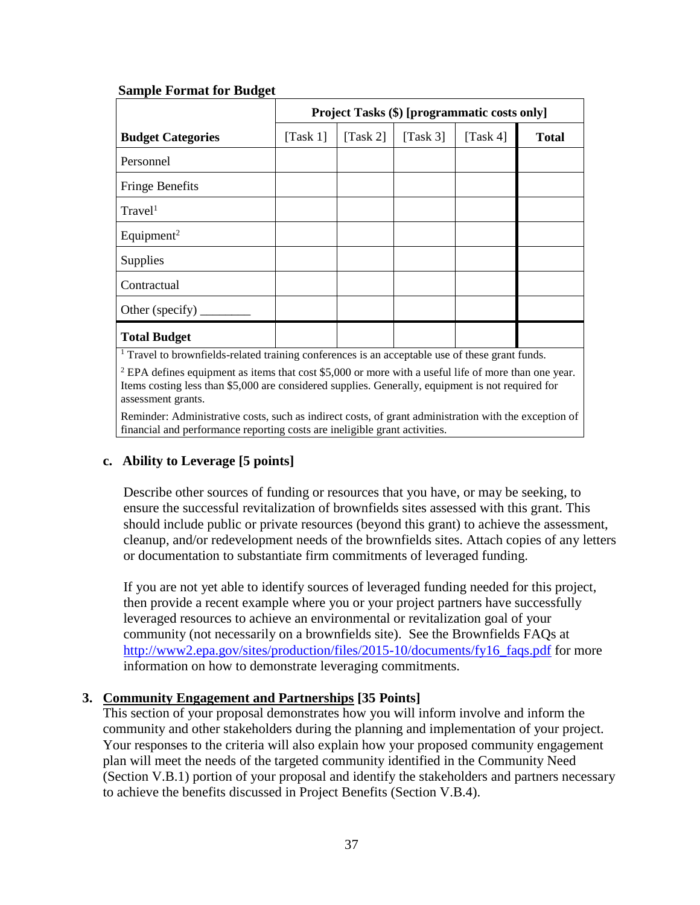**Sample Format for Budget**

| | Project Tasks ($) [programmatic costs only] | | | | |
|---|---|---|---|---|---|
| **Budget Categories** | [Task 1] | [Task 2] | [Task 3] | [Task 4] | **Total** |
| Personnel | | | | | |
| Fringe Benefits | | | | | |
| Travel[1] | | | | | |
| Equipment[2] | | | | | |
| Supplies | | | | | |
| Contractual | | | | | |
| Other (specify) ________ | | | | | |
| **Total Budget** | | | | | |

[1] Travel to brownfields-related training conferences is an acceptable use of these grant funds.

[2] EPA defines equipment as items that cost $5,000 or more with a useful life of more than one year. Items costing less than $5,000 are considered supplies. Generally, equipment is not required for assessment grants.

Reminder: Administrative costs, such as indirect costs, of grant administration with the exception of financial and performance reporting costs are ineligible grant activities.

**c. Ability to Leverage [5 points]**

Describe other sources of funding or resources that you have, or may be seeking, to ensure the successful revitalization of brownfields sites assessed with this grant. This should include public or private resources (beyond this grant) to achieve the assessment, cleanup, and/or redevelopment needs of the brownfields sites. Attach copies of any letters or documentation to substantiate firm commitments of leveraged funding.

If you are not yet able to identify sources of leveraged funding needed for this project, then provide a recent example where you or your project partners have successfully leveraged resources to achieve an environmental or revitalization goal of your community (not necessarily on a brownfields site). See the Brownfields FAQs at http://www2.epa.gov/sites/production/files/2015-10/documents/fy16_faqs.pdf for more information on how to demonstrate leveraging commitments.

**3. <u>Community Engagement and Partnerships</u> [35 Points]**

This section of your proposal demonstrates how you will inform involve and inform the community and other stakeholders during the planning and implementation of your project. Your responses to the criteria will also explain how your proposed community engagement plan will meet the needs of the targeted community identified in the Community Need (Section V.B.1) portion of your proposal and identify the stakeholders and partners necessary to achieve the benefits discussed in Project Benefits (Section V.B.4).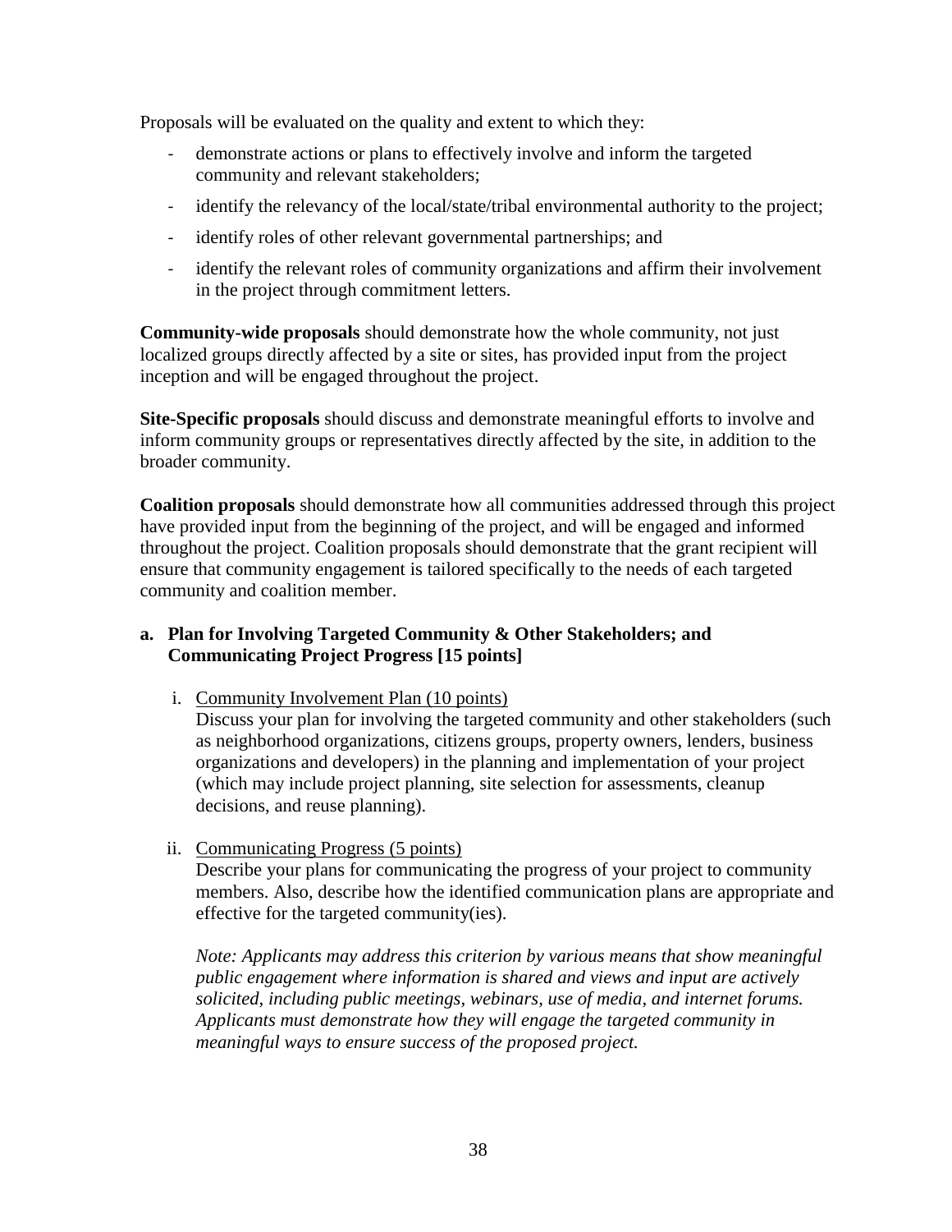Proposals will be evaluated on the quality and extent to which they:

- demonstrate actions or plans to effectively involve and inform the targeted community and relevant stakeholders;
- identify the relevancy of the local/state/tribal environmental authority to the project;
- identify roles of other relevant governmental partnerships; and
- identify the relevant roles of community organizations and affirm their involvement in the project through commitment letters.

**Community-wide proposals** should demonstrate how the whole community, not just localized groups directly affected by a site or sites, has provided input from the project inception and will be engaged throughout the project.

**Site-Specific proposals** should discuss and demonstrate meaningful efforts to involve and inform community groups or representatives directly affected by the site, in addition to the broader community.

**Coalition proposals** should demonstrate how all communities addressed through this project have provided input from the beginning of the project, and will be engaged and informed throughout the project. Coalition proposals should demonstrate that the grant recipient will ensure that community engagement is tailored specifically to the needs of each targeted community and coalition member.

**a. Plan for Involving Targeted Community & Other Stakeholders; and Communicating Project Progress [15 points]**

i. <u>Community Involvement Plan (10 points)</u>
Discuss your plan for involving the targeted community and other stakeholders (such as neighborhood organizations, citizens groups, property owners, lenders, business organizations and developers) in the planning and implementation of your project (which may include project planning, site selection for assessments, cleanup decisions, and reuse planning).

ii. <u>Communicating Progress (5 points)</u>
Describe your plans for communicating the progress of your project to community members. Also, describe how the identified communication plans are appropriate and effective for the targeted community(ies).

*Note: Applicants may address this criterion by various means that show meaningful public engagement where information is shared and views and input are actively solicited, including public meetings, webinars, use of media, and internet forums. Applicants must demonstrate how they will engage the targeted community in meaningful ways to ensure success of the proposed project.*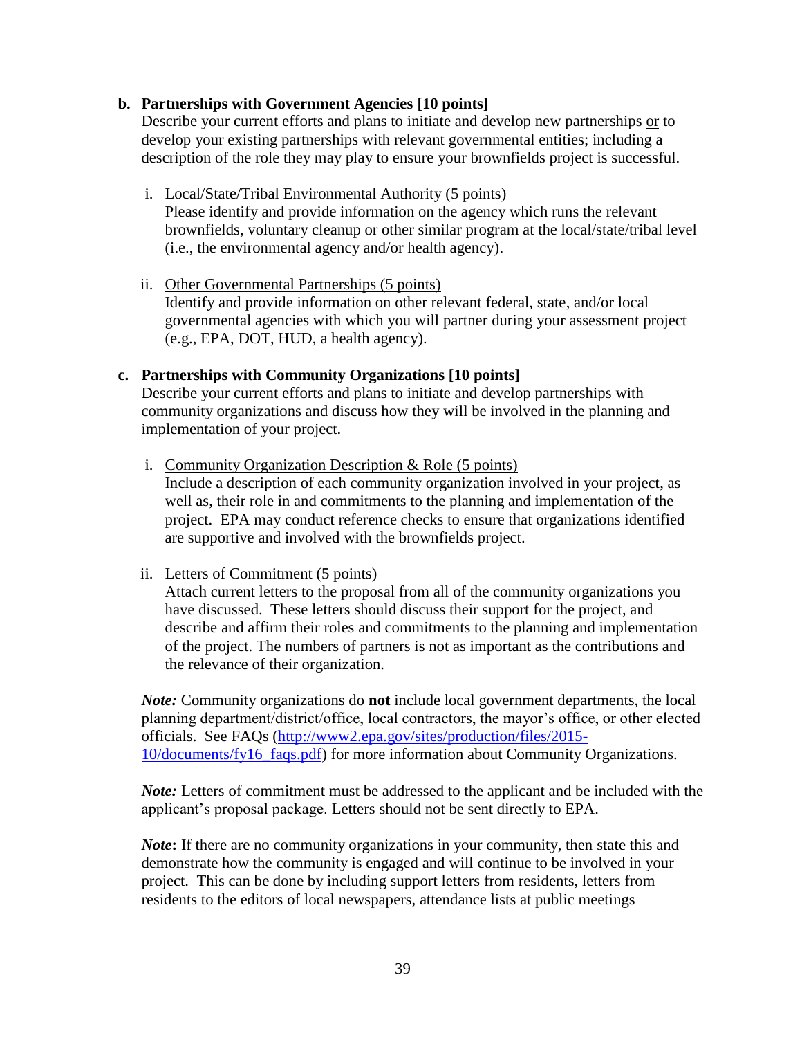**b. Partnerships with Government Agencies [10 points]**

Describe your current efforts and plans to initiate and develop new partnerships <u>or</u> to develop your existing partnerships with relevant governmental entities; including a description of the role they may play to ensure your brownfields project is successful.

i. <u>Local/State/Tribal Environmental Authority (5 points)</u>
   Please identify and provide information on the agency which runs the relevant brownfields, voluntary cleanup or other similar program at the local/state/tribal level (i.e., the environmental agency and/or health agency).

ii. <u>Other Governmental Partnerships (5 points)</u>
   Identify and provide information on other relevant federal, state, and/or local governmental agencies with which you will partner during your assessment project (e.g., EPA, DOT, HUD, a health agency).

**c. Partnerships with Community Organizations [10 points]**

Describe your current efforts and plans to initiate and develop partnerships with community organizations and discuss how they will be involved in the planning and implementation of your project.

i. <u>Community Organization Description & Role (5 points)</u>
   Include a description of each community organization involved in your project, as well as, their role in and commitments to the planning and implementation of the project. EPA may conduct reference checks to ensure that organizations identified are supportive and involved with the brownfields project.

ii. <u>Letters of Commitment (5 points)</u>
   Attach current letters to the proposal from all of the community organizations you have discussed. These letters should discuss their support for the project, and describe and affirm their roles and commitments to the planning and implementation of the project. The numbers of partners is not as important as the contributions and the relevance of their organization.

***Note:*** Community organizations do **not** include local government departments, the local planning department/district/office, local contractors, the mayor's office, or other elected officials. See FAQs (http://www2.epa.gov/sites/production/files/2015-10/documents/fy16_faqs.pdf) for more information about Community Organizations.

***Note:*** Letters of commitment must be addressed to the applicant and be included with the applicant's proposal package. Letters should not be sent directly to EPA.

***Note*:** If there are no community organizations in your community, then state this and demonstrate how the community is engaged and will continue to be involved in your project. This can be done by including support letters from residents, letters from residents to the editors of local newspapers, attendance lists at public meetings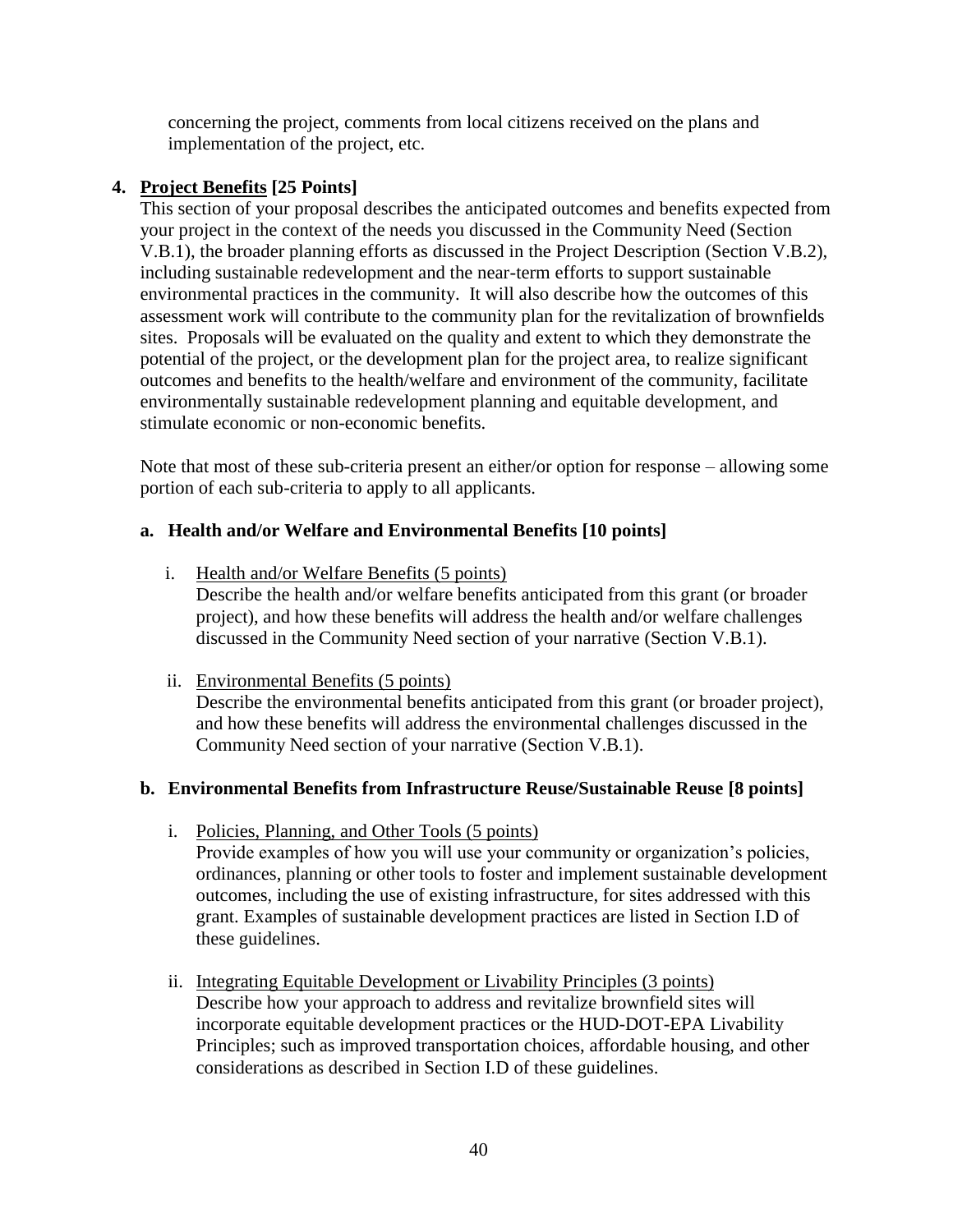concerning the project, comments from local citizens received on the plans and implementation of the project, etc.

4. **Project Benefits [25 Points]**

This section of your proposal describes the anticipated outcomes and benefits expected from your project in the context of the needs you discussed in the Community Need (Section V.B.1), the broader planning efforts as discussed in the Project Description (Section V.B.2), including sustainable redevelopment and the near-term efforts to support sustainable environmental practices in the community. It will also describe how the outcomes of this assessment work will contribute to the community plan for the revitalization of brownfields sites. Proposals will be evaluated on the quality and extent to which they demonstrate the potential of the project, or the development plan for the project area, to realize significant outcomes and benefits to the health/welfare and environment of the community, facilitate environmentally sustainable redevelopment planning and equitable development, and stimulate economic or non-economic benefits.

Note that most of these sub-criteria present an either/or option for response – allowing some portion of each sub-criteria to apply to all applicants.

**a. Health and/or Welfare and Environmental Benefits [10 points]**

i. Health and/or Welfare Benefits (5 points)
Describe the health and/or welfare benefits anticipated from this grant (or broader project), and how these benefits will address the health and/or welfare challenges discussed in the Community Need section of your narrative (Section V.B.1).

ii. Environmental Benefits (5 points)
Describe the environmental benefits anticipated from this grant (or broader project), and how these benefits will address the environmental challenges discussed in the Community Need section of your narrative (Section V.B.1).

**b. Environmental Benefits from Infrastructure Reuse/Sustainable Reuse [8 points]**

i. Policies, Planning, and Other Tools (5 points)
Provide examples of how you will use your community or organization's policies, ordinances, planning or other tools to foster and implement sustainable development outcomes, including the use of existing infrastructure, for sites addressed with this grant. Examples of sustainable development practices are listed in Section I.D of these guidelines.

ii. Integrating Equitable Development or Livability Principles (3 points)
Describe how your approach to address and revitalize brownfield sites will incorporate equitable development practices or the HUD-DOT-EPA Livability Principles; such as improved transportation choices, affordable housing, and other considerations as described in Section I.D of these guidelines.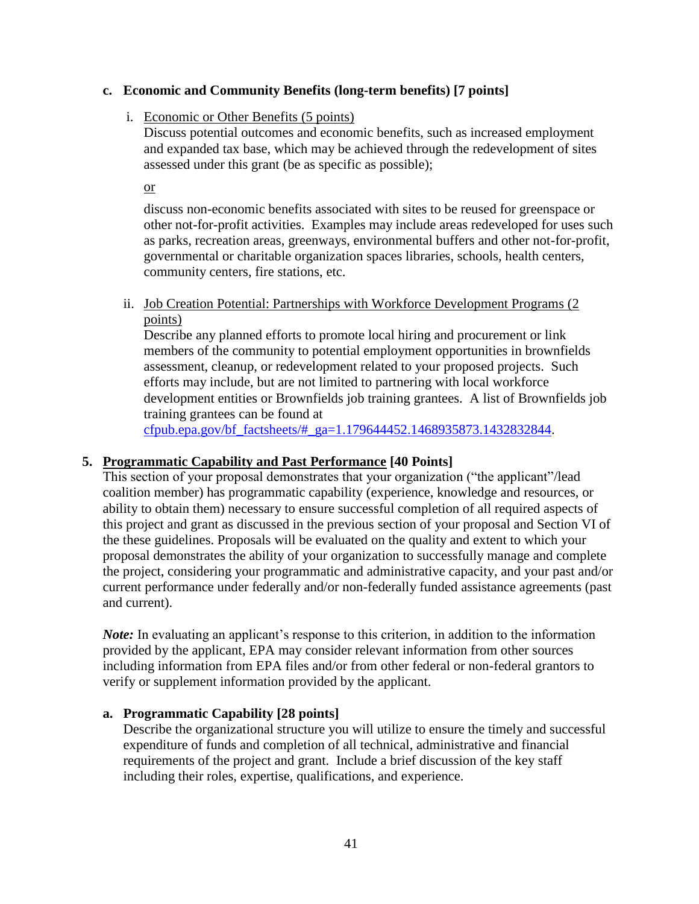**c. Economic and Community Benefits (long-term benefits) [7 points]**

i. Economic or Other Benefits (5 points)

Discuss potential outcomes and economic benefits, such as increased employment and expanded tax base, which may be achieved through the redevelopment of sites assessed under this grant (be as specific as possible);

or

discuss non-economic benefits associated with sites to be reused for greenspace or other not-for-profit activities. Examples may include areas redeveloped for uses such as parks, recreation areas, greenways, environmental buffers and other not-for-profit, governmental or charitable organization spaces libraries, schools, health centers, community centers, fire stations, etc.

ii. Job Creation Potential: Partnerships with Workforce Development Programs (2 points)

Describe any planned efforts to promote local hiring and procurement or link members of the community to potential employment opportunities in brownfields assessment, cleanup, or redevelopment related to your proposed projects. Such efforts may include, but are not limited to partnering with local workforce development entities or Brownfields job training grantees. A list of Brownfields job training grantees can be found at [cfpub.epa.gov/bf_factsheets/#_ga=1.179644452.1468935873.1432832844](cfpub.epa.gov/bf_factsheets/#_ga=1.179644452.1468935873.1432832844).

**5. Programmatic Capability and Past Performance [40 Points]**

This section of your proposal demonstrates that your organization ("the applicant"/lead coalition member) has programmatic capability (experience, knowledge and resources, or ability to obtain them) necessary to ensure successful completion of all required aspects of this project and grant as discussed in the previous section of your proposal and Section VI of the these guidelines. Proposals will be evaluated on the quality and extent to which your proposal demonstrates the ability of your organization to successfully manage and complete the project, considering your programmatic and administrative capacity, and your past and/or current performance under federally and/or non-federally funded assistance agreements (past and current).

***Note:*** In evaluating an applicant's response to this criterion, in addition to the information provided by the applicant, EPA may consider relevant information from other sources including information from EPA files and/or from other federal or non-federal grantors to verify or supplement information provided by the applicant.

**a. Programmatic Capability [28 points]**

Describe the organizational structure you will utilize to ensure the timely and successful expenditure of funds and completion of all technical, administrative and financial requirements of the project and grant. Include a brief discussion of the key staff including their roles, expertise, qualifications, and experience.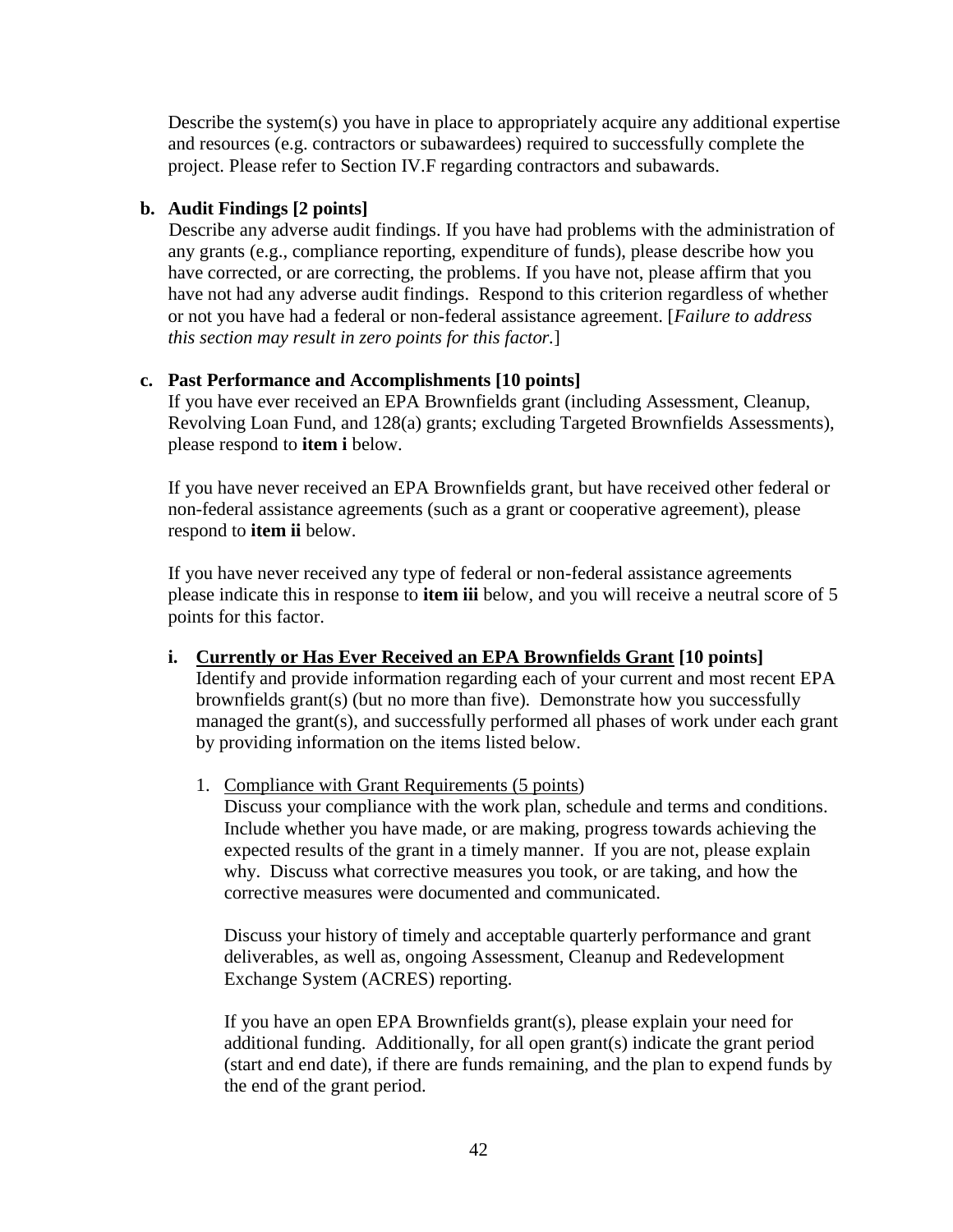Describe the system(s) you have in place to appropriately acquire any additional expertise and resources (e.g. contractors or subawardees) required to successfully complete the project. Please refer to Section IV.F regarding contractors and subawards.

**b. Audit Findings [2 points]**

Describe any adverse audit findings. If you have had problems with the administration of any grants (e.g., compliance reporting, expenditure of funds), please describe how you have corrected, or are correcting, the problems. If you have not, please affirm that you have not had any adverse audit findings. Respond to this criterion regardless of whether or not you have had a federal or non-federal assistance agreement. [*Failure to address this section may result in zero points for this factor.*]

**c. Past Performance and Accomplishments [10 points]**

If you have ever received an EPA Brownfields grant (including Assessment, Cleanup, Revolving Loan Fund, and 128(a) grants; excluding Targeted Brownfields Assessments), please respond to **item i** below.

If you have never received an EPA Brownfields grant, but have received other federal or non-federal assistance agreements (such as a grant or cooperative agreement), please respond to **item ii** below.

If you have never received any type of federal or non-federal assistance agreements please indicate this in response to **item iii** below, and you will receive a neutral score of 5 points for this factor.

**i. <u>Currently or Has Ever Received an EPA Brownfields Grant</u> [10 points]**

Identify and provide information regarding each of your current and most recent EPA brownfields grant(s) (but no more than five). Demonstrate how you successfully managed the grant(s), and successfully performed all phases of work under each grant by providing information on the items listed below.

1. <u>Compliance with Grant Requirements (5 points)</u>

   Discuss your compliance with the work plan, schedule and terms and conditions. Include whether you have made, or are making, progress towards achieving the expected results of the grant in a timely manner. If you are not, please explain why. Discuss what corrective measures you took, or are taking, and how the corrective measures were documented and communicated.

   Discuss your history of timely and acceptable quarterly performance and grant deliverables, as well as, ongoing Assessment, Cleanup and Redevelopment Exchange System (ACRES) reporting.

   If you have an open EPA Brownfields grant(s), please explain your need for additional funding. Additionally, for all open grant(s) indicate the grant period (start and end date), if there are funds remaining, and the plan to expend funds by the end of the grant period.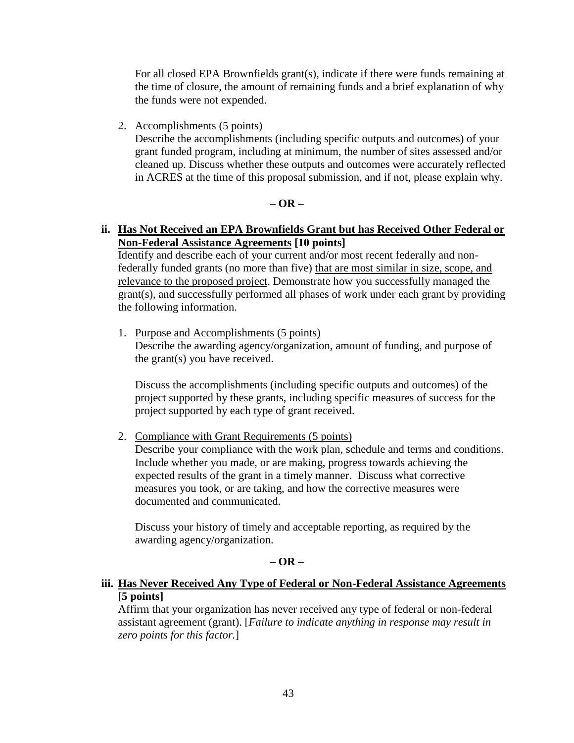For all closed EPA Brownfields grant(s), indicate if there were funds remaining at the time of closure, the amount of remaining funds and a brief explanation of why the funds were not expended.

2. Accomplishments (5 points)
   Describe the accomplishments (including specific outputs and outcomes) of your grant funded program, including at minimum, the number of sites assessed and/or cleaned up. Discuss whether these outputs and outcomes were accurately reflected in ACRES at the time of this proposal submission, and if not, please explain why.

**– OR –**

**ii. Has Not Received an EPA Brownfields Grant but has Received Other Federal or Non-Federal Assistance Agreements [10 points]**

Identify and describe each of your current and/or most recent federally and non-federally funded grants (no more than five) that are most similar in size, scope, and relevance to the proposed project. Demonstrate how you successfully managed the grant(s), and successfully performed all phases of work under each grant by providing the following information.

1. Purpose and Accomplishments (5 points)
   Describe the awarding agency/organization, amount of funding, and purpose of the grant(s) you have received.

   Discuss the accomplishments (including specific outputs and outcomes) of the project supported by these grants, including specific measures of success for the project supported by each type of grant received.

2. Compliance with Grant Requirements (5 points)
   Describe your compliance with the work plan, schedule and terms and conditions. Include whether you made, or are making, progress towards achieving the expected results of the grant in a timely manner. Discuss what corrective measures you took, or are taking, and how the corrective measures were documented and communicated.

   Discuss your history of timely and acceptable reporting, as required by the awarding agency/organization.

**– OR –**

**iii. Has Never Received Any Type of Federal or Non-Federal Assistance Agreements [5 points]**

Affirm that your organization has never received any type of federal or non-federal assistant agreement (grant). [*Failure to indicate anything in response may result in zero points for this factor.*]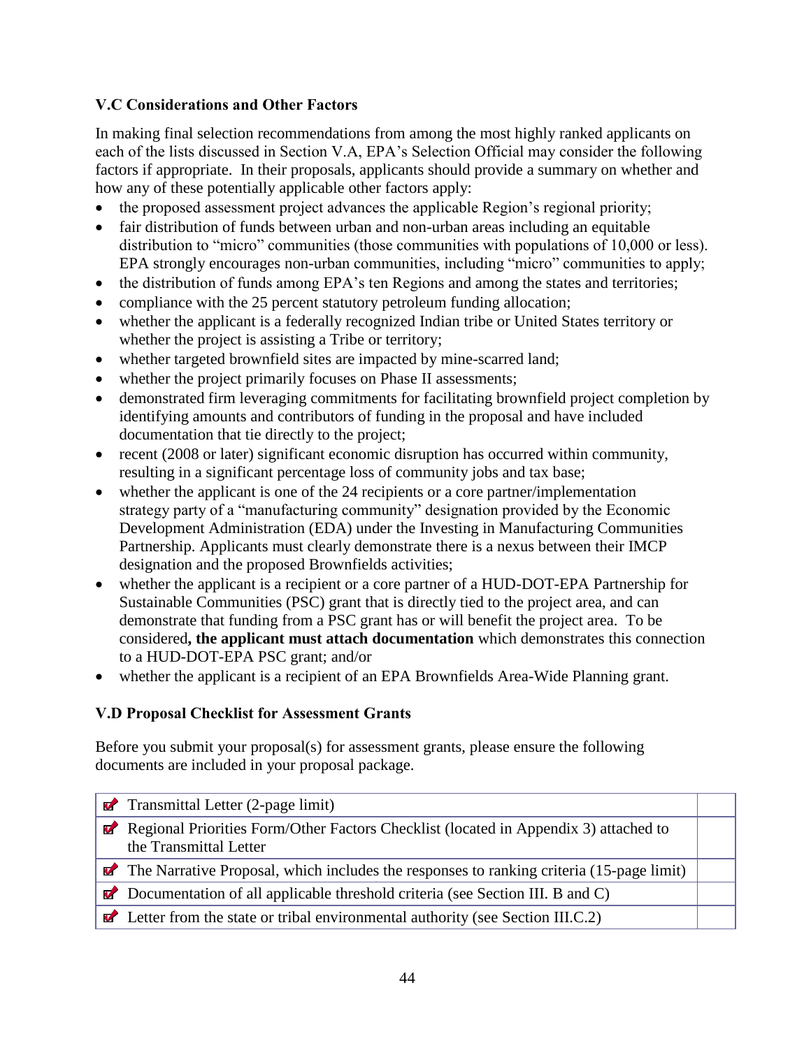### V.C Considerations and Other Factors

In making final selection recommendations from among the most highly ranked applicants on each of the lists discussed in Section V.A, EPA's Selection Official may consider the following factors if appropriate. In their proposals, applicants should provide a summary on whether and how any of these potentially applicable other factors apply:

- the proposed assessment project advances the applicable Region's regional priority;
- fair distribution of funds between urban and non-urban areas including an equitable distribution to "micro" communities (those communities with populations of 10,000 or less). EPA strongly encourages non-urban communities, including "micro" communities to apply;
- the distribution of funds among EPA's ten Regions and among the states and territories;
- compliance with the 25 percent statutory petroleum funding allocation;
- whether the applicant is a federally recognized Indian tribe or United States territory or whether the project is assisting a Tribe or territory;
- whether targeted brownfield sites are impacted by mine-scarred land;
- whether the project primarily focuses on Phase II assessments;
- demonstrated firm leveraging commitments for facilitating brownfield project completion by identifying amounts and contributors of funding in the proposal and have included documentation that tie directly to the project;
- recent (2008 or later) significant economic disruption has occurred within community, resulting in a significant percentage loss of community jobs and tax base;
- whether the applicant is one of the 24 recipients or a core partner/implementation strategy party of a "manufacturing community" designation provided by the Economic Development Administration (EDA) under the Investing in Manufacturing Communities Partnership. Applicants must clearly demonstrate there is a nexus between their IMCP designation and the proposed Brownfields activities;
- whether the applicant is a recipient or a core partner of a HUD-DOT-EPA Partnership for Sustainable Communities (PSC) grant that is directly tied to the project area, and can demonstrate that funding from a PSC grant has or will benefit the project area. To be considered**, the applicant must attach documentation** which demonstrates this connection to a HUD-DOT-EPA PSC grant; and/or
- whether the applicant is a recipient of an EPA Brownfields Area-Wide Planning grant.

### V.D Proposal Checklist for Assessment Grants

Before you submit your proposal(s) for assessment grants, please ensure the following documents are included in your proposal package.

| | |
|---|---|
| Transmittal Letter (2-page limit) | |
| Regional Priorities Form/Other Factors Checklist (located in Appendix 3) attached to the Transmittal Letter | |
| The Narrative Proposal, which includes the responses to ranking criteria (15-page limit) | |
| Documentation of all applicable threshold criteria (see Section III. B and C) | |
| Letter from the state or tribal environmental authority (see Section III.C.2) | |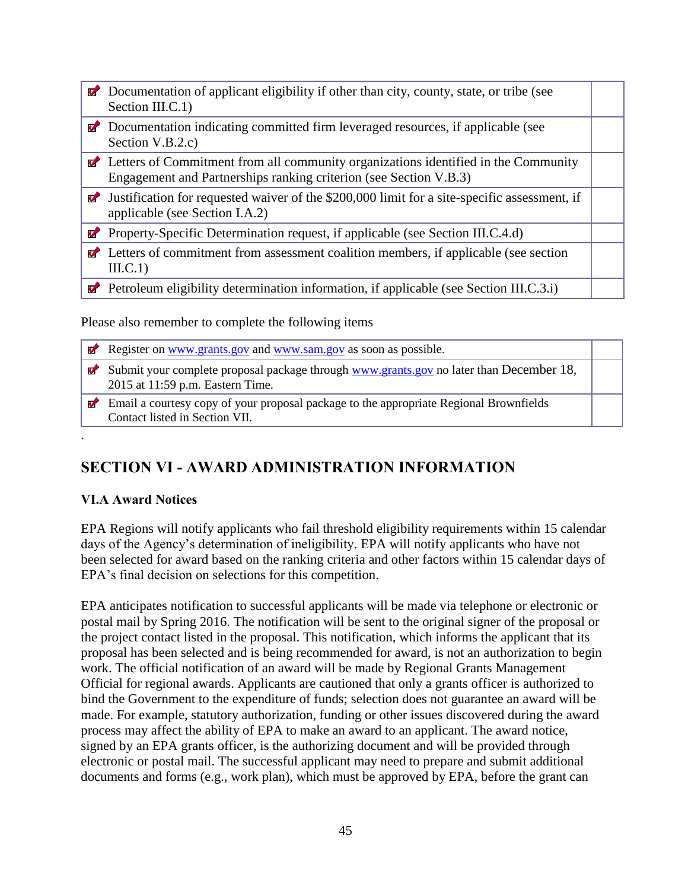| | |
|---|---|
| ☑ Documentation of applicant eligibility if other than city, county, state, or tribe (see Section III.C.1) | |
| ☑ Documentation indicating committed firm leveraged resources, if applicable (see Section V.B.2.c) | |
| ☑ Letters of Commitment from all community organizations identified in the Community Engagement and Partnerships ranking criterion (see Section V.B.3) | |
| ☑ Justification for requested waiver of the $200,000 limit for a site-specific assessment, if applicable (see Section I.A.2) | |
| ☑ Property-Specific Determination request, if applicable (see Section III.C.4.d) | |
| ☑ Letters of commitment from assessment coalition members, if applicable (see section III.C.1) | |
| ☑ Petroleum eligibility determination information, if applicable (see Section III.C.3.i) | |

Please also remember to complete the following items

| | |
|---|---|
| ☑ Register on www.grants.gov and www.sam.gov as soon as possible. | |
| ☑ Submit your complete proposal package through www.grants.gov no later than December 18, 2015 at 11:59 p.m. Eastern Time. | |
| ☑ Email a courtesy copy of your proposal package to the appropriate Regional Brownfields Contact listed in Section VII. | |

## SECTION VI - AWARD ADMINISTRATION INFORMATION

### VI.A Award Notices

EPA Regions will notify applicants who fail threshold eligibility requirements within 15 calendar days of the Agency's determination of ineligibility. EPA will notify applicants who have not been selected for award based on the ranking criteria and other factors within 15 calendar days of EPA's final decision on selections for this competition.

EPA anticipates notification to successful applicants will be made via telephone or electronic or postal mail by Spring 2016. The notification will be sent to the original signer of the proposal or the project contact listed in the proposal. This notification, which informs the applicant that its proposal has been selected and is being recommended for award, is not an authorization to begin work. The official notification of an award will be made by Regional Grants Management Official for regional awards. Applicants are cautioned that only a grants officer is authorized to bind the Government to the expenditure of funds; selection does not guarantee an award will be made. For example, statutory authorization, funding or other issues discovered during the award process may affect the ability of EPA to make an award to an applicant. The award notice, signed by an EPA grants officer, is the authorizing document and will be provided through electronic or postal mail. The successful applicant may need to prepare and submit additional documents and forms (e.g., work plan), which must be approved by EPA, before the grant can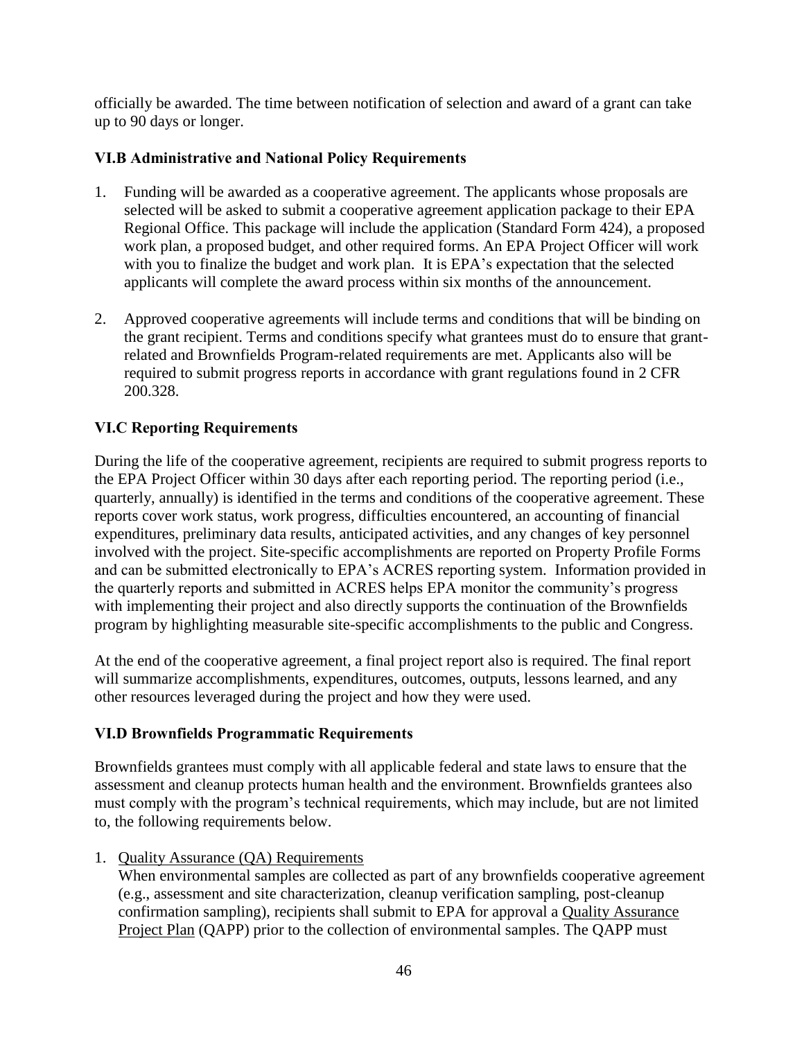officially be awarded. The time between notification of selection and award of a grant can take up to 90 days or longer.

### VI.B Administrative and National Policy Requirements

1. Funding will be awarded as a cooperative agreement. The applicants whose proposals are selected will be asked to submit a cooperative agreement application package to their EPA Regional Office. This package will include the application (Standard Form 424), a proposed work plan, a proposed budget, and other required forms. An EPA Project Officer will work with you to finalize the budget and work plan. It is EPA's expectation that the selected applicants will complete the award process within six months of the announcement.

2. Approved cooperative agreements will include terms and conditions that will be binding on the grant recipient. Terms and conditions specify what grantees must do to ensure that grant-related and Brownfields Program-related requirements are met. Applicants also will be required to submit progress reports in accordance with grant regulations found in 2 CFR 200.328.

### VI.C Reporting Requirements

During the life of the cooperative agreement, recipients are required to submit progress reports to the EPA Project Officer within 30 days after each reporting period. The reporting period (i.e., quarterly, annually) is identified in the terms and conditions of the cooperative agreement. These reports cover work status, work progress, difficulties encountered, an accounting of financial expenditures, preliminary data results, anticipated activities, and any changes of key personnel involved with the project. Site-specific accomplishments are reported on Property Profile Forms and can be submitted electronically to EPA's ACRES reporting system. Information provided in the quarterly reports and submitted in ACRES helps EPA monitor the community's progress with implementing their project and also directly supports the continuation of the Brownfields program by highlighting measurable site-specific accomplishments to the public and Congress.

At the end of the cooperative agreement, a final project report also is required. The final report will summarize accomplishments, expenditures, outcomes, outputs, lessons learned, and any other resources leveraged during the project and how they were used.

### VI.D Brownfields Programmatic Requirements

Brownfields grantees must comply with all applicable federal and state laws to ensure that the assessment and cleanup protects human health and the environment. Brownfields grantees also must comply with the program's technical requirements, which may include, but are not limited to, the following requirements below.

1. Quality Assurance (QA) Requirements
   When environmental samples are collected as part of any brownfields cooperative agreement (e.g., assessment and site characterization, cleanup verification sampling, post-cleanup confirmation sampling), recipients shall submit to EPA for approval a Quality Assurance Project Plan (QAPP) prior to the collection of environmental samples. The QAPP must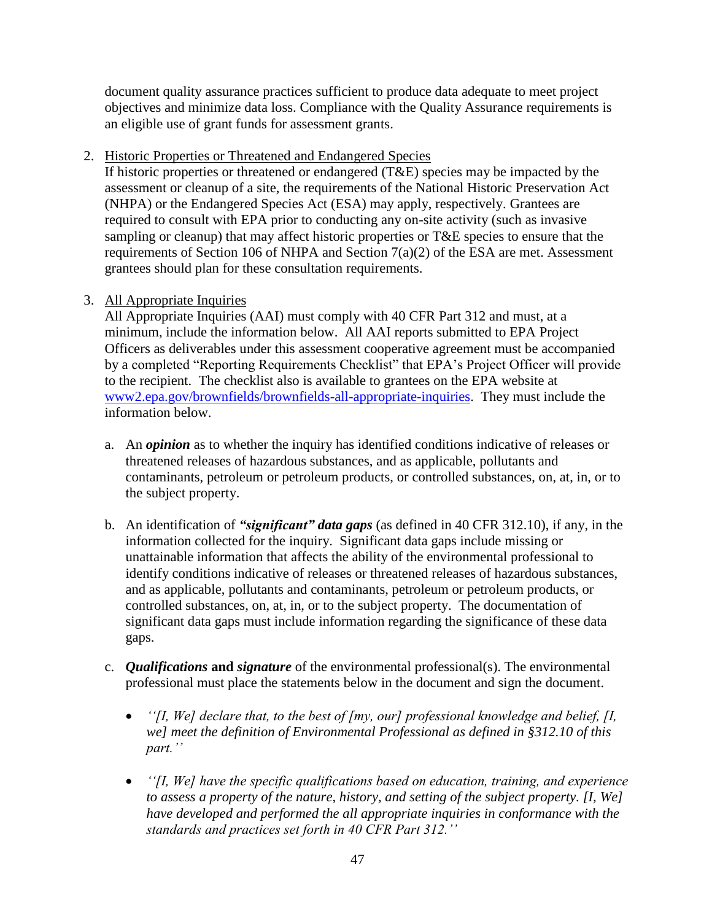document quality assurance practices sufficient to produce data adequate to meet project objectives and minimize data loss. Compliance with the Quality Assurance requirements is an eligible use of grant funds for assessment grants.

2. <u>Historic Properties or Threatened and Endangered Species</u>
   If historic properties or threatened or endangered (T&E) species may be impacted by the assessment or cleanup of a site, the requirements of the National Historic Preservation Act (NHPA) or the Endangered Species Act (ESA) may apply, respectively. Grantees are required to consult with EPA prior to conducting any on-site activity (such as invasive sampling or cleanup) that may affect historic properties or T&E species to ensure that the requirements of Section 106 of NHPA and Section 7(a)(2) of the ESA are met. Assessment grantees should plan for these consultation requirements.

3. <u>All Appropriate Inquiries</u>
   All Appropriate Inquiries (AAI) must comply with 40 CFR Part 312 and must, at a minimum, include the information below. All AAI reports submitted to EPA Project Officers as deliverables under this assessment cooperative agreement must be accompanied by a completed "Reporting Requirements Checklist" that EPA's Project Officer will provide to the recipient. The checklist also is available to grantees on the EPA website at [www2.epa.gov/brownfields/brownfields-all-appropriate-inquiries](www2.epa.gov/brownfields/brownfields-all-appropriate-inquiries). They must include the information below.

   a. An ***opinion*** as to whether the inquiry has identified conditions indicative of releases or threatened releases of hazardous substances, and as applicable, pollutants and contaminants, petroleum or petroleum products, or controlled substances, on, at, in, or to the subject property.

   b. An identification of ***"significant" data gaps*** (as defined in 40 CFR 312.10), if any, in the information collected for the inquiry. Significant data gaps include missing or unattainable information that affects the ability of the environmental professional to identify conditions indicative of releases or threatened releases of hazardous substances, and as applicable, pollutants and contaminants, petroleum or petroleum products, or controlled substances, on, at, in, or to the subject property. The documentation of significant data gaps must include information regarding the significance of these data gaps.

   c. ***Qualifications*** **and** ***signature*** of the environmental professional(s). The environmental professional must place the statements below in the document and sign the document.

      - *''[I, We] declare that, to the best of [my, our] professional knowledge and belief, [I, we] meet the definition of Environmental Professional as defined in §312.10 of this part.''*

      - *''[I, We] have the specific qualifications based on education, training, and experience to assess a property of the nature, history, and setting of the subject property. [I, We] have developed and performed the all appropriate inquiries in conformance with the standards and practices set forth in 40 CFR Part 312.''*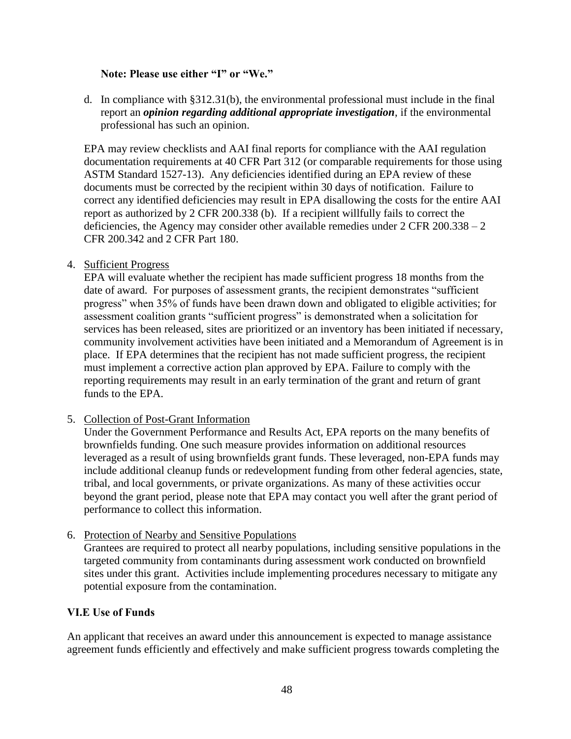**Note: Please use either "I" or "We."**

d. In compliance with §312.31(b), the environmental professional must include in the final report an ***opinion regarding additional appropriate investigation***, if the environmental professional has such an opinion.

EPA may review checklists and AAI final reports for compliance with the AAI regulation documentation requirements at 40 CFR Part 312 (or comparable requirements for those using ASTM Standard 1527-13). Any deficiencies identified during an EPA review of these documents must be corrected by the recipient within 30 days of notification. Failure to correct any identified deficiencies may result in EPA disallowing the costs for the entire AAI report as authorized by 2 CFR 200.338 (b). If a recipient willfully fails to correct the deficiencies, the Agency may consider other available remedies under 2 CFR 200.338 – 2 CFR 200.342 and 2 CFR Part 180.

4. Sufficient Progress
   EPA will evaluate whether the recipient has made sufficient progress 18 months from the date of award. For purposes of assessment grants, the recipient demonstrates "sufficient progress" when 35% of funds have been drawn down and obligated to eligible activities; for assessment coalition grants "sufficient progress" is demonstrated when a solicitation for services has been released, sites are prioritized or an inventory has been initiated if necessary, community involvement activities have been initiated and a Memorandum of Agreement is in place. If EPA determines that the recipient has not made sufficient progress, the recipient must implement a corrective action plan approved by EPA. Failure to comply with the reporting requirements may result in an early termination of the grant and return of grant funds to the EPA.

5. Collection of Post-Grant Information
   Under the Government Performance and Results Act, EPA reports on the many benefits of brownfields funding. One such measure provides information on additional resources leveraged as a result of using brownfields grant funds. These leveraged, non-EPA funds may include additional cleanup funds or redevelopment funding from other federal agencies, state, tribal, and local governments, or private organizations. As many of these activities occur beyond the grant period, please note that EPA may contact you well after the grant period of performance to collect this information.

6. Protection of Nearby and Sensitive Populations
   Grantees are required to protect all nearby populations, including sensitive populations in the targeted community from contaminants during assessment work conducted on brownfield sites under this grant. Activities include implementing procedures necessary to mitigate any potential exposure from the contamination.

### VI.E Use of Funds

An applicant that receives an award under this announcement is expected to manage assistance agreement funds efficiently and effectively and make sufficient progress towards completing the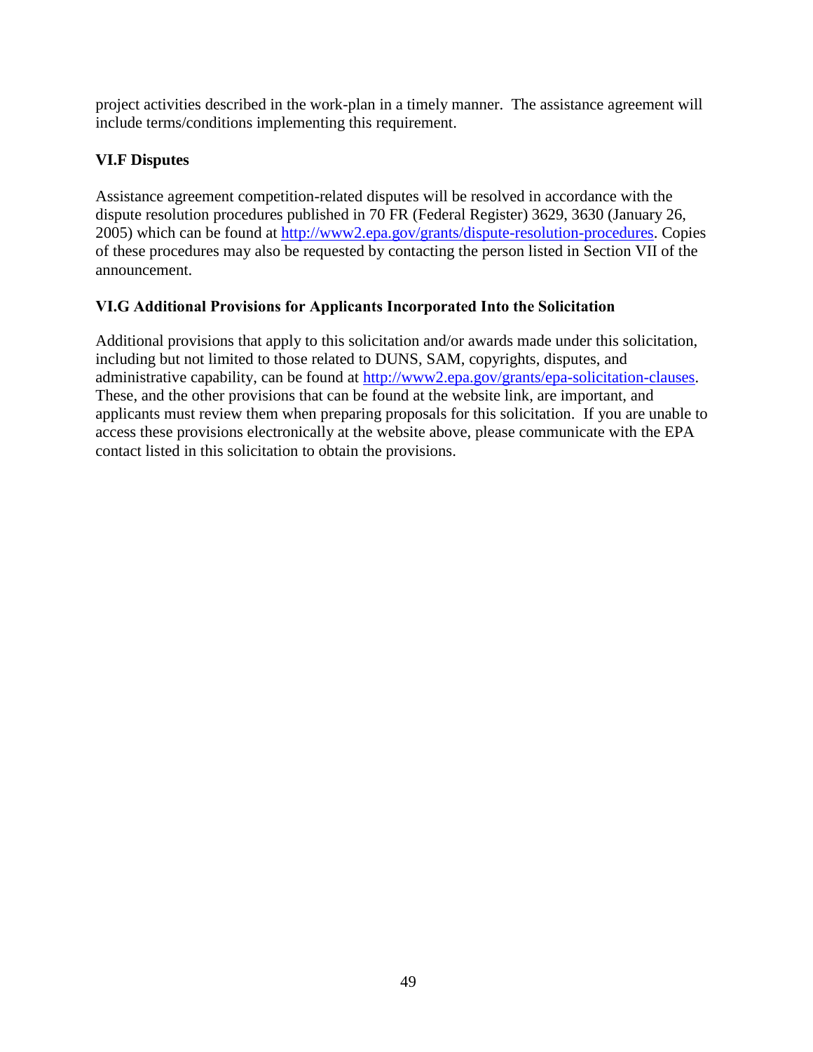project activities described in the work-plan in a timely manner. The assistance agreement will include terms/conditions implementing this requirement.

### VI.F Disputes

Assistance agreement competition-related disputes will be resolved in accordance with the dispute resolution procedures published in 70 FR (Federal Register) 3629, 3630 (January 26, 2005) which can be found at http://www2.epa.gov/grants/dispute-resolution-procedures. Copies of these procedures may also be requested by contacting the person listed in Section VII of the announcement.

### VI.G Additional Provisions for Applicants Incorporated Into the Solicitation

Additional provisions that apply to this solicitation and/or awards made under this solicitation, including but not limited to those related to DUNS, SAM, copyrights, disputes, and administrative capability, can be found at http://www2.epa.gov/grants/epa-solicitation-clauses. These, and the other provisions that can be found at the website link, are important, and applicants must review them when preparing proposals for this solicitation. If you are unable to access these provisions electronically at the website above, please communicate with the EPA contact listed in this solicitation to obtain the provisions.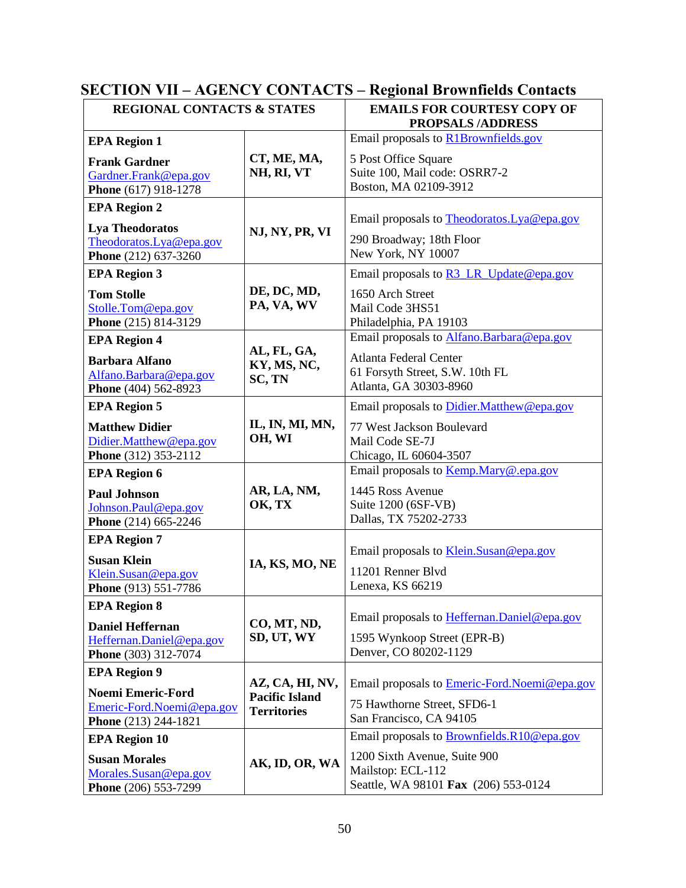## SECTION VII – AGENCY CONTACTS – Regional Brownfields Contacts

| REGIONAL CONTACTS & STATES | | EMAILS FOR COURTESY COPY OF PROPSALS /ADDRESS |
|---|---|---|
| **EPA Region 1**<br><br>**Frank Gardner**<br>Gardner.Frank@epa.gov<br>**Phone** (617) 918-1278 | **CT, ME, MA, NH, RI, VT** | Email proposals to R1Brownfields.gov<br><br>5 Post Office Square<br>Suite 100, Mail code: OSRR7-2<br>Boston, MA 02109-3912 |
| **EPA Region 2**<br><br>**Lya Theodoratos**<br>Theodoratos.Lya@epa.gov<br>**Phone** (212) 637-3260 | **NJ, NY, PR, VI** | Email proposals to Theodoratos.Lya@epa.gov<br><br>290 Broadway; 18th Floor<br>New York, NY 10007 |
| **EPA Region 3**<br><br>**Tom Stolle**<br>Stolle.Tom@epa.gov<br>**Phone** (215) 814-3129 | **DE, DC, MD, PA, VA, WV** | Email proposals to R3_LR_Update@epa.gov<br><br>1650 Arch Street<br>Mail Code 3HS51<br>Philadelphia, PA 19103 |
| **EPA Region 4**<br><br>**Barbara Alfano**<br>Alfano.Barbara@epa.gov<br>**Phone** (404) 562-8923 | **AL, FL, GA, KY, MS, NC, SC, TN** | Email proposals to Alfano.Barbara@epa.gov<br><br>Atlanta Federal Center<br>61 Forsyth Street, S.W. 10th FL<br>Atlanta, GA 30303-8960 |
| **EPA Region 5**<br><br>**Matthew Didier**<br>Didier.Matthew@epa.gov<br>**Phone** (312) 353-2112 | **IL, IN, MI, MN, OH, WI** | Email proposals to Didier.Matthew@epa.gov<br><br>77 West Jackson Boulevard<br>Mail Code SE-7J<br>Chicago, IL 60604-3507 |
| **EPA Region 6**<br><br>**Paul Johnson**<br>Johnson.Paul@epa.gov<br>**Phone** (214) 665-2246 | **AR, LA, NM, OK, TX** | Email proposals to Kemp.Mary@.epa.gov<br><br>1445 Ross Avenue<br>Suite 1200 (6SF-VB)<br>Dallas, TX 75202-2733 |
| **EPA Region 7**<br><br>**Susan Klein**<br>Klein.Susan@epa.gov<br>**Phone** (913) 551-7786 | **IA, KS, MO, NE** | Email proposals to Klein.Susan@epa.gov<br><br>11201 Renner Blvd<br>Lenexa, KS 66219 |
| **EPA Region 8**<br><br>**Daniel Heffernan**<br>Heffernan.Daniel@epa.gov<br>**Phone** (303) 312-7074 | **CO, MT, ND, SD, UT, WY** | Email proposals to Heffernan.Daniel@epa.gov<br><br>1595 Wynkoop Street (EPR-B)<br>Denver, CO 80202-1129 |
| **EPA Region 9**<br><br>**Noemi Emeric-Ford**<br>Emeric-Ford.Noemi@epa.gov<br>**Phone** (213) 244-1821 | **AZ, CA, HI, NV, Pacific Island Territories** | Email proposals to Emeric-Ford.Noemi@epa.gov<br><br>75 Hawthorne Street, SFD6-1<br>San Francisco, CA 94105 |
| **EPA Region 10**<br><br>**Susan Morales**<br>Morales.Susan@epa.gov<br>**Phone** (206) 553-7299 | **AK, ID, OR, WA** | Email proposals to Brownfields.R10@epa.gov<br><br>1200 Sixth Avenue, Suite 900<br>Mailstop: ECL-112<br>Seattle, WA 98101 **Fax** (206) 553-0124 |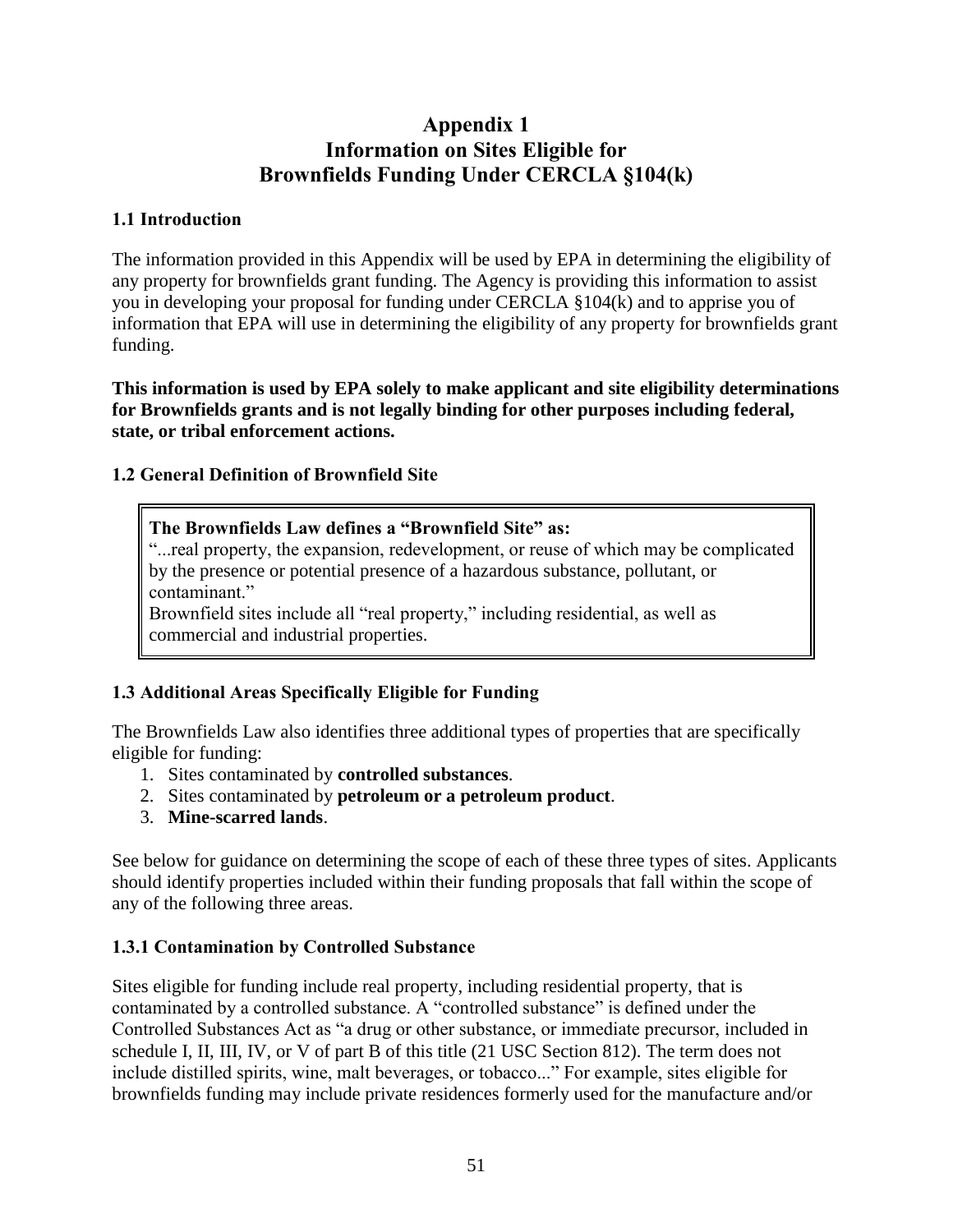# Appendix 1
# Information on Sites Eligible for Brownfields Funding Under CERCLA §104(k)

### 1.1 Introduction

The information provided in this Appendix will be used by EPA in determining the eligibility of any property for brownfields grant funding. The Agency is providing this information to assist you in developing your proposal for funding under CERCLA §104(k) and to apprise you of information that EPA will use in determining the eligibility of any property for brownfields grant funding.

**This information is used by EPA solely to make applicant and site eligibility determinations for Brownfields grants and is not legally binding for other purposes including federal, state, or tribal enforcement actions.**

### 1.2 General Definition of Brownfield Site

> **The Brownfields Law defines a "Brownfield Site" as:**
> "...real property, the expansion, redevelopment, or reuse of which may be complicated by the presence or potential presence of a hazardous substance, pollutant, or contaminant."
> Brownfield sites include all "real property," including residential, as well as commercial and industrial properties.

### 1.3 Additional Areas Specifically Eligible for Funding

The Brownfields Law also identifies three additional types of properties that are specifically eligible for funding:

1. Sites contaminated by **controlled substances**.
2. Sites contaminated by **petroleum or a petroleum product**.
3. **Mine-scarred lands**.

See below for guidance on determining the scope of each of these three types of sites. Applicants should identify properties included within their funding proposals that fall within the scope of any of the following three areas.

### 1.3.1 Contamination by Controlled Substance

Sites eligible for funding include real property, including residential property, that is contaminated by a controlled substance. A "controlled substance" is defined under the Controlled Substances Act as "a drug or other substance, or immediate precursor, included in schedule I, II, III, IV, or V of part B of this title (21 USC Section 812). The term does not include distilled spirits, wine, malt beverages, or tobacco..." For example, sites eligible for brownfields funding may include private residences formerly used for the manufacture and/or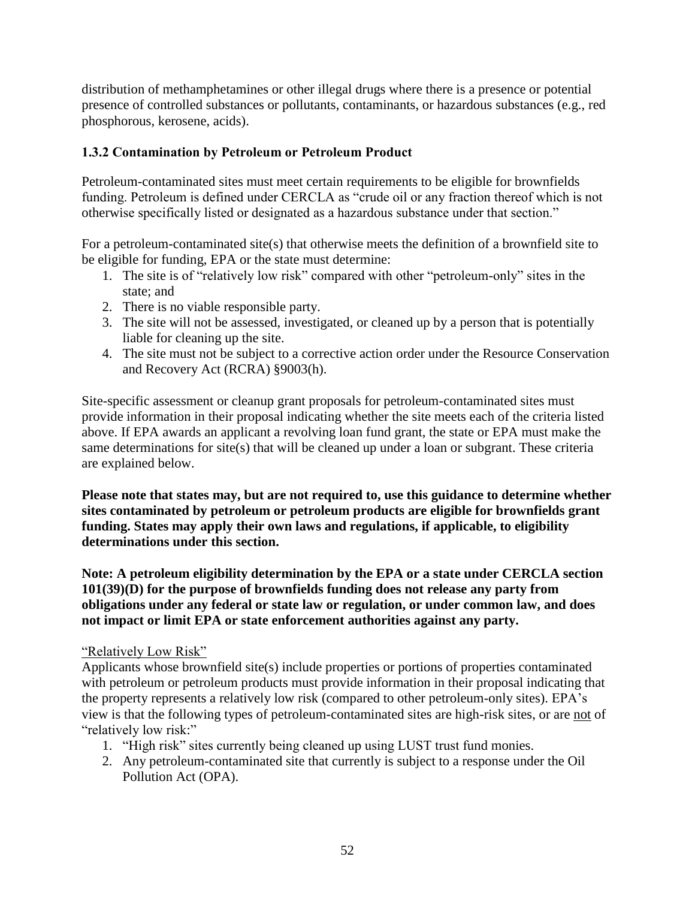distribution of methamphetamines or other illegal drugs where there is a presence or potential presence of controlled substances or pollutants, contaminants, or hazardous substances (e.g., red phosphorous, kerosene, acids).

### 1.3.2 Contamination by Petroleum or Petroleum Product

Petroleum-contaminated sites must meet certain requirements to be eligible for brownfields funding. Petroleum is defined under CERCLA as "crude oil or any fraction thereof which is not otherwise specifically listed or designated as a hazardous substance under that section."

For a petroleum-contaminated site(s) that otherwise meets the definition of a brownfield site to be eligible for funding, EPA or the state must determine:

1. The site is of "relatively low risk" compared with other "petroleum-only" sites in the state; and
2. There is no viable responsible party.
3. The site will not be assessed, investigated, or cleaned up by a person that is potentially liable for cleaning up the site.
4. The site must not be subject to a corrective action order under the Resource Conservation and Recovery Act (RCRA) §9003(h).

Site-specific assessment or cleanup grant proposals for petroleum-contaminated sites must provide information in their proposal indicating whether the site meets each of the criteria listed above. If EPA awards an applicant a revolving loan fund grant, the state or EPA must make the same determinations for site(s) that will be cleaned up under a loan or subgrant. These criteria are explained below.

**Please note that states may, but are not required to, use this guidance to determine whether sites contaminated by petroleum or petroleum products are eligible for brownfields grant funding. States may apply their own laws and regulations, if applicable, to eligibility determinations under this section.**

**Note: A petroleum eligibility determination by the EPA or a state under CERCLA section 101(39)(D) for the purpose of brownfields funding does not release any party from obligations under any federal or state law or regulation, or under common law, and does not impact or limit EPA or state enforcement authorities against any party.**

"Relatively Low Risk"

Applicants whose brownfield site(s) include properties or portions of properties contaminated with petroleum or petroleum products must provide information in their proposal indicating that the property represents a relatively low risk (compared to other petroleum-only sites). EPA's view is that the following types of petroleum-contaminated sites are high-risk sites, or are not of "relatively low risk:"

1. "High risk" sites currently being cleaned up using LUST trust fund monies.
2. Any petroleum-contaminated site that currently is subject to a response under the Oil Pollution Act (OPA).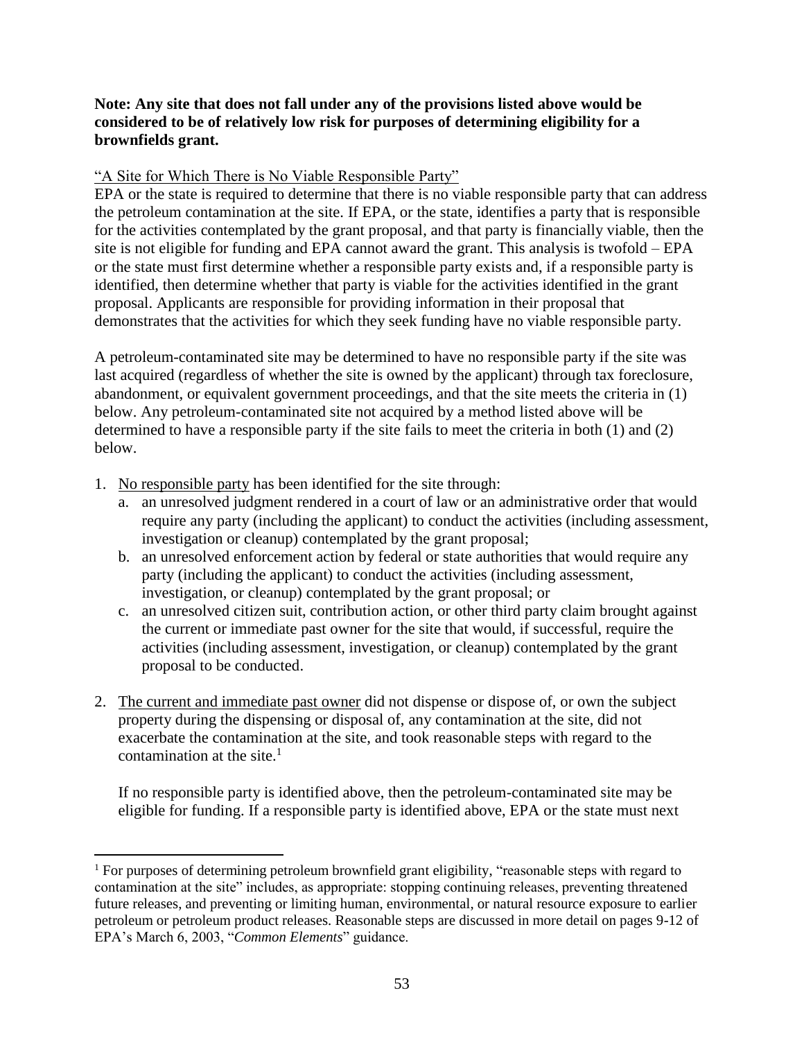**Note: Any site that does not fall under any of the provisions listed above would be considered to be of relatively low risk for purposes of determining eligibility for a brownfields grant.**

<u>"A Site for Which There is No Viable Responsible Party"</u>

EPA or the state is required to determine that there is no viable responsible party that can address the petroleum contamination at the site. If EPA, or the state, identifies a party that is responsible for the activities contemplated by the grant proposal, and that party is financially viable, then the site is not eligible for funding and EPA cannot award the grant. This analysis is twofold – EPA or the state must first determine whether a responsible party exists and, if a responsible party is identified, then determine whether that party is viable for the activities identified in the grant proposal. Applicants are responsible for providing information in their proposal that demonstrates that the activities for which they seek funding have no viable responsible party.

A petroleum-contaminated site may be determined to have no responsible party if the site was last acquired (regardless of whether the site is owned by the applicant) through tax foreclosure, abandonment, or equivalent government proceedings, and that the site meets the criteria in (1) below. Any petroleum-contaminated site not acquired by a method listed above will be determined to have a responsible party if the site fails to meet the criteria in both (1) and (2) below.

1. <u>No responsible party</u> has been identified for the site through:
   a. an unresolved judgment rendered in a court of law or an administrative order that would require any party (including the applicant) to conduct the activities (including assessment, investigation or cleanup) contemplated by the grant proposal;
   b. an unresolved enforcement action by federal or state authorities that would require any party (including the applicant) to conduct the activities (including assessment, investigation, or cleanup) contemplated by the grant proposal; or
   c. an unresolved citizen suit, contribution action, or other third party claim brought against the current or immediate past owner for the site that would, if successful, require the activities (including assessment, investigation, or cleanup) contemplated by the grant proposal to be conducted.

2. <u>The current and immediate past owner</u> did not dispense or dispose of, or own the subject property during the dispensing or disposal of, any contamination at the site, did not exacerbate the contamination at the site, and took reasonable steps with regard to the contamination at the site.[1]

   If no responsible party is identified above, then the petroleum-contaminated site may be eligible for funding. If a responsible party is identified above, EPA or the state must next

---

[1] For purposes of determining petroleum brownfield grant eligibility, "reasonable steps with regard to contamination at the site" includes, as appropriate: stopping continuing releases, preventing threatened future releases, and preventing or limiting human, environmental, or natural resource exposure to earlier petroleum or petroleum product releases. Reasonable steps are discussed in more detail on pages 9-12 of EPA's March 6, 2003, "*Common Elements*" guidance.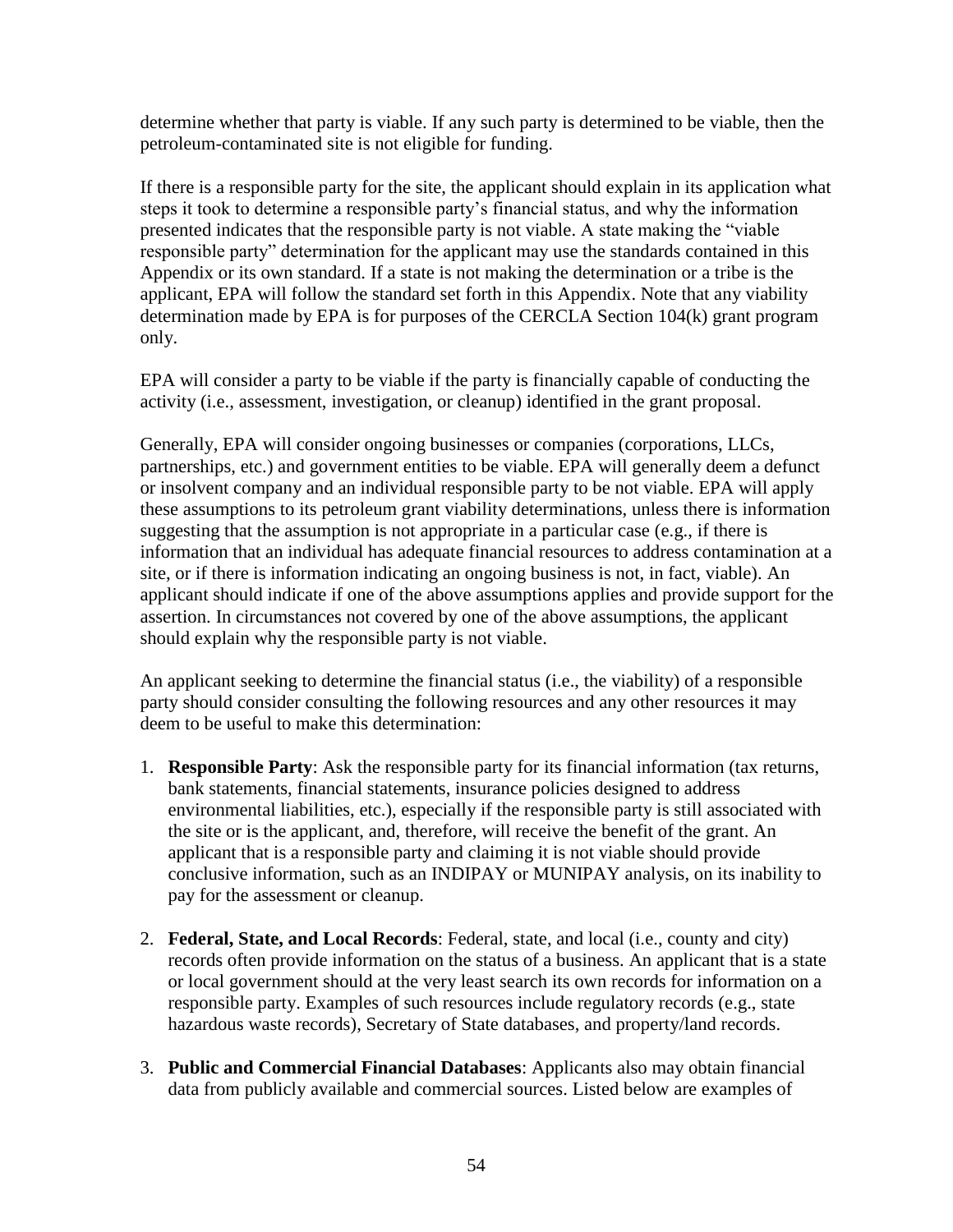determine whether that party is viable. If any such party is determined to be viable, then the petroleum-contaminated site is not eligible for funding.

If there is a responsible party for the site, the applicant should explain in its application what steps it took to determine a responsible party's financial status, and why the information presented indicates that the responsible party is not viable. A state making the "viable responsible party" determination for the applicant may use the standards contained in this Appendix or its own standard. If a state is not making the determination or a tribe is the applicant, EPA will follow the standard set forth in this Appendix. Note that any viability determination made by EPA is for purposes of the CERCLA Section 104(k) grant program only.

EPA will consider a party to be viable if the party is financially capable of conducting the activity (i.e., assessment, investigation, or cleanup) identified in the grant proposal.

Generally, EPA will consider ongoing businesses or companies (corporations, LLCs, partnerships, etc.) and government entities to be viable. EPA will generally deem a defunct or insolvent company and an individual responsible party to be not viable. EPA will apply these assumptions to its petroleum grant viability determinations, unless there is information suggesting that the assumption is not appropriate in a particular case (e.g., if there is information that an individual has adequate financial resources to address contamination at a site, or if there is information indicating an ongoing business is not, in fact, viable). An applicant should indicate if one of the above assumptions applies and provide support for the assertion. In circumstances not covered by one of the above assumptions, the applicant should explain why the responsible party is not viable.

An applicant seeking to determine the financial status (i.e., the viability) of a responsible party should consider consulting the following resources and any other resources it may deem to be useful to make this determination:

1. **Responsible Party**: Ask the responsible party for its financial information (tax returns, bank statements, financial statements, insurance policies designed to address environmental liabilities, etc.), especially if the responsible party is still associated with the site or is the applicant, and, therefore, will receive the benefit of the grant. An applicant that is a responsible party and claiming it is not viable should provide conclusive information, such as an INDIPAY or MUNIPAY analysis, on its inability to pay for the assessment or cleanup.

2. **Federal, State, and Local Records**: Federal, state, and local (i.e., county and city) records often provide information on the status of a business. An applicant that is a state or local government should at the very least search its own records for information on a responsible party. Examples of such resources include regulatory records (e.g., state hazardous waste records), Secretary of State databases, and property/land records.

3. **Public and Commercial Financial Databases**: Applicants also may obtain financial data from publicly available and commercial sources. Listed below are examples of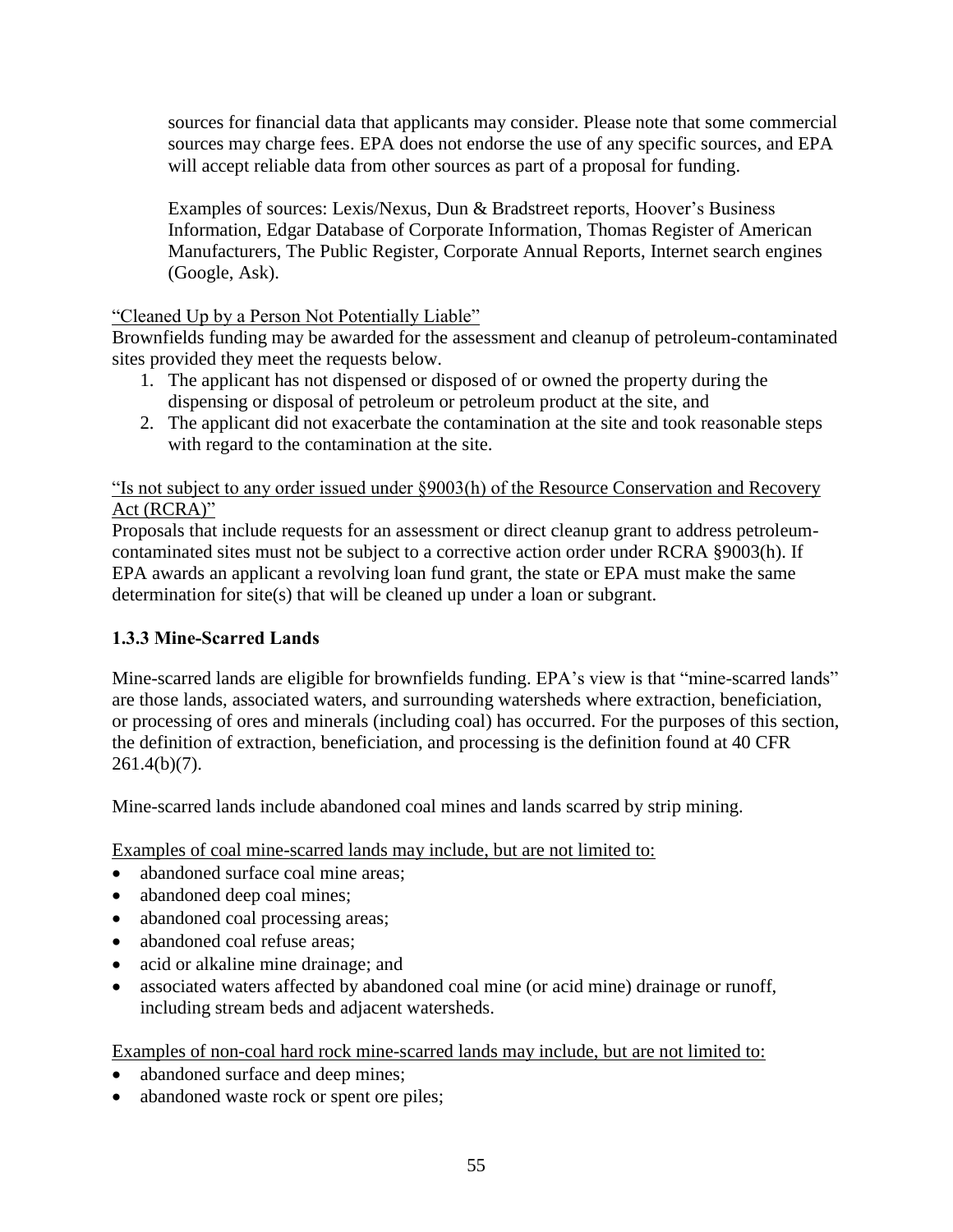sources for financial data that applicants may consider. Please note that some commercial sources may charge fees. EPA does not endorse the use of any specific sources, and EPA will accept reliable data from other sources as part of a proposal for funding.

Examples of sources: Lexis/Nexus, Dun & Bradstreet reports, Hoover's Business Information, Edgar Database of Corporate Information, Thomas Register of American Manufacturers, The Public Register, Corporate Annual Reports, Internet search engines (Google, Ask).

"Cleaned Up by a Person Not Potentially Liable"

Brownfields funding may be awarded for the assessment and cleanup of petroleum-contaminated sites provided they meet the requests below.

1. The applicant has not dispensed or disposed of or owned the property during the dispensing or disposal of petroleum or petroleum product at the site, and
2. The applicant did not exacerbate the contamination at the site and took reasonable steps with regard to the contamination at the site.

"Is not subject to any order issued under §9003(h) of the Resource Conservation and Recovery Act (RCRA)"

Proposals that include requests for an assessment or direct cleanup grant to address petroleum-contaminated sites must not be subject to a corrective action order under RCRA §9003(h). If EPA awards an applicant a revolving loan fund grant, the state or EPA must make the same determination for site(s) that will be cleaned up under a loan or subgrant.

### 1.3.3 Mine-Scarred Lands

Mine-scarred lands are eligible for brownfields funding. EPA's view is that "mine-scarred lands" are those lands, associated waters, and surrounding watersheds where extraction, beneficiation, or processing of ores and minerals (including coal) has occurred. For the purposes of this section, the definition of extraction, beneficiation, and processing is the definition found at 40 CFR 261.4(b)(7).

Mine-scarred lands include abandoned coal mines and lands scarred by strip mining.

Examples of coal mine-scarred lands may include, but are not limited to:

- abandoned surface coal mine areas;
- abandoned deep coal mines;
- abandoned coal processing areas;
- abandoned coal refuse areas;
- acid or alkaline mine drainage; and
- associated waters affected by abandoned coal mine (or acid mine) drainage or runoff, including stream beds and adjacent watersheds.

Examples of non-coal hard rock mine-scarred lands may include, but are not limited to:

- abandoned surface and deep mines;
- abandoned waste rock or spent ore piles;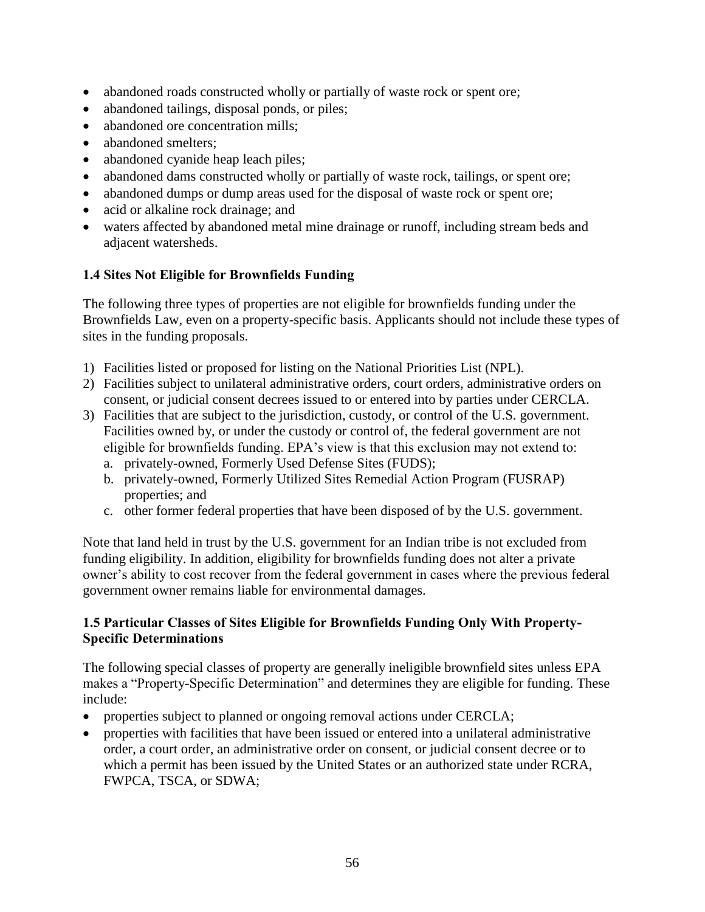- abandoned roads constructed wholly or partially of waste rock or spent ore;
- abandoned tailings, disposal ponds, or piles;
- abandoned ore concentration mills;
- abandoned smelters;
- abandoned cyanide heap leach piles;
- abandoned dams constructed wholly or partially of waste rock, tailings, or spent ore;
- abandoned dumps or dump areas used for the disposal of waste rock or spent ore;
- acid or alkaline rock drainage; and
- waters affected by abandoned metal mine drainage or runoff, including stream beds and adjacent watersheds.

### 1.4 Sites Not Eligible for Brownfields Funding

The following three types of properties are not eligible for brownfields funding under the Brownfields Law, even on a property-specific basis. Applicants should not include these types of sites in the funding proposals.

1) Facilities listed or proposed for listing on the National Priorities List (NPL).
2) Facilities subject to unilateral administrative orders, court orders, administrative orders on consent, or judicial consent decrees issued to or entered into by parties under CERCLA.
3) Facilities that are subject to the jurisdiction, custody, or control of the U.S. government. Facilities owned by, or under the custody or control of, the federal government are not eligible for brownfields funding. EPA's view is that this exclusion may not extend to:
   a. privately-owned, Formerly Used Defense Sites (FUDS);
   b. privately-owned, Formerly Utilized Sites Remedial Action Program (FUSRAP) properties; and
   c. other former federal properties that have been disposed of by the U.S. government.

Note that land held in trust by the U.S. government for an Indian tribe is not excluded from funding eligibility. In addition, eligibility for brownfields funding does not alter a private owner's ability to cost recover from the federal government in cases where the previous federal government owner remains liable for environmental damages.

### 1.5 Particular Classes of Sites Eligible for Brownfields Funding Only With Property-Specific Determinations

The following special classes of property are generally ineligible brownfield sites unless EPA makes a "Property-Specific Determination" and determines they are eligible for funding. These include:

- properties subject to planned or ongoing removal actions under CERCLA;
- properties with facilities that have been issued or entered into a unilateral administrative order, a court order, an administrative order on consent, or judicial consent decree or to which a permit has been issued by the United States or an authorized state under RCRA, FWPCA, TSCA, or SDWA;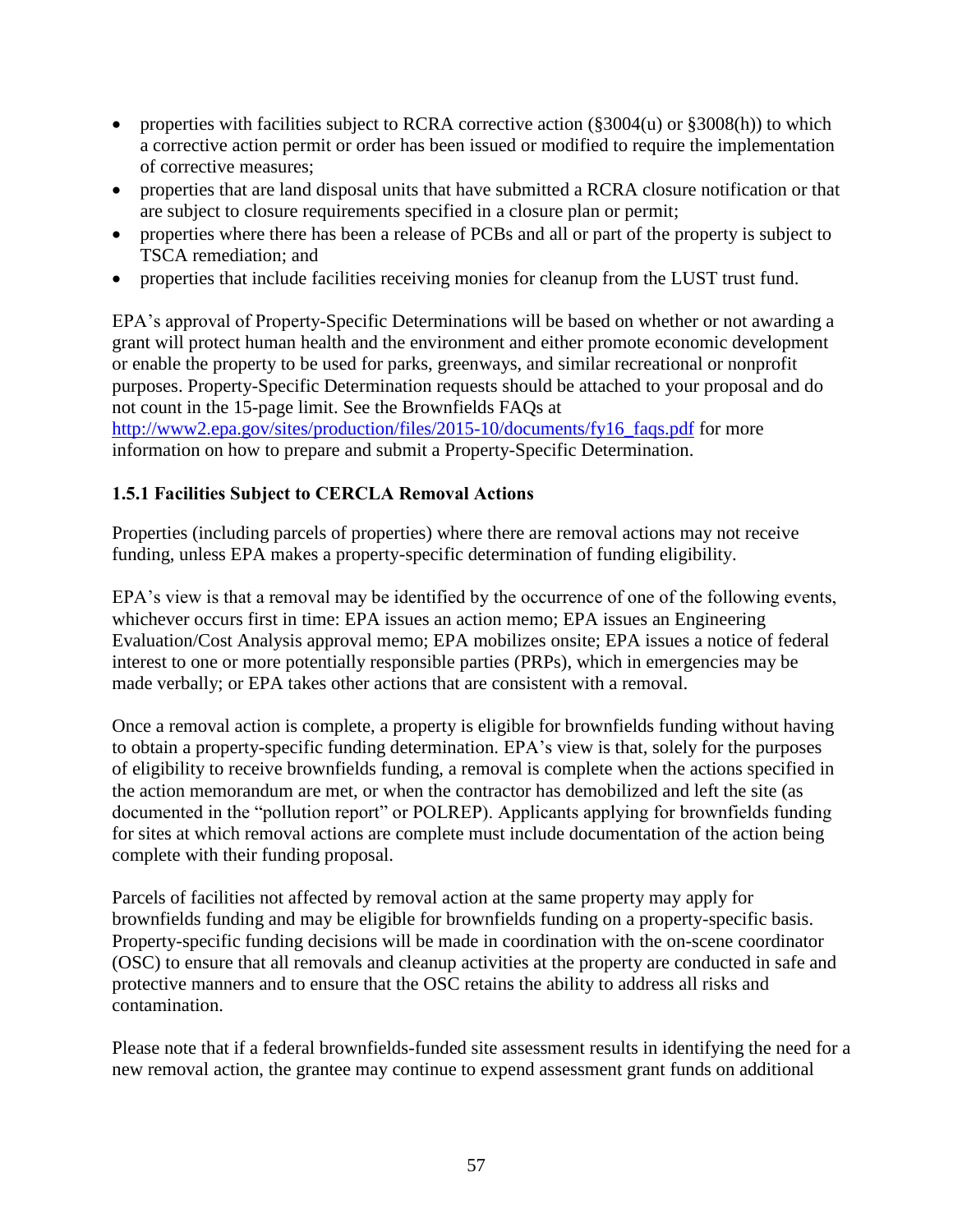- properties with facilities subject to RCRA corrective action (§3004(u) or §3008(h)) to which a corrective action permit or order has been issued or modified to require the implementation of corrective measures;
- properties that are land disposal units that have submitted a RCRA closure notification or that are subject to closure requirements specified in a closure plan or permit;
- properties where there has been a release of PCBs and all or part of the property is subject to TSCA remediation; and
- properties that include facilities receiving monies for cleanup from the LUST trust fund.

EPA's approval of Property-Specific Determinations will be based on whether or not awarding a grant will protect human health and the environment and either promote economic development or enable the property to be used for parks, greenways, and similar recreational or nonprofit purposes. Property-Specific Determination requests should be attached to your proposal and do not count in the 15-page limit. See the Brownfields FAQs at [http://www2.epa.gov/sites/production/files/2015-10/documents/fy16_faqs.pdf](http://www2.epa.gov/sites/production/files/2015-10/documents/fy16_faqs.pdf) for more information on how to prepare and submit a Property-Specific Determination.

### 1.5.1 Facilities Subject to CERCLA Removal Actions

Properties (including parcels of properties) where there are removal actions may not receive funding, unless EPA makes a property-specific determination of funding eligibility.

EPA's view is that a removal may be identified by the occurrence of one of the following events, whichever occurs first in time: EPA issues an action memo; EPA issues an Engineering Evaluation/Cost Analysis approval memo; EPA mobilizes onsite; EPA issues a notice of federal interest to one or more potentially responsible parties (PRPs), which in emergencies may be made verbally; or EPA takes other actions that are consistent with a removal.

Once a removal action is complete, a property is eligible for brownfields funding without having to obtain a property-specific funding determination. EPA's view is that, solely for the purposes of eligibility to receive brownfields funding, a removal is complete when the actions specified in the action memorandum are met, or when the contractor has demobilized and left the site (as documented in the "pollution report" or POLREP). Applicants applying for brownfields funding for sites at which removal actions are complete must include documentation of the action being complete with their funding proposal.

Parcels of facilities not affected by removal action at the same property may apply for brownfields funding and may be eligible for brownfields funding on a property-specific basis. Property-specific funding decisions will be made in coordination with the on-scene coordinator (OSC) to ensure that all removals and cleanup activities at the property are conducted in safe and protective manners and to ensure that the OSC retains the ability to address all risks and contamination.

Please note that if a federal brownfields-funded site assessment results in identifying the need for a new removal action, the grantee may continue to expend assessment grant funds on additional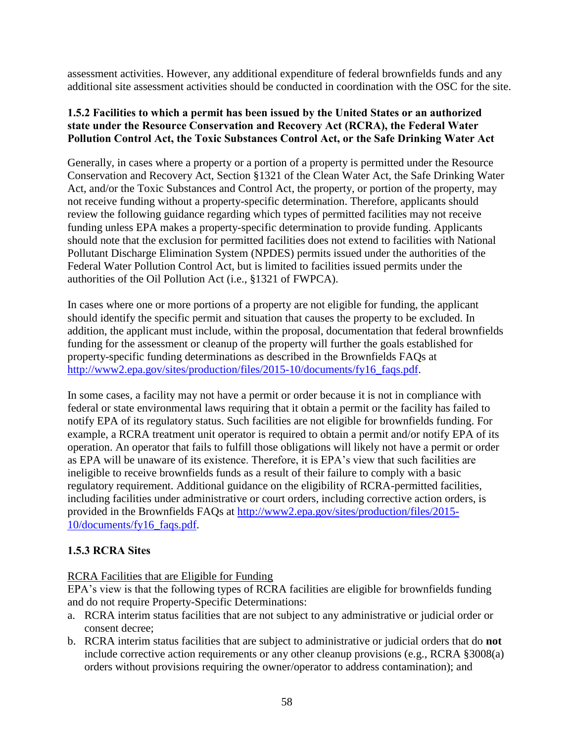assessment activities. However, any additional expenditure of federal brownfields funds and any additional site assessment activities should be conducted in coordination with the OSC for the site.

### 1.5.2 Facilities to which a permit has been issued by the United States or an authorized state under the Resource Conservation and Recovery Act (RCRA), the Federal Water Pollution Control Act, the Toxic Substances Control Act, or the Safe Drinking Water Act

Generally, in cases where a property or a portion of a property is permitted under the Resource Conservation and Recovery Act, Section §1321 of the Clean Water Act, the Safe Drinking Water Act, and/or the Toxic Substances and Control Act, the property, or portion of the property, may not receive funding without a property-specific determination. Therefore, applicants should review the following guidance regarding which types of permitted facilities may not receive funding unless EPA makes a property-specific determination to provide funding. Applicants should note that the exclusion for permitted facilities does not extend to facilities with National Pollutant Discharge Elimination System (NPDES) permits issued under the authorities of the Federal Water Pollution Control Act, but is limited to facilities issued permits under the authorities of the Oil Pollution Act (i.e., §1321 of FWPCA).

In cases where one or more portions of a property are not eligible for funding, the applicant should identify the specific permit and situation that causes the property to be excluded. In addition, the applicant must include, within the proposal, documentation that federal brownfields funding for the assessment or cleanup of the property will further the goals established for property-specific funding determinations as described in the Brownfields FAQs at http://www2.epa.gov/sites/production/files/2015-10/documents/fy16_faqs.pdf.

In some cases, a facility may not have a permit or order because it is not in compliance with federal or state environmental laws requiring that it obtain a permit or the facility has failed to notify EPA of its regulatory status. Such facilities are not eligible for brownfields funding. For example, a RCRA treatment unit operator is required to obtain a permit and/or notify EPA of its operation. An operator that fails to fulfill those obligations will likely not have a permit or order as EPA will be unaware of its existence. Therefore, it is EPA's view that such facilities are ineligible to receive brownfields funds as a result of their failure to comply with a basic regulatory requirement. Additional guidance on the eligibility of RCRA-permitted facilities, including facilities under administrative or court orders, including corrective action orders, is provided in the Brownfields FAQs at http://www2.epa.gov/sites/production/files/2015-10/documents/fy16_faqs.pdf.

### 1.5.3 RCRA Sites

<u>RCRA Facilities that are Eligible for Funding</u>

EPA's view is that the following types of RCRA facilities are eligible for brownfields funding and do not require Property-Specific Determinations:

a. RCRA interim status facilities that are not subject to any administrative or judicial order or consent decree;
b. RCRA interim status facilities that are subject to administrative or judicial orders that do **not** include corrective action requirements or any other cleanup provisions (e.g., RCRA §3008(a) orders without provisions requiring the owner/operator to address contamination); and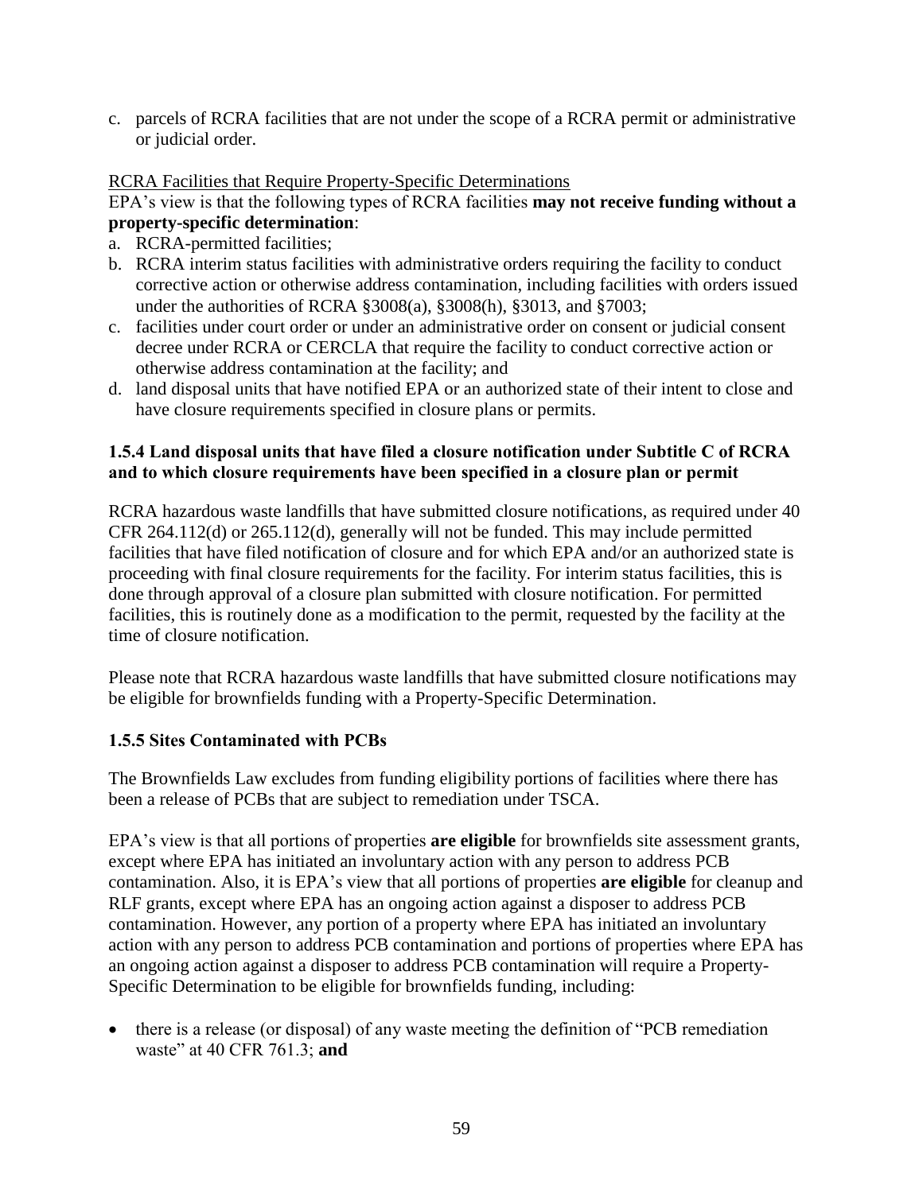c. parcels of RCRA facilities that are not under the scope of a RCRA permit or administrative or judicial order.

<u>RCRA Facilities that Require Property-Specific Determinations</u>

EPA's view is that the following types of RCRA facilities **may not receive funding without a property-specific determination**:

a. RCRA-permitted facilities;
b. RCRA interim status facilities with administrative orders requiring the facility to conduct corrective action or otherwise address contamination, including facilities with orders issued under the authorities of RCRA §3008(a), §3008(h), §3013, and §7003;
c. facilities under court order or under an administrative order on consent or judicial consent decree under RCRA or CERCLA that require the facility to conduct corrective action or otherwise address contamination at the facility; and
d. land disposal units that have notified EPA or an authorized state of their intent to close and have closure requirements specified in closure plans or permits.

### 1.5.4 Land disposal units that have filed a closure notification under Subtitle C of RCRA and to which closure requirements have been specified in a closure plan or permit

RCRA hazardous waste landfills that have submitted closure notifications, as required under 40 CFR 264.112(d) or 265.112(d), generally will not be funded. This may include permitted facilities that have filed notification of closure and for which EPA and/or an authorized state is proceeding with final closure requirements for the facility. For interim status facilities, this is done through approval of a closure plan submitted with closure notification. For permitted facilities, this is routinely done as a modification to the permit, requested by the facility at the time of closure notification.

Please note that RCRA hazardous waste landfills that have submitted closure notifications may be eligible for brownfields funding with a Property-Specific Determination.

### 1.5.5 Sites Contaminated with PCBs

The Brownfields Law excludes from funding eligibility portions of facilities where there has been a release of PCBs that are subject to remediation under TSCA.

EPA's view is that all portions of properties **are eligible** for brownfields site assessment grants, except where EPA has initiated an involuntary action with any person to address PCB contamination. Also, it is EPA's view that all portions of properties **are eligible** for cleanup and RLF grants, except where EPA has an ongoing action against a disposer to address PCB contamination. However, any portion of a property where EPA has initiated an involuntary action with any person to address PCB contamination and portions of properties where EPA has an ongoing action against a disposer to address PCB contamination will require a Property-Specific Determination to be eligible for brownfields funding, including:

- there is a release (or disposal) of any waste meeting the definition of "PCB remediation waste" at 40 CFR 761.3; **and**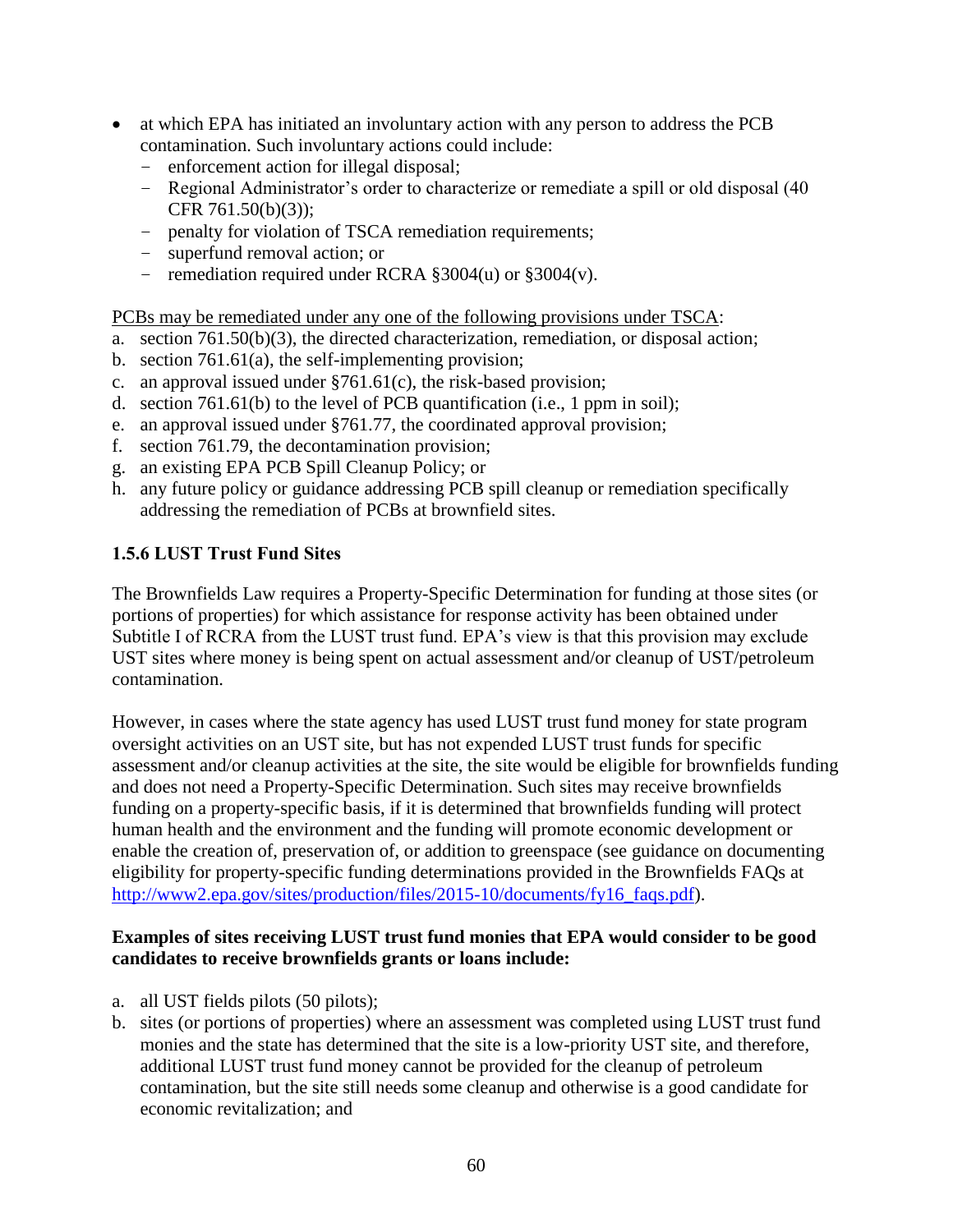- at which EPA has initiated an involuntary action with any person to address the PCB contamination. Such involuntary actions could include:
  - enforcement action for illegal disposal;
  - Regional Administrator's order to characterize or remediate a spill or old disposal (40 CFR 761.50(b)(3));
  - penalty for violation of TSCA remediation requirements;
  - superfund removal action; or
  - remediation required under RCRA §3004(u) or §3004(v).

<u>PCBs may be remediated under any one of the following provisions under TSCA</u>:

a. section 761.50(b)(3), the directed characterization, remediation, or disposal action;
b. section 761.61(a), the self-implementing provision;
c. an approval issued under §761.61(c), the risk-based provision;
d. section 761.61(b) to the level of PCB quantification (i.e., 1 ppm in soil);
e. an approval issued under §761.77, the coordinated approval provision;
f. section 761.79, the decontamination provision;
g. an existing EPA PCB Spill Cleanup Policy; or
h. any future policy or guidance addressing PCB spill cleanup or remediation specifically addressing the remediation of PCBs at brownfield sites.

### 1.5.6 LUST Trust Fund Sites

The Brownfields Law requires a Property-Specific Determination for funding at those sites (or portions of properties) for which assistance for response activity has been obtained under Subtitle I of RCRA from the LUST trust fund. EPA's view is that this provision may exclude UST sites where money is being spent on actual assessment and/or cleanup of UST/petroleum contamination.

However, in cases where the state agency has used LUST trust fund money for state program oversight activities on an UST site, but has not expended LUST trust funds for specific assessment and/or cleanup activities at the site, the site would be eligible for brownfields funding and does not need a Property-Specific Determination. Such sites may receive brownfields funding on a property-specific basis, if it is determined that brownfields funding will protect human health and the environment and the funding will promote economic development or enable the creation of, preservation of, or addition to greenspace (see guidance on documenting eligibility for property-specific funding determinations provided in the Brownfields FAQs at [http://www2.epa.gov/sites/production/files/2015-10/documents/fy16_faqs.pdf](http://www2.epa.gov/sites/production/files/2015-10/documents/fy16_faqs.pdf)).

**Examples of sites receiving LUST trust fund monies that EPA would consider to be good candidates to receive brownfields grants or loans include:**

a. all UST fields pilots (50 pilots);
b. sites (or portions of properties) where an assessment was completed using LUST trust fund monies and the state has determined that the site is a low-priority UST site, and therefore, additional LUST trust fund money cannot be provided for the cleanup of petroleum contamination, but the site still needs some cleanup and otherwise is a good candidate for economic revitalization; and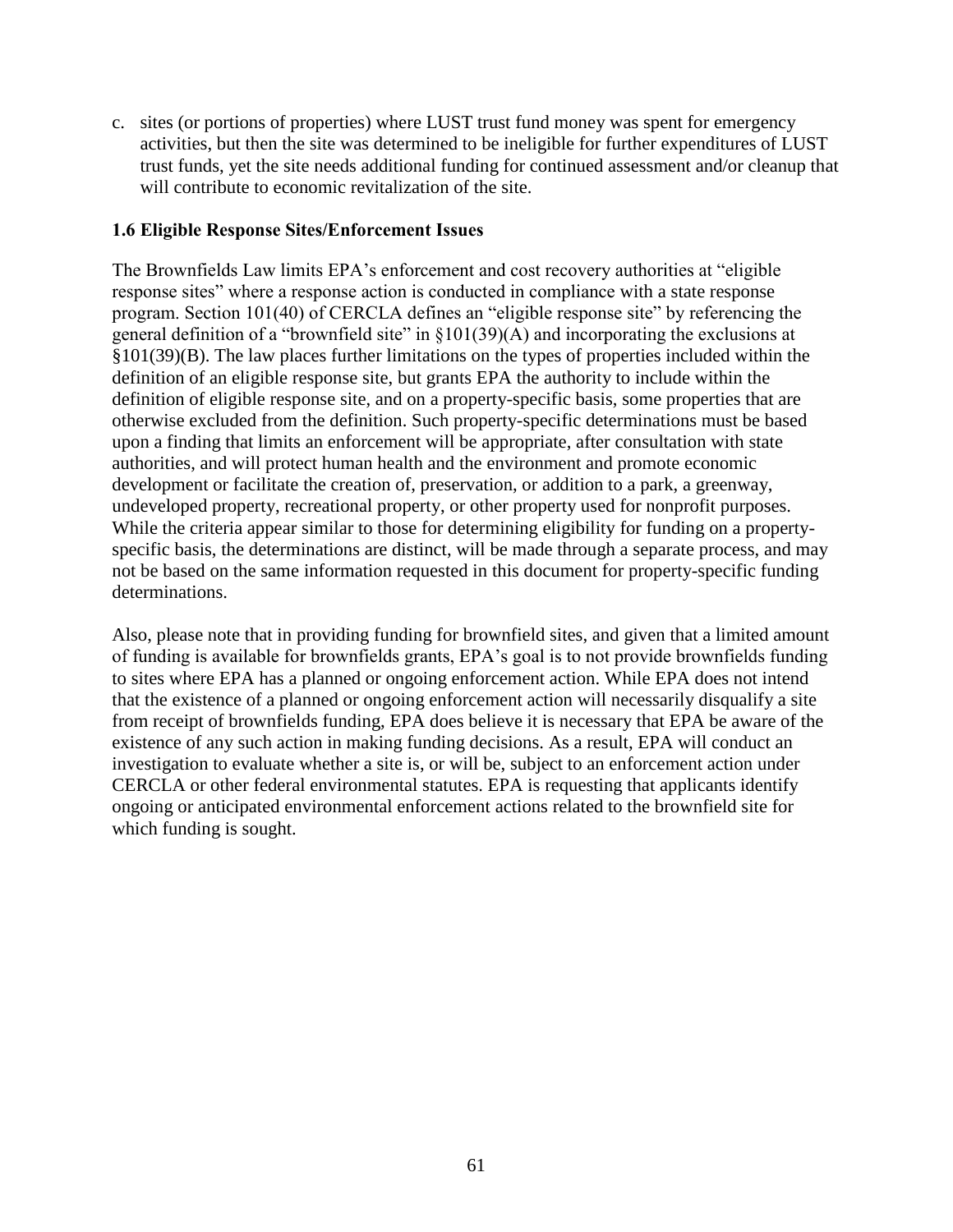c. sites (or portions of properties) where LUST trust fund money was spent for emergency activities, but then the site was determined to be ineligible for further expenditures of LUST trust funds, yet the site needs additional funding for continued assessment and/or cleanup that will contribute to economic revitalization of the site.

**1.6 Eligible Response Sites/Enforcement Issues**

The Brownfields Law limits EPA's enforcement and cost recovery authorities at "eligible response sites" where a response action is conducted in compliance with a state response program. Section 101(40) of CERCLA defines an "eligible response site" by referencing the general definition of a "brownfield site" in §101(39)(A) and incorporating the exclusions at §101(39)(B). The law places further limitations on the types of properties included within the definition of an eligible response site, but grants EPA the authority to include within the definition of eligible response site, and on a property-specific basis, some properties that are otherwise excluded from the definition. Such property-specific determinations must be based upon a finding that limits an enforcement will be appropriate, after consultation with state authorities, and will protect human health and the environment and promote economic development or facilitate the creation of, preservation, or addition to a park, a greenway, undeveloped property, recreational property, or other property used for nonprofit purposes. While the criteria appear similar to those for determining eligibility for funding on a property-specific basis, the determinations are distinct, will be made through a separate process, and may not be based on the same information requested in this document for property-specific funding determinations.

Also, please note that in providing funding for brownfield sites, and given that a limited amount of funding is available for brownfields grants, EPA's goal is to not provide brownfields funding to sites where EPA has a planned or ongoing enforcement action. While EPA does not intend that the existence of a planned or ongoing enforcement action will necessarily disqualify a site from receipt of brownfields funding, EPA does believe it is necessary that EPA be aware of the existence of any such action in making funding decisions. As a result, EPA will conduct an investigation to evaluate whether a site is, or will be, subject to an enforcement action under CERCLA or other federal environmental statutes. EPA is requesting that applicants identify ongoing or anticipated environmental enforcement actions related to the brownfield site for which funding is sought.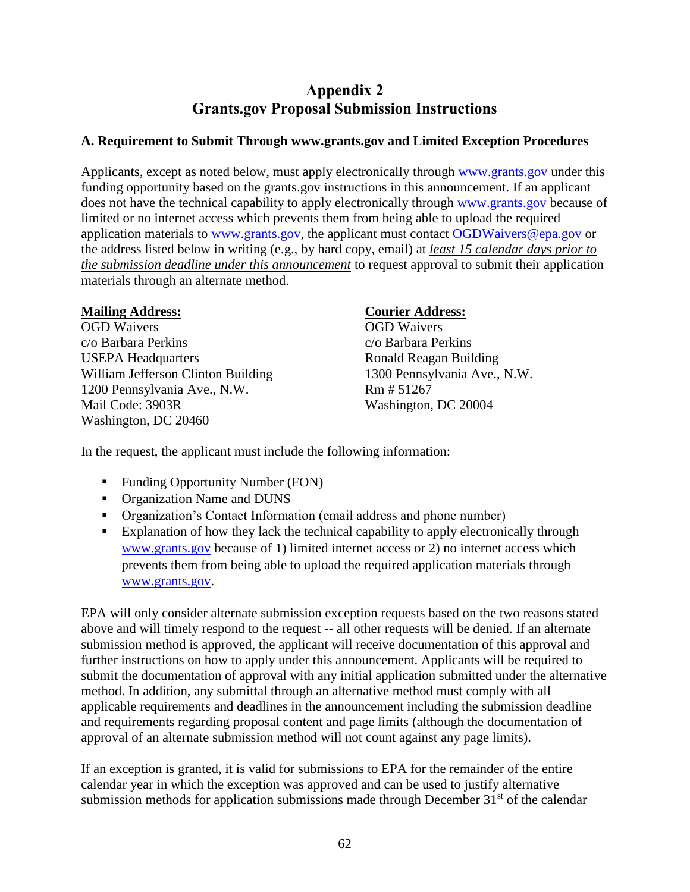# Appendix 2
# Grants.gov Proposal Submission Instructions

### A. Requirement to Submit Through www.grants.gov and Limited Exception Procedures

Applicants, except as noted below, must apply electronically through www.grants.gov under this funding opportunity based on the grants.gov instructions in this announcement. If an applicant does not have the technical capability to apply electronically through www.grants.gov because of limited or no internet access which prevents them from being able to upload the required application materials to www.grants.gov, the applicant must contact OGDWaivers@epa.gov or the address listed below in writing (e.g., by hard copy, email) at ***least 15 calendar days prior to the submission deadline under this announcement*** to request approval to submit their application materials through an alternate method.

**Mailing Address:**
OGD Waivers
c/o Barbara Perkins
USEPA Headquarters
William Jefferson Clinton Building
1200 Pennsylvania Ave., N.W.
Mail Code: 3903R
Washington, DC 20460

**Courier Address:**
OGD Waivers
c/o Barbara Perkins
Ronald Reagan Building
1300 Pennsylvania Ave., N.W.
Rm # 51267
Washington, DC 20004

In the request, the applicant must include the following information:

- Funding Opportunity Number (FON)
- Organization Name and DUNS
- Organization's Contact Information (email address and phone number)
- Explanation of how they lack the technical capability to apply electronically through www.grants.gov because of 1) limited internet access or 2) no internet access which prevents them from being able to upload the required application materials through www.grants.gov.

EPA will only consider alternate submission exception requests based on the two reasons stated above and will timely respond to the request -- all other requests will be denied. If an alternate submission method is approved, the applicant will receive documentation of this approval and further instructions on how to apply under this announcement. Applicants will be required to submit the documentation of approval with any initial application submitted under the alternative method. In addition, any submittal through an alternative method must comply with all applicable requirements and deadlines in the announcement including the submission deadline and requirements regarding proposal content and page limits (although the documentation of approval of an alternate submission method will not count against any page limits).

If an exception is granted, it is valid for submissions to EPA for the remainder of the entire calendar year in which the exception was approved and can be used to justify alternative submission methods for application submissions made through December 31st of the calendar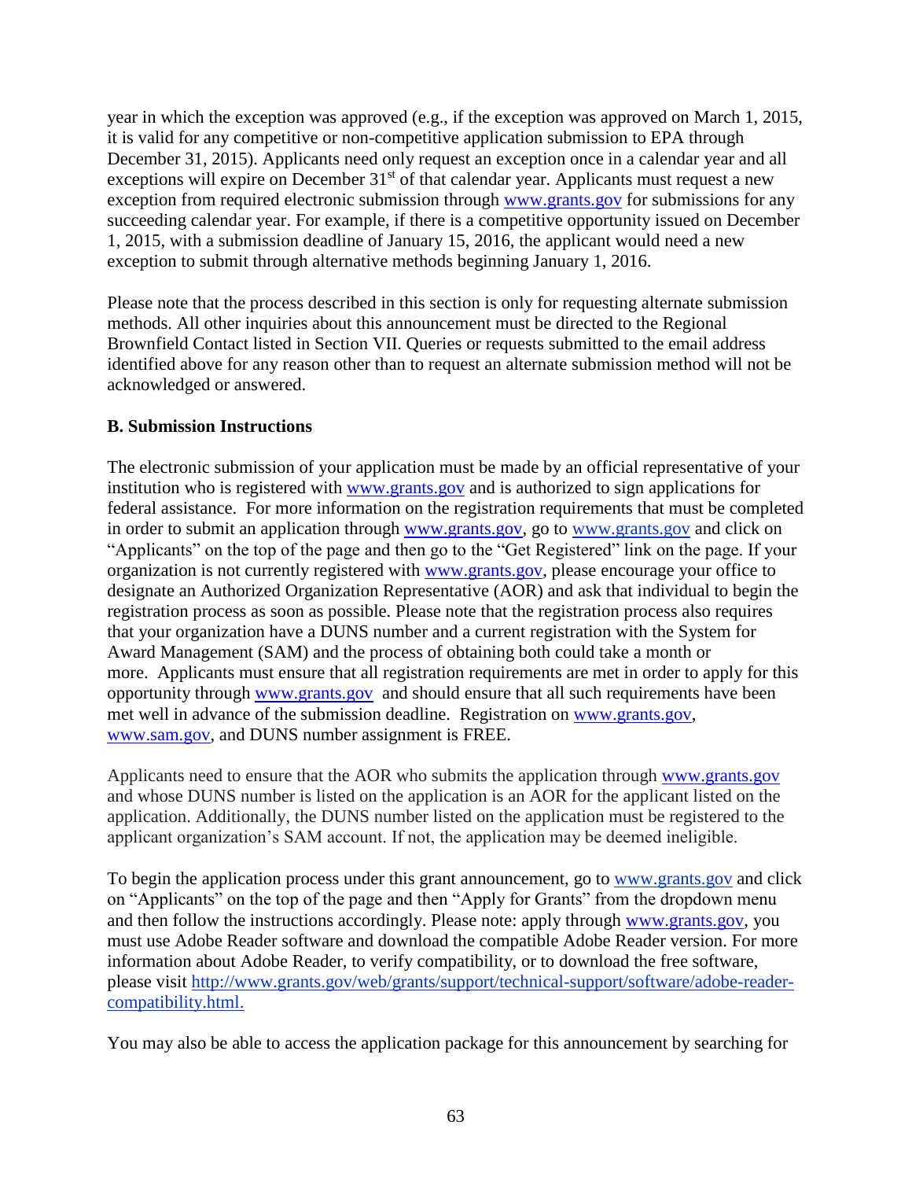year in which the exception was approved (e.g., if the exception was approved on March 1, 2015, it is valid for any competitive or non-competitive application submission to EPA through December 31, 2015). Applicants need only request an exception once in a calendar year and all exceptions will expire on December 31st of that calendar year. Applicants must request a new exception from required electronic submission through www.grants.gov for submissions for any succeeding calendar year. For example, if there is a competitive opportunity issued on December 1, 2015, with a submission deadline of January 15, 2016, the applicant would need a new exception to submit through alternative methods beginning January 1, 2016.

Please note that the process described in this section is only for requesting alternate submission methods. All other inquiries about this announcement must be directed to the Regional Brownfield Contact listed in Section VII. Queries or requests submitted to the email address identified above for any reason other than to request an alternate submission method will not be acknowledged or answered.

**B. Submission Instructions**

The electronic submission of your application must be made by an official representative of your institution who is registered with www.grants.gov and is authorized to sign applications for federal assistance. For more information on the registration requirements that must be completed in order to submit an application through www.grants.gov, go to www.grants.gov and click on "Applicants" on the top of the page and then go to the "Get Registered" link on the page. If your organization is not currently registered with www.grants.gov, please encourage your office to designate an Authorized Organization Representative (AOR) and ask that individual to begin the registration process as soon as possible. Please note that the registration process also requires that your organization have a DUNS number and a current registration with the System for Award Management (SAM) and the process of obtaining both could take a month or more. Applicants must ensure that all registration requirements are met in order to apply for this opportunity through www.grants.gov and should ensure that all such requirements have been met well in advance of the submission deadline. Registration on www.grants.gov, www.sam.gov, and DUNS number assignment is FREE.

Applicants need to ensure that the AOR who submits the application through www.grants.gov and whose DUNS number is listed on the application is an AOR for the applicant listed on the application. Additionally, the DUNS number listed on the application must be registered to the applicant organization's SAM account. If not, the application may be deemed ineligible.

To begin the application process under this grant announcement, go to www.grants.gov and click on "Applicants" on the top of the page and then "Apply for Grants" from the dropdown menu and then follow the instructions accordingly. Please note: apply through www.grants.gov, you must use Adobe Reader software and download the compatible Adobe Reader version. For more information about Adobe Reader, to verify compatibility, or to download the free software, please visit http://www.grants.gov/web/grants/support/technical-support/software/adobe-reader-compatibility.html.

You may also be able to access the application package for this announcement by searching for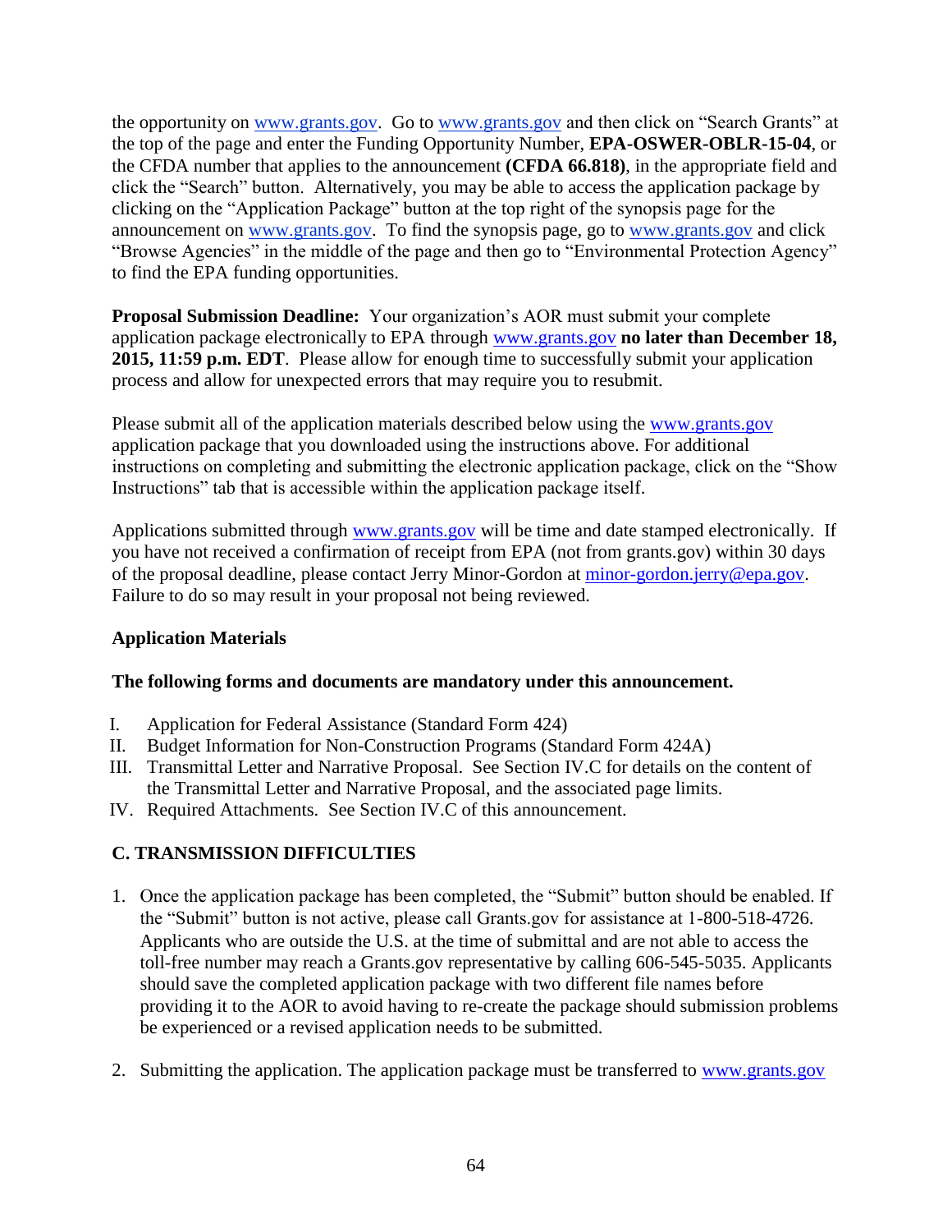the opportunity on www.grants.gov. Go to www.grants.gov and then click on "Search Grants" at the top of the page and enter the Funding Opportunity Number, **EPA-OSWER-OBLR-15-04**, or the CFDA number that applies to the announcement **(CFDA 66.818)**, in the appropriate field and click the "Search" button. Alternatively, you may be able to access the application package by clicking on the "Application Package" button at the top right of the synopsis page for the announcement on www.grants.gov. To find the synopsis page, go to www.grants.gov and click "Browse Agencies" in the middle of the page and then go to "Environmental Protection Agency" to find the EPA funding opportunities.

**Proposal Submission Deadline:** Your organization's AOR must submit your complete application package electronically to EPA through www.grants.gov **no later than December 18, 2015, 11:59 p.m. EDT**. Please allow for enough time to successfully submit your application process and allow for unexpected errors that may require you to resubmit.

Please submit all of the application materials described below using the www.grants.gov application package that you downloaded using the instructions above. For additional instructions on completing and submitting the electronic application package, click on the "Show Instructions" tab that is accessible within the application package itself.

Applications submitted through www.grants.gov will be time and date stamped electronically. If you have not received a confirmation of receipt from EPA (not from grants.gov) within 30 days of the proposal deadline, please contact Jerry Minor-Gordon at minor-gordon.jerry@epa.gov. Failure to do so may result in your proposal not being reviewed.

**Application Materials**

**The following forms and documents are mandatory under this announcement.**

I. Application for Federal Assistance (Standard Form 424)
II. Budget Information for Non-Construction Programs (Standard Form 424A)
III. Transmittal Letter and Narrative Proposal. See Section IV.C for details on the content of the Transmittal Letter and Narrative Proposal, and the associated page limits.
IV. Required Attachments. See Section IV.C of this announcement.

## C. TRANSMISSION DIFFICULTIES

1. Once the application package has been completed, the "Submit" button should be enabled. If the "Submit" button is not active, please call Grants.gov for assistance at 1-800-518-4726. Applicants who are outside the U.S. at the time of submittal and are not able to access the toll-free number may reach a Grants.gov representative by calling 606-545-5035. Applicants should save the completed application package with two different file names before providing it to the AOR to avoid having to re-create the package should submission problems be experienced or a revised application needs to be submitted.

2. Submitting the application. The application package must be transferred to www.grants.gov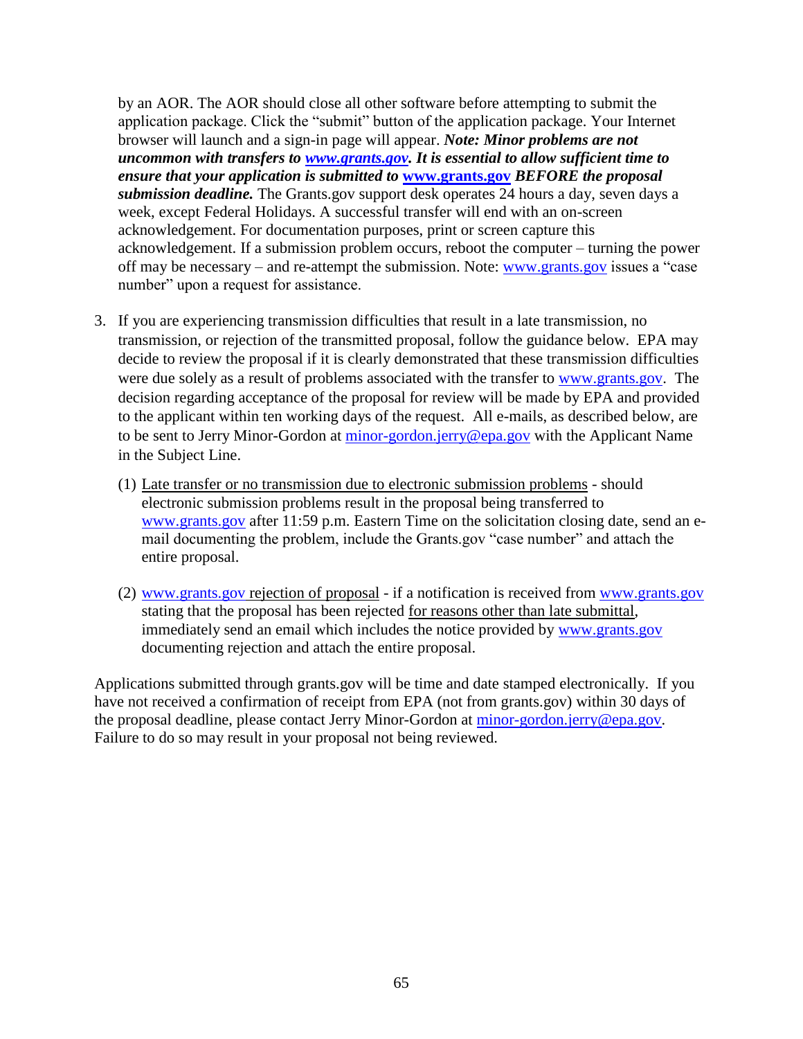by an AOR. The AOR should close all other software before attempting to submit the application package. Click the "submit" button of the application package. Your Internet browser will launch and a sign-in page will appear. ***Note: Minor problems are not uncommon with transfers to www.grants.gov. It is essential to allow sufficient time to ensure that your application is submitted to* www.grants.gov *BEFORE the proposal submission deadline.*** The Grants.gov support desk operates 24 hours a day, seven days a week, except Federal Holidays. A successful transfer will end with an on-screen acknowledgement. For documentation purposes, print or screen capture this acknowledgement. If a submission problem occurs, reboot the computer – turning the power off may be necessary – and re-attempt the submission. Note: www.grants.gov issues a "case number" upon a request for assistance.

3. If you are experiencing transmission difficulties that result in a late transmission, no transmission, or rejection of the transmitted proposal, follow the guidance below. EPA may decide to review the proposal if it is clearly demonstrated that these transmission difficulties were due solely as a result of problems associated with the transfer to www.grants.gov. The decision regarding acceptance of the proposal for review will be made by EPA and provided to the applicant within ten working days of the request. All e-mails, as described below, are to be sent to Jerry Minor-Gordon at minor-gordon.jerry@epa.gov with the Applicant Name in the Subject Line.

   (1) Late transfer or no transmission due to electronic submission problems - should electronic submission problems result in the proposal being transferred to www.grants.gov after 11:59 p.m. Eastern Time on the solicitation closing date, send an e-mail documenting the problem, include the Grants.gov "case number" and attach the entire proposal.

   (2) www.grants.gov rejection of proposal - if a notification is received from www.grants.gov stating that the proposal has been rejected for reasons other than late submittal, immediately send an email which includes the notice provided by www.grants.gov documenting rejection and attach the entire proposal.

Applications submitted through grants.gov will be time and date stamped electronically. If you have not received a confirmation of receipt from EPA (not from grants.gov) within 30 days of the proposal deadline, please contact Jerry Minor-Gordon at minor-gordon.jerry@epa.gov. Failure to do so may result in your proposal not being reviewed.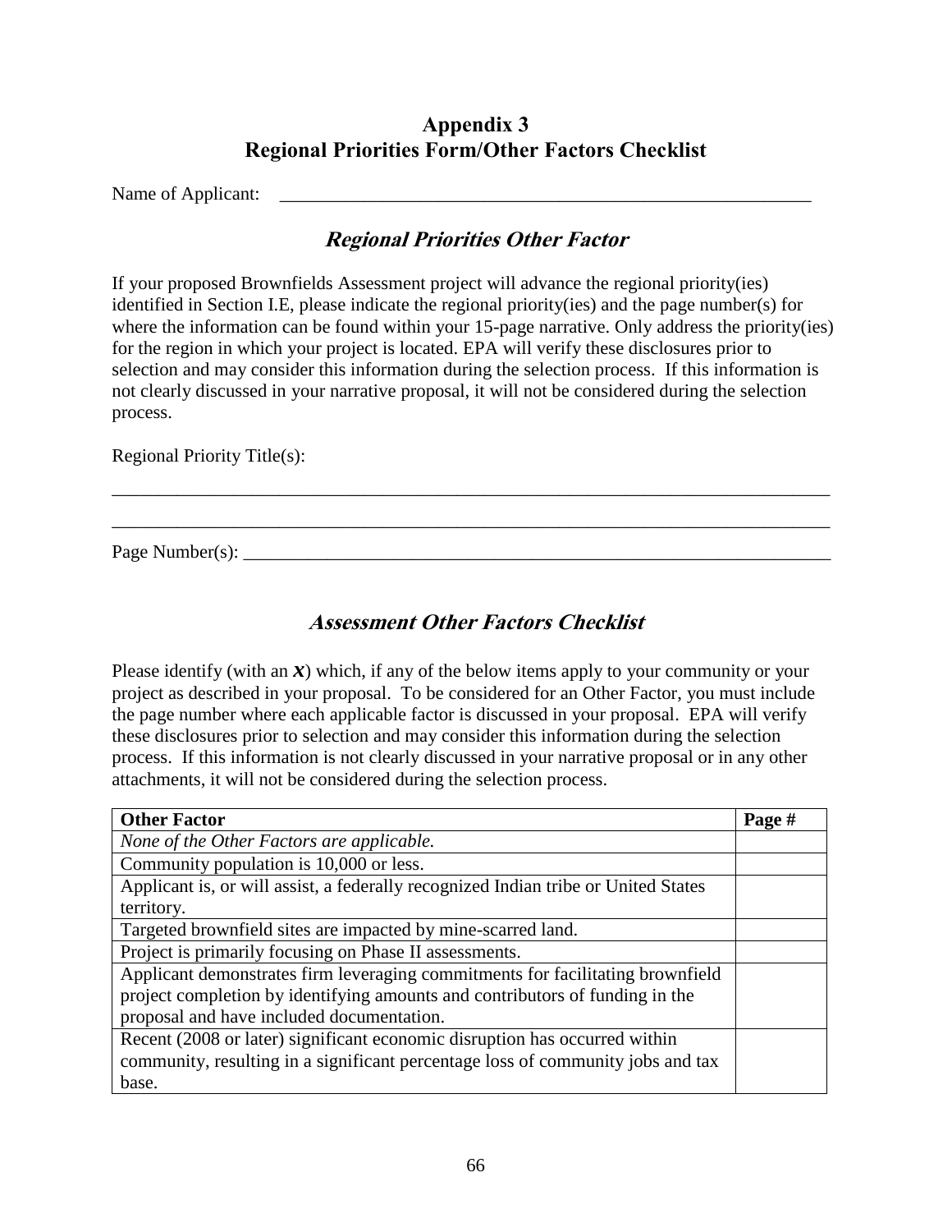## Appendix 3
## Regional Priorities Form/Other Factors Checklist

Name of Applicant: \_\_\_\_\_\_\_\_\_\_\_\_\_\_\_\_\_\_\_\_\_\_\_\_\_\_\_\_\_\_\_\_\_\_\_\_\_\_\_\_\_\_\_\_\_\_\_\_\_\_\_\_\_\_\_\_\_\_\_\_

### *Regional Priorities Other Factor*

If your proposed Brownfields Assessment project will advance the regional priority(ies) identified in Section I.E, please indicate the regional priority(ies) and the page number(s) for where the information can be found within your 15-page narrative. Only address the priority(ies) for the region in which your project is located. EPA will verify these disclosures prior to selection and may consider this information during the selection process. If this information is not clearly discussed in your narrative proposal, it will not be considered during the selection process.

Regional Priority Title(s):

\_\_\_\_\_\_\_\_\_\_\_\_\_\_\_\_\_\_\_\_\_\_\_\_\_\_\_\_\_\_\_\_\_\_\_\_\_\_\_\_\_\_\_\_\_\_\_\_\_\_\_\_\_\_\_\_\_\_\_\_\_\_\_\_\_\_\_\_\_\_\_\_\_\_\_\_

\_\_\_\_\_\_\_\_\_\_\_\_\_\_\_\_\_\_\_\_\_\_\_\_\_\_\_\_\_\_\_\_\_\_\_\_\_\_\_\_\_\_\_\_\_\_\_\_\_\_\_\_\_\_\_\_\_\_\_\_\_\_\_\_\_\_\_\_\_\_\_\_\_\_\_\_

Page Number(s): \_\_\_\_\_\_\_\_\_\_\_\_\_\_\_\_\_\_\_\_\_\_\_\_\_\_\_\_\_\_\_\_\_\_\_\_\_\_\_\_\_\_\_\_\_\_\_\_\_\_\_\_\_\_\_\_\_\_\_\_\_\_\_\_

### *Assessment Other Factors Checklist*

Please identify (with an ***x***) which, if any of the below items apply to your community or your project as described in your proposal. To be considered for an Other Factor, you must include the page number where each applicable factor is discussed in your proposal. EPA will verify these disclosures prior to selection and may consider this information during the selection process. If this information is not clearly discussed in your narrative proposal or in any other attachments, it will not be considered during the selection process.

| **Other Factor** | **Page #** |
|---|---|
| *None of the Other Factors are applicable.* | |
| Community population is 10,000 or less. | |
| Applicant is, or will assist, a federally recognized Indian tribe or United States territory. | |
| Targeted brownfield sites are impacted by mine-scarred land. | |
| Project is primarily focusing on Phase II assessments. | |
| Applicant demonstrates firm leveraging commitments for facilitating brownfield project completion by identifying amounts and contributors of funding in the proposal and have included documentation. | |
| Recent (2008 or later) significant economic disruption has occurred within community, resulting in a significant percentage loss of community jobs and tax base. | |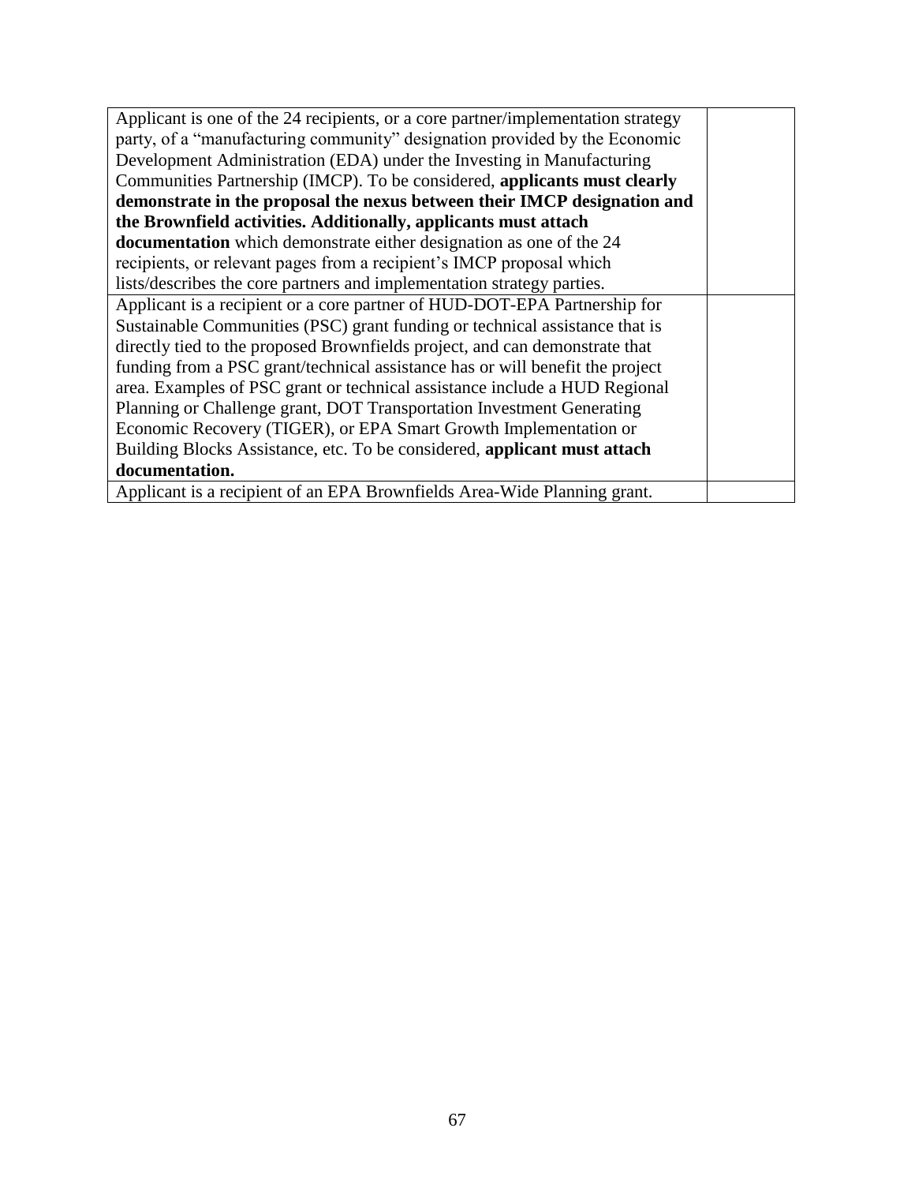| | |
|---|---|
| Applicant is one of the 24 recipients, or a core partner/implementation strategy party, of a "manufacturing community" designation provided by the Economic Development Administration (EDA) under the Investing in Manufacturing Communities Partnership (IMCP). To be considered, **applicants must clearly demonstrate in the proposal the nexus between their IMCP designation and the Brownfield activities. Additionally, applicants must attach documentation** which demonstrate either designation as one of the 24 recipients, or relevant pages from a recipient's IMCP proposal which lists/describes the core partners and implementation strategy parties. | |
| Applicant is a recipient or a core partner of HUD-DOT-EPA Partnership for Sustainable Communities (PSC) grant funding or technical assistance that is directly tied to the proposed Brownfields project, and can demonstrate that funding from a PSC grant/technical assistance has or will benefit the project area. Examples of PSC grant or technical assistance include a HUD Regional Planning or Challenge grant, DOT Transportation Investment Generating Economic Recovery (TIGER), or EPA Smart Growth Implementation or Building Blocks Assistance, etc. To be considered, **applicant must attach documentation.** | |
| Applicant is a recipient of an EPA Brownfields Area-Wide Planning grant. | |